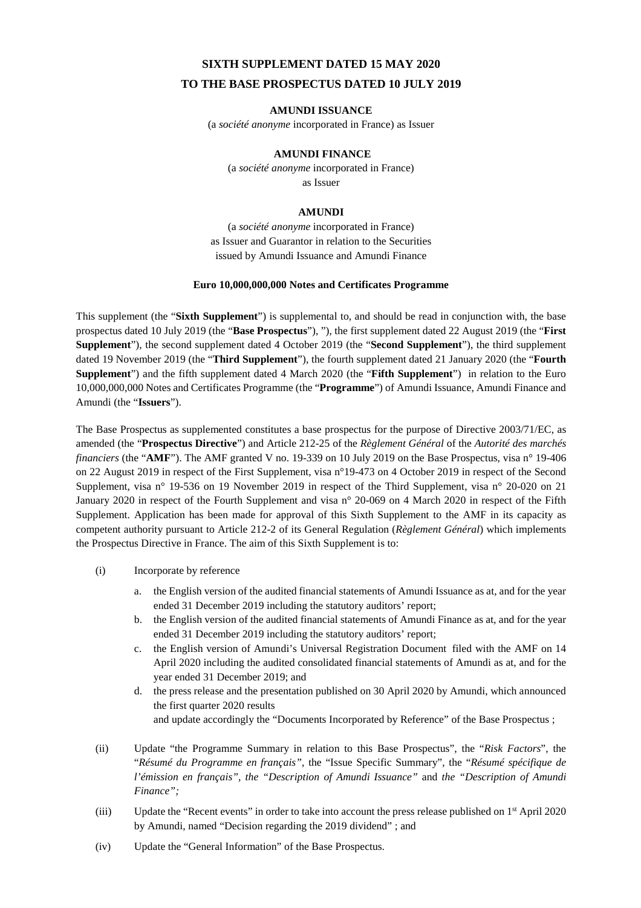# SIXTH SUPPLEMENT DATED 15 MAY 2020
# TO THE BASE PROSPECTUS DATED 10 JULY 2019

**AMUNDI ISSUANCE**

(a *société anonyme* incorporated in France) as Issuer

**AMUNDI FINANCE**

(a *société anonyme* incorporated in France)
as Issuer

**AMUNDI**

(a *société anonyme* incorporated in France)
as Issuer and Guarantor in relation to the Securities
issued by Amundi Issuance and Amundi Finance

**Euro 10,000,000,000 Notes and Certificates Programme**

This supplement (the "**Sixth Supplement**") is supplemental to, and should be read in conjunction with, the base prospectus dated 10 July 2019 (the "**Base Prospectus**"), "), the first supplement dated 22 August 2019 (the "**First Supplement**"), the second supplement dated 4 October 2019 (the "**Second Supplement**"), the third supplement dated 19 November 2019 (the "**Third Supplement**"), the fourth supplement dated 21 January 2020 (the "**Fourth Supplement**") and the fifth supplement dated 4 March 2020 (the "**Fifth Supplement**") in relation to the Euro 10,000,000,000 Notes and Certificates Programme (the "**Programme**") of Amundi Issuance, Amundi Finance and Amundi (the "**Issuers**").

The Base Prospectus as supplemented constitutes a base prospectus for the purpose of Directive 2003/71/EC, as amended (the "**Prospectus Directive**") and Article 212-25 of the *Règlement Général* of the *Autorité des marchés financiers* (the "**AMF**"). The AMF granted V no. 19-339 on 10 July 2019 on the Base Prospectus, visa n° 19-406 on 22 August 2019 in respect of the First Supplement, visa n°19-473 on 4 October 2019 in respect of the Second Supplement, visa n° 19-536 on 19 November 2019 in respect of the Third Supplement, visa n° 20-020 on 21 January 2020 in respect of the Fourth Supplement and visa n° 20-069 on 4 March 2020 in respect of the Fifth Supplement. Application has been made for approval of this Sixth Supplement to the AMF in its capacity as competent authority pursuant to Article 212-2 of its General Regulation (*Règlement Général*) which implements the Prospectus Directive in France. The aim of this Sixth Supplement is to:

(i) Incorporate by reference

   a. the English version of the audited financial statements of Amundi Issuance as at, and for the year ended 31 December 2019 including the statutory auditors' report;
   b. the English version of the audited financial statements of Amundi Finance as at, and for the year ended 31 December 2019 including the statutory auditors' report;
   c. the English version of Amundi's Universal Registration Document filed with the AMF on 14 April 2020 including the audited consolidated financial statements of Amundi as at, and for the year ended 31 December 2019; and
   d. the press release and the presentation published on 30 April 2020 by Amundi, which announced the first quarter 2020 results

   and update accordingly the "Documents Incorporated by Reference" of the Base Prospectus ;

(ii) Update "the Programme Summary in relation to this Base Prospectus", the "*Risk Factors*", the "*Résumé du Programme en français"*, the "Issue Specific Summary", the "*Résumé spécifique de l'émission en français", the "Description of Amundi Issuance"* and *the "Description of Amundi Finance";*

(iii) Update the "Recent events" in order to take into account the press release published on 1st April 2020 by Amundi, named "Decision regarding the 2019 dividend" ; and

(iv) Update the "General Information" of the Base Prospectus.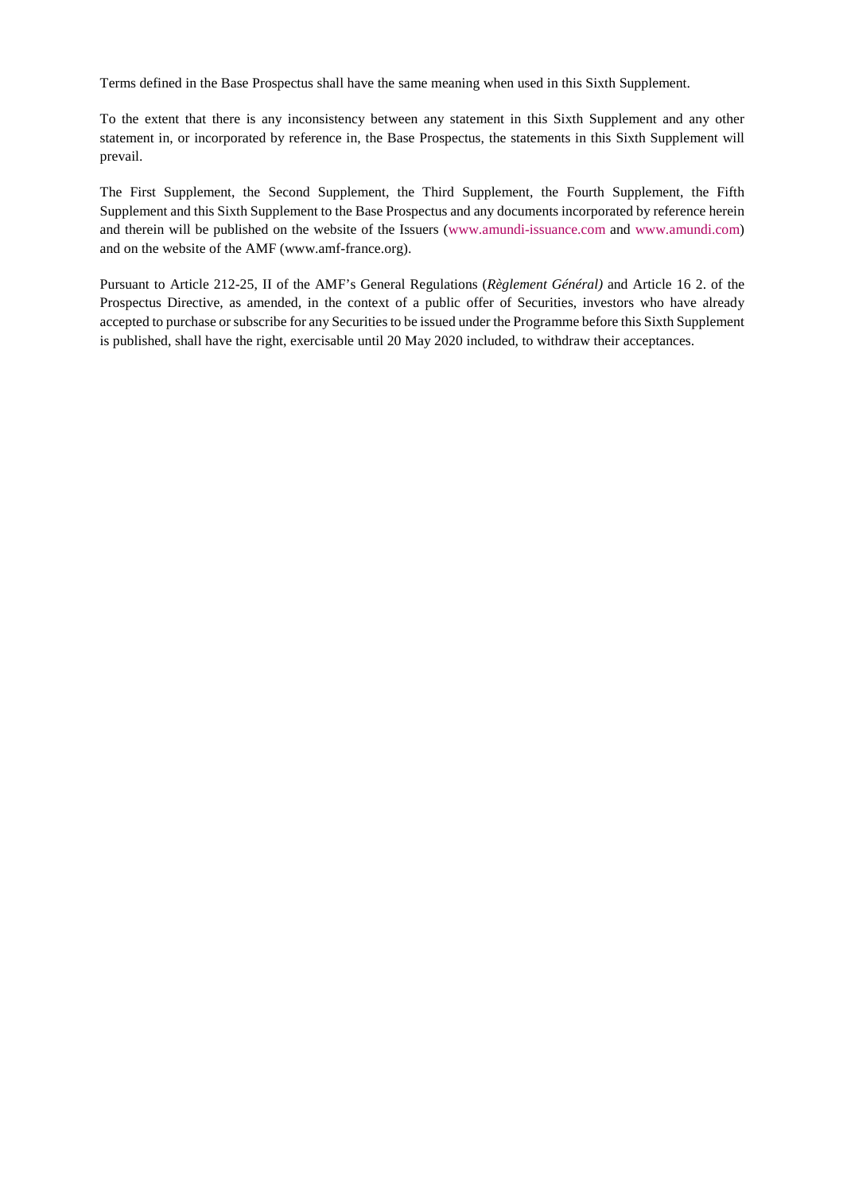Terms defined in the Base Prospectus shall have the same meaning when used in this Sixth Supplement.

To the extent that there is any inconsistency between any statement in this Sixth Supplement and any other statement in, or incorporated by reference in, the Base Prospectus, the statements in this Sixth Supplement will prevail.

The First Supplement, the Second Supplement, the Third Supplement, the Fourth Supplement, the Fifth Supplement and this Sixth Supplement to the Base Prospectus and any documents incorporated by reference herein and therein will be published on the website of the Issuers (www.amundi-issuance.com and www.amundi.com) and on the website of the AMF (www.amf-france.org).

Pursuant to Article 212-25, II of the AMF's General Regulations (*Règlement Général)* and Article 16 2. of the Prospectus Directive, as amended, in the context of a public offer of Securities, investors who have already accepted to purchase or subscribe for any Securities to be issued under the Programme before this Sixth Supplement is published, shall have the right, exercisable until 20 May 2020 included, to withdraw their acceptances.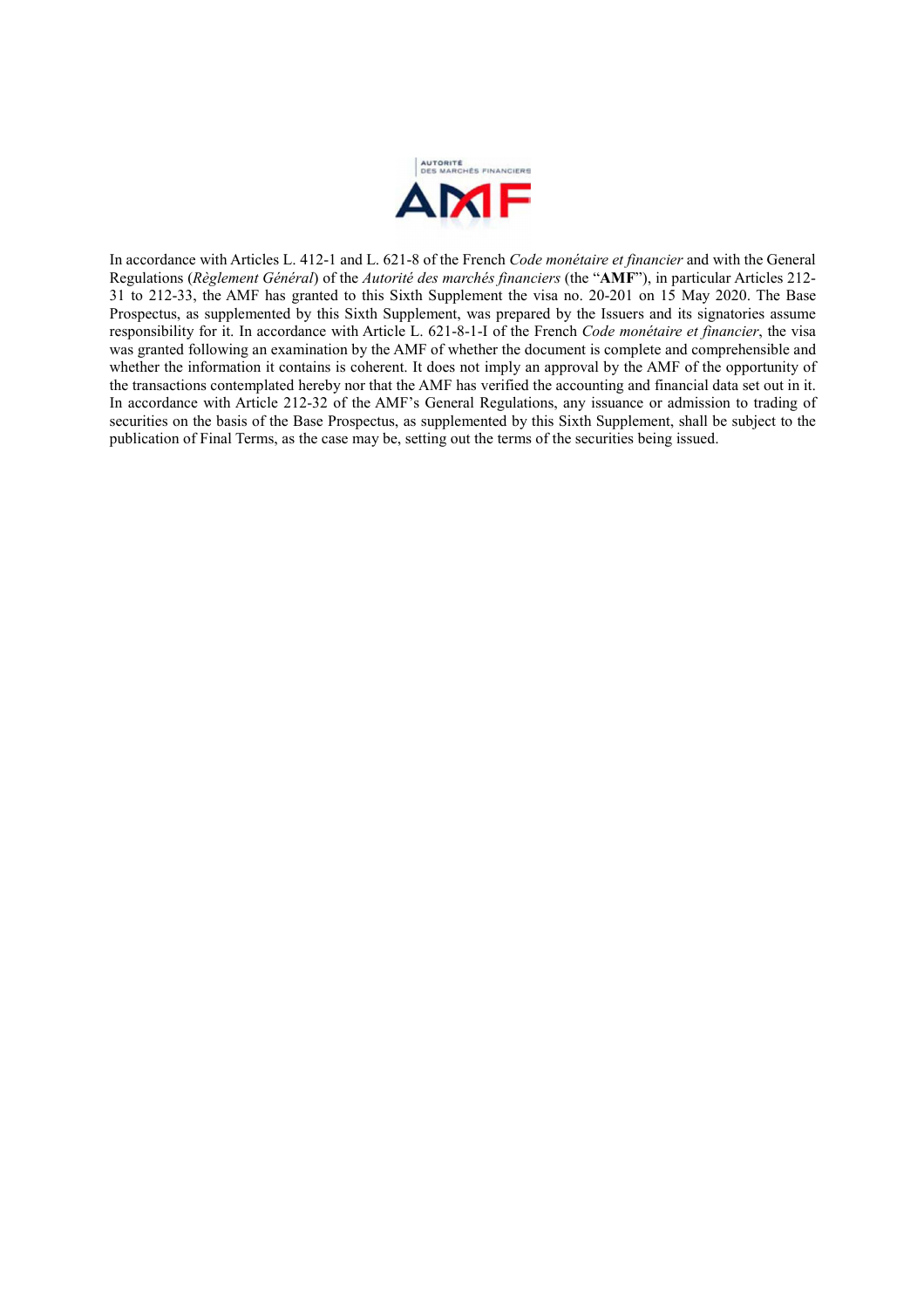In accordance with Articles L. 412-1 and L. 621-8 of the French *Code monétaire et financier* and with the General Regulations (*Règlement Général*) of the *Autorité des marchés financiers* (the "**AMF**"), in particular Articles 212-31 to 212-33, the AMF has granted to this Sixth Supplement the visa no. 20-201 on 15 May 2020. The Base Prospectus, as supplemented by this Sixth Supplement, was prepared by the Issuers and its signatories assume responsibility for it. In accordance with Article L. 621-8-1-I of the French *Code monétaire et financier*, the visa was granted following an examination by the AMF of whether the document is complete and comprehensible and whether the information it contains is coherent. It does not imply an approval by the AMF of the opportunity of the transactions contemplated hereby nor that the AMF has verified the accounting and financial data set out in it. In accordance with Article 212-32 of the AMF's General Regulations, any issuance or admission to trading of securities on the basis of the Base Prospectus, as supplemented by this Sixth Supplement, shall be subject to the publication of Final Terms, as the case may be, setting out the terms of the securities being issued.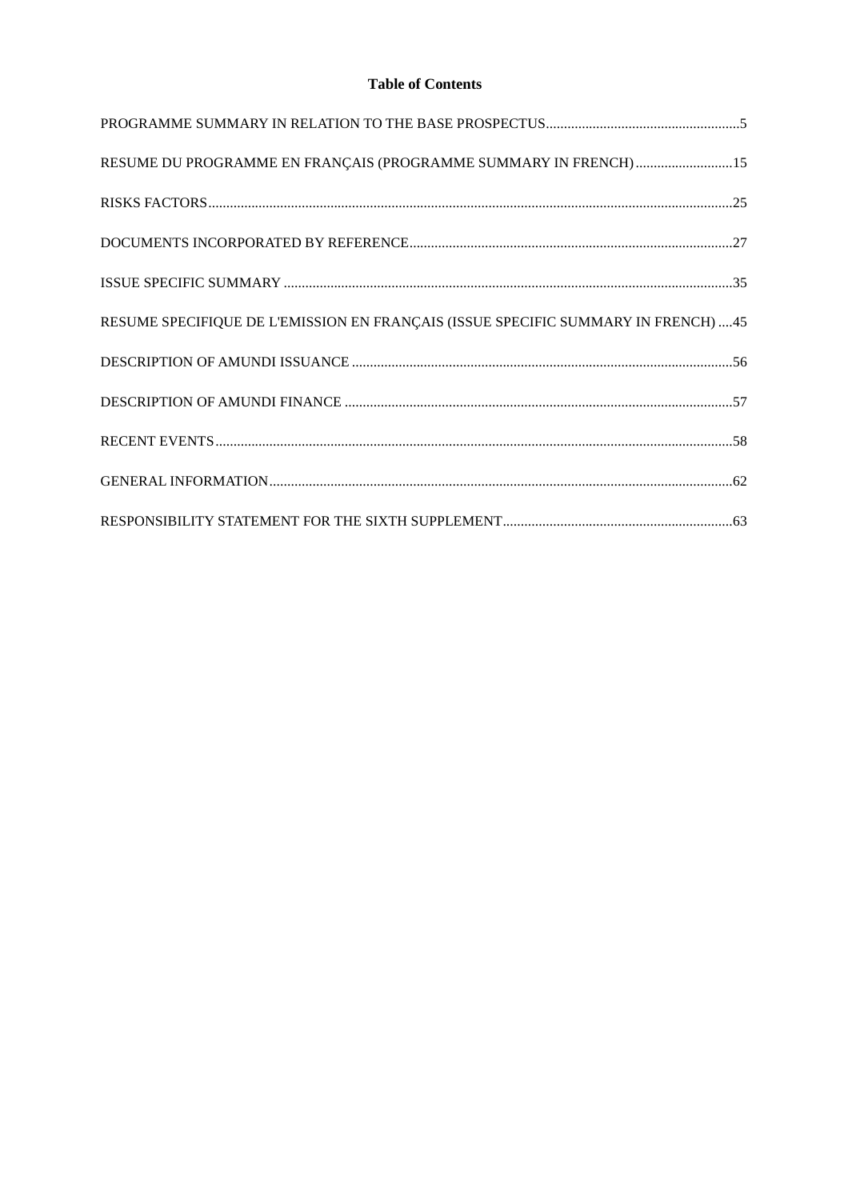**Table of Contents**

PROGRAMME SUMMARY IN RELATION TO THE BASE PROSPECTUS......................................................5

RESUME DU PROGRAMME EN FRANÇAIS (PROGRAMME SUMMARY IN FRENCH)...........................15

RISKS FACTORS.................................................................................................................................25

DOCUMENTS INCORPORATED BY REFERENCE..........................................................................27

ISSUE SPECIFIC SUMMARY ............................................................................................................35

RESUME SPECIFIQUE DE L'EMISSION EN FRANÇAIS (ISSUE SPECIFIC SUMMARY IN FRENCH) ....45

DESCRIPTION OF AMUNDI ISSUANCE ..........................................................................................56

DESCRIPTION OF AMUNDI FINANCE ............................................................................................57

RECENT EVENTS...............................................................................................................................58

GENERAL INFORMATION................................................................................................................62

RESPONSIBILITY STATEMENT FOR THE SIXTH SUPPLEMENT.................................................63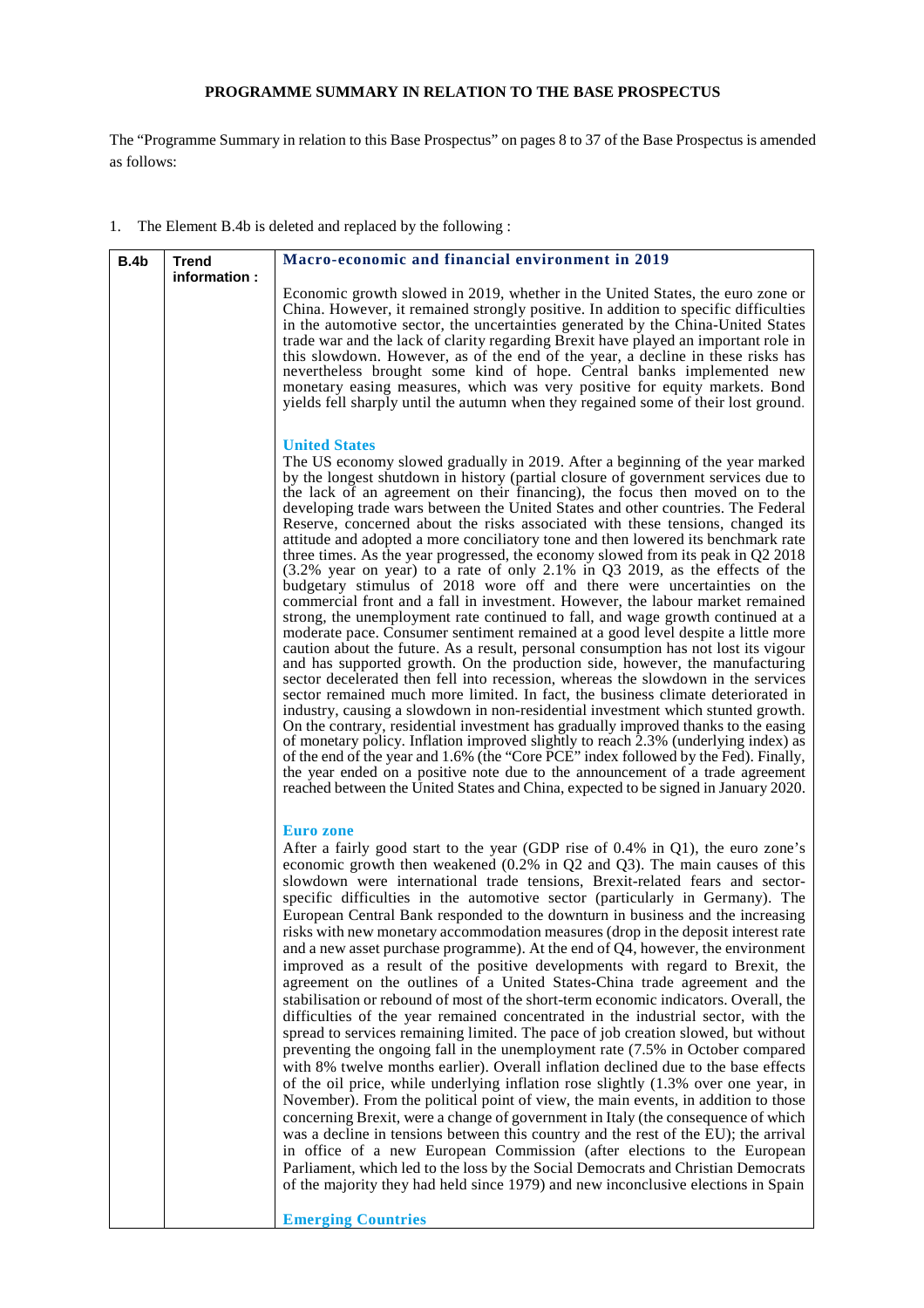## PROGRAMME SUMMARY IN RELATION TO THE BASE PROSPECTUS

The "Programme Summary in relation to this Base Prospectus" on pages 8 to 37 of the Base Prospectus is amended as follows:

1. The Element B.4b is deleted and replaced by the following :

| B.4b | Trend information : | **Macro-economic and financial environment in 2019**<br><br>Economic growth slowed in 2019, whether in the United States, the euro zone or China. However, it remained strongly positive. In addition to specific difficulties in the automotive sector, the uncertainties generated by the China-United States trade war and the lack of clarity regarding Brexit have played an important role in this slowdown. However, as of the end of the year, a decline in these risks has nevertheless brought some kind of hope. Central banks implemented new monetary easing measures, which was very positive for equity markets. Bond yields fell sharply until the autumn when they regained some of their lost ground.<br><br>**United States**<br>The US economy slowed gradually in 2019. After a beginning of the year marked by the longest shutdown in history (partial closure of government services due to the lack of an agreement on their financing), the focus then moved on to the developing trade wars between the United States and other countries. The Federal Reserve, concerned about the risks associated with these tensions, changed its attitude and adopted a more conciliatory tone and then lowered its benchmark rate three times. As the year progressed, the economy slowed from its peak in Q2 2018 (3.2% year on year) to a rate of only 2.1% in Q3 2019, as the effects of the budgetary stimulus of 2018 wore off and there were uncertainties on the commercial front and a fall in investment. However, the labour market remained strong, the unemployment rate continued to fall, and wage growth continued at a moderate pace. Consumer sentiment remained at a good level despite a little more caution about the future. As a result, personal consumption has not lost its vigour and has supported growth. On the production side, however, the manufacturing sector decelerated then fell into recession, whereas the slowdown in the services sector remained much more limited. In fact, the business climate deteriorated in industry, causing a slowdown in non-residential investment which stunted growth. On the contrary, residential investment has gradually improved thanks to the easing of monetary policy. Inflation improved slightly to reach 2.3% (underlying index) as of the end of the year and 1.6% (the "Core PCE" index followed by the Fed). Finally, the year ended on a positive note due to the announcement of a trade agreement reached between the United States and China, expected to be signed in January 2020.<br><br>**Euro zone**<br>After a fairly good start to the year (GDP rise of 0.4% in Q1), the euro zone's economic growth then weakened (0.2% in Q2 and Q3). The main causes of this slowdown were international trade tensions, Brexit-related fears and sector-specific difficulties in the automotive sector (particularly in Germany). The European Central Bank responded to the downturn in business and the increasing risks with new monetary accommodation measures (drop in the deposit interest rate and a new asset purchase programme). At the end of Q4, however, the environment improved as a result of the positive developments with regard to Brexit, the agreement on the outlines of a United States-China trade agreement and the stabilisation or rebound of most of the short-term economic indicators. Overall, the difficulties of the year remained concentrated in the industrial sector, with the spread to services remaining limited. The pace of job creation slowed, but without preventing the ongoing fall in the unemployment rate (7.5% in October compared with 8% twelve months earlier). Overall inflation declined due to the base effects of the oil price, while underlying inflation rose slightly (1.3% over one year, in November). From the political point of view, the main events, in addition to those concerning Brexit, were a change of government in Italy (the consequence of which was a decline in tensions between this country and the rest of the EU); the arrival in office of a new European Commission (after elections to the European Parliament, which led to the loss by the Social Democrats and Christian Democrats of the majority they had held since 1979) and new inconclusive elections in Spain<br><br>**Emerging Countries** |
|---|---|---|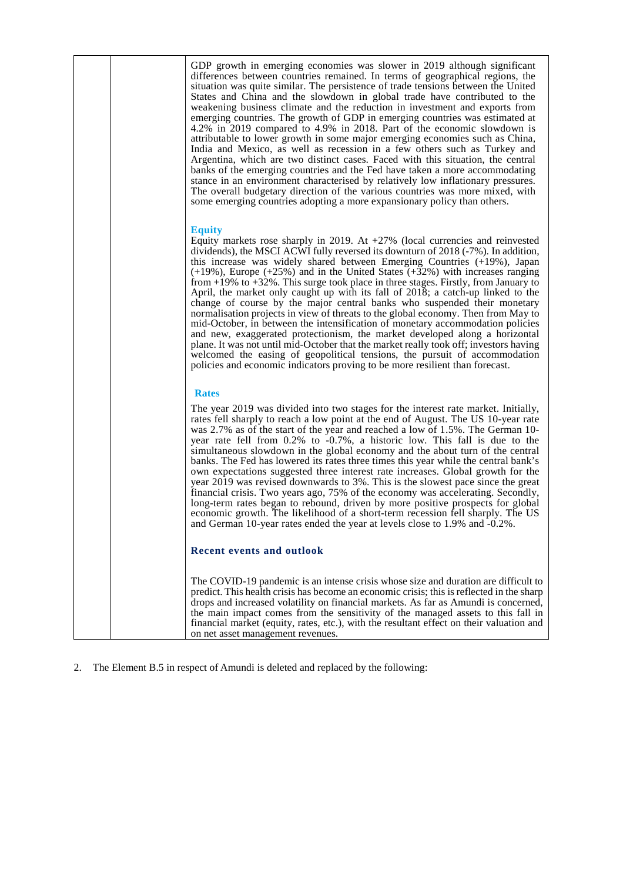| | | GDP growth in emerging economies was slower in 2019 although significant differences between countries remained. In terms of geographical regions, the situation was quite similar. The persistence of trade tensions between the United States and China and the slowdown in global trade have contributed to the weakening business climate and the reduction in investment and exports from emerging countries. The growth of GDP in emerging countries was estimated at 4.2% in 2019 compared to 4.9% in 2018. Part of the economic slowdown is attributable to lower growth in some major emerging economies such as China, India and Mexico, as well as recession in a few others such as Turkey and Argentina, which are two distinct cases. Faced with this situation, the central banks of the emerging countries and the Fed have taken a more accommodating stance in an environment characterised by relatively low inflationary pressures. The overall budgetary direction of the various countries was more mixed, with some emerging countries adopting a more expansionary policy than others.<br><br>**Equity**<br>Equity markets rose sharply in 2019. At +27% (local currencies and reinvested dividends), the MSCI ACWI fully reversed its downturn of 2018 (-7%). In addition, this increase was widely shared between Emerging Countries (+19%), Japan (+19%), Europe (+25%) and in the United States (+32%) with increases ranging from +19% to +32%. This surge took place in three stages. Firstly, from January to April, the market only caught up with its fall of 2018; a catch-up linked to the change of course by the major central banks who suspended their monetary normalisation projects in view of threats to the global economy. Then from May to mid-October, in between the intensification of monetary accommodation policies and new, exaggerated protectionism, the market developed along a horizontal plane. It was not until mid-October that the market really took off; investors having welcomed the easing of geopolitical tensions, the pursuit of accommodation policies and economic indicators proving to be more resilient than forecast.<br><br>**Rates**<br>The year 2019 was divided into two stages for the interest rate market. Initially, rates fell sharply to reach a low point at the end of August. The US 10-year rate was 2.7% as of the start of the year and reached a low of 1.5%. The German 10-year rate fell from 0.2% to -0.7%, a historic low. This fall is due to the simultaneous slowdown in the global economy and the about turn of the central banks. The Fed has lowered its rates three times this year while the central bank's own expectations suggested three interest rate increases. Global growth for the year 2019 was revised downwards to 3%. This is the slowest pace since the great financial crisis. Two years ago, 75% of the economy was accelerating. Secondly, long-term rates began to rebound, driven by more positive prospects for global economic growth. The likelihood of a short-term recession fell sharply. The US and German 10-year rates ended the year at levels close to 1.9% and -0.2%.<br><br>**Recent events and outlook**<br><br>The COVID-19 pandemic is an intense crisis whose size and duration are difficult to predict. This health crisis has become an economic crisis; this is reflected in the sharp drops and increased volatility on financial markets. As far as Amundi is concerned, the main impact comes from the sensitivity of the managed assets to this fall in financial market (equity, rates, etc.), with the resultant effect on their valuation and on net asset management revenues. |
|---|---|---|

2. The Element B.5 in respect of Amundi is deleted and replaced by the following: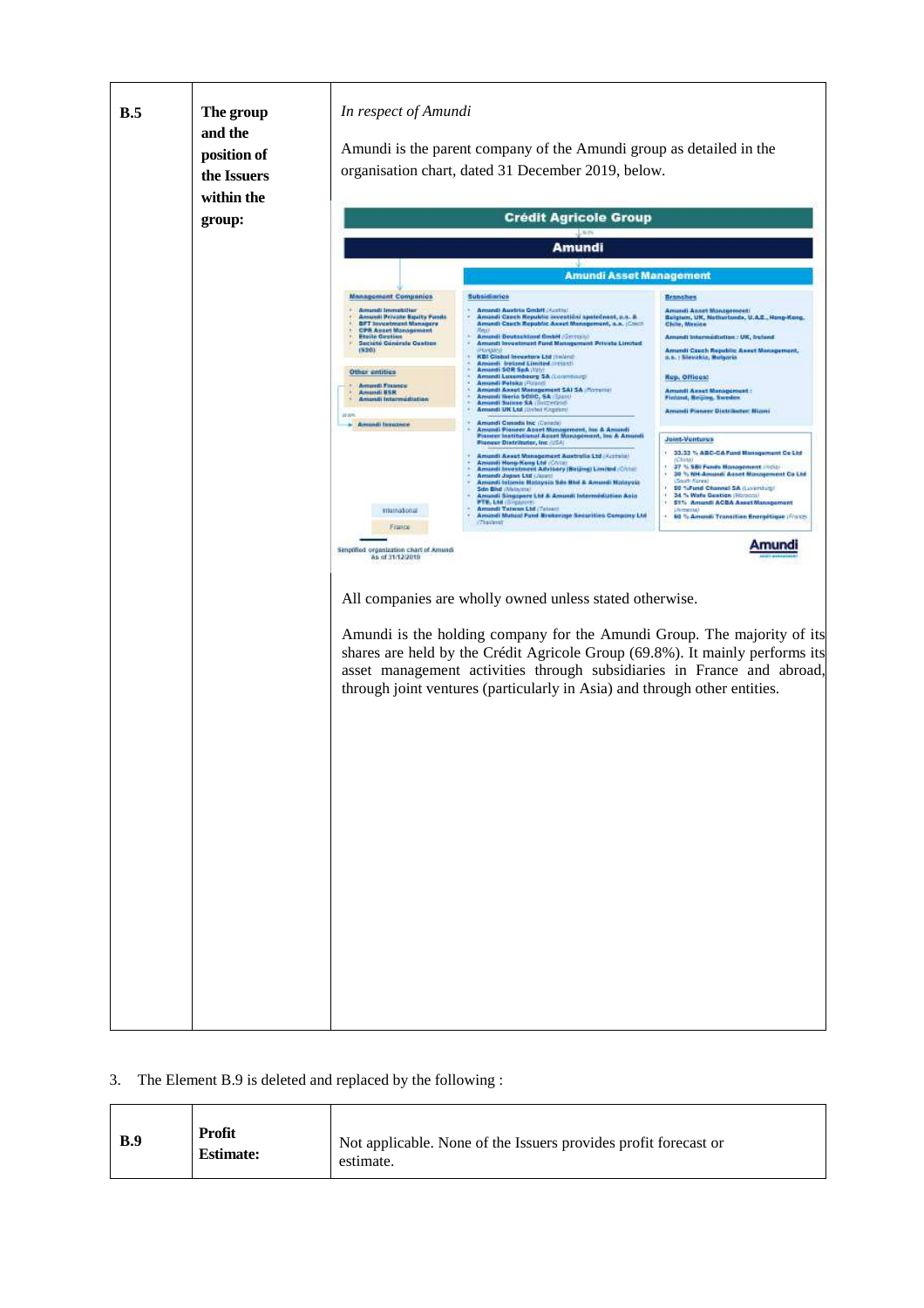| B.5 | The group and the position of the Issuers within the group: | *In respect of Amundi*<br><br>Amundi is the parent company of the Amundi group as detailed in the organisation chart, dated 31 December 2019, below.<br><br>**Crédit Agricole Group**<br>**Amundi**<br>**Amundi Asset Management**<br><br>**Management Companies**<br>• Amundi Immobilier<br>• Amundi Private Equity Funds<br>• BFT Investment Managers<br>• CPR Asset Management<br>• Etoile Gestion<br>• Société Générale Gestion (S2G)<br><br>**Other entities**<br>• Amundi Finance<br>• Amundi ESR<br>• Amundi Intermédiation<br><br>• Amundi Issuance<br><br>**Subsidiaries**<br>• Amundi Austria GmbH (Austria)<br>• Amundi Czech Republic investiční společnost, a.s. & Amundi Czech Republic Asset Management, a.s. (Czech Rep)<br>• Amundi Deutschland GmbH (Germany)<br>• Amundi Investment Fund Management Private Limited (Hungary)<br>• KBI Global Investors Ltd (Ireland)<br>• Amundi Ireland Limited (Ireland)<br>• Amundi SGR SpA (Italy)<br>• Amundi Luxembourg SA (Luxembourg)<br>• Amundi Polska (Poland)<br>• Amundi Asset Management SAI SA (Romania)<br>• Amundi Iberia SGIIC, SA (Spain)<br>• Amundi Suisse SA (Switzerland)<br>• Amundi UK Ltd (United Kingdom)<br><br>• Amundi Canada Inc (Canada)<br>• Amundi Pioneer Asset Management, Inc & Amundi Pioneer Institutional Asset Management, Inc & Amundi Pioneer Distributor, Inc (USA)<br><br>• Amundi Asset Management Australia Ltd (Australia)<br>• Amundi Hong-Kong Ltd (China)<br>• Amundi Investment Advisory (Beijing) Limited (China)<br>• Amundi Japan Ltd (Japan)<br>• Amundi Islamic Malaysia Sdn Bhd & Amundi Malaysia Sdn Bhd (Malaysia)<br>• Amundi Singapore Ltd & Amundi Intermédiation Asia PTE, Ltd (Singapore)<br>• Amundi Taiwan Ltd (Taiwan)<br>• Amundi Mutual Fund Brokerage Securities Company Ltd (Thailand)<br><br>**Branches**<br>Amundi Asset Management: Belgium, UK, Netherlands, U.A.E., Hong-Kong, Chile, Mexico<br>Amundi Intermédiation : UK, Ireland<br>Amundi Czech Republic Asset Management, a.s. : Slovakia, Bulgaria<br><br>**Rep. Offices:**<br>Amundi Asset Management : Finland, Beijing, Sweden<br>Amundi Pioneer Distributor: Miami<br><br>**Joint-Ventures**<br>• 33.33 % ABC-CA Fund Management Co Ltd (China)<br>• 37 % SBI Funds Management (India)<br>• 30 % NH-Amundi Asset Management Co Ltd (South Korea)<br>• 50 % Fund Channel SA (Luxemburg)<br>• 34 % Wafa Gestion (Morocco)<br>• 51% Amundi ACBA Asset Management (Armenia)<br>• 60 % Amundi Transition Energétique (France)<br><br>International<br>France<br><br>Simplified organization chart of Amundi As of 31/12/2019<br><br>All companies are wholly owned unless stated otherwise.<br><br>Amundi is the holding company for the Amundi Group. The majority of its shares are held by the Crédit Agricole Group (69.8%). It mainly performs its asset management activities through subsidiaries in France and abroad, through joint ventures (particularly in Asia) and through other entities. |
|---|---|---|

3. The Element B.9 is deleted and replaced by the following :

| B.9 | Profit Estimate: | Not applicable. None of the Issuers provides profit forecast or estimate. |
|---|---|---|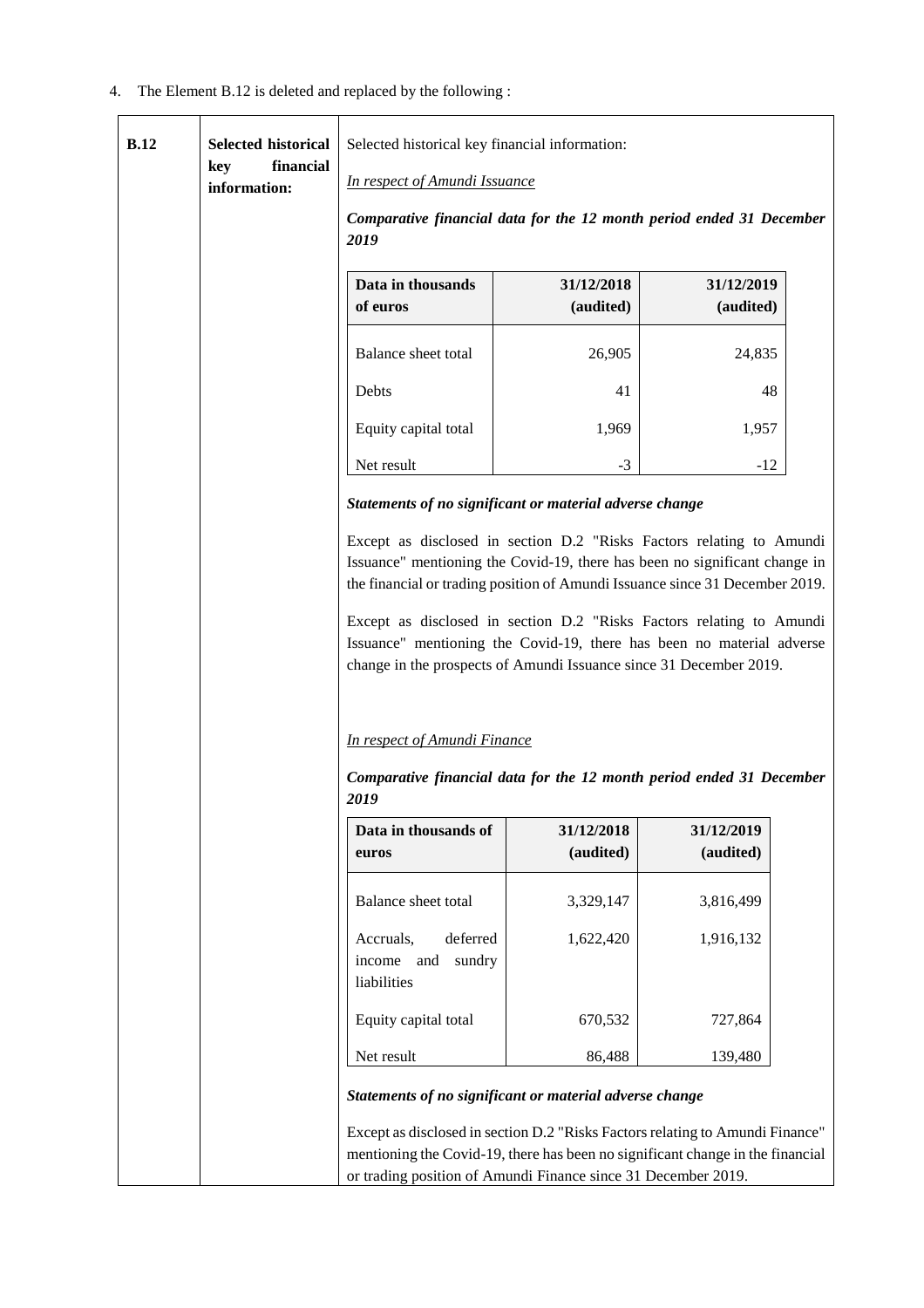4. The Element B.12 is deleted and replaced by the following :

| | | |
|---|---|---|
| **B.12** | **Selected historical key financial information:** | Selected historical key financial information: |

*In respect of Amundi Issuance*

***Comparative financial data for the 12 month period ended 31 December 2019***

| Data in thousands of euros | 31/12/2018 (audited) | 31/12/2019 (audited) |
|---|---|---|
| Balance sheet total | 26,905 | 24,835 |
| Debts | 41 | 48 |
| Equity capital total | 1,969 | 1,957 |
| Net result | -3 | -12 |

***Statements of no significant or material adverse change***

Except as disclosed in section D.2 "Risks Factors relating to Amundi Issuance" mentioning the Covid-19, there has been no significant change in the financial or trading position of Amundi Issuance since 31 December 2019.

Except as disclosed in section D.2 "Risks Factors relating to Amundi Issuance" mentioning the Covid-19, there has been no material adverse change in the prospects of Amundi Issuance since 31 December 2019.

*In respect of Amundi Finance*

***Comparative financial data for the 12 month period ended 31 December 2019***

| Data in thousands of euros | 31/12/2018 (audited) | 31/12/2019 (audited) |
|---|---|---|
| Balance sheet total | 3,329,147 | 3,816,499 |
| Accruals, deferred income and sundry liabilities | 1,622,420 | 1,916,132 |
| Equity capital total | 670,532 | 727,864 |
| Net result | 86,488 | 139,480 |

***Statements of no significant or material adverse change***

Except as disclosed in section D.2 "Risks Factors relating to Amundi Finance" mentioning the Covid-19, there has been no significant change in the financial or trading position of Amundi Finance since 31 December 2019.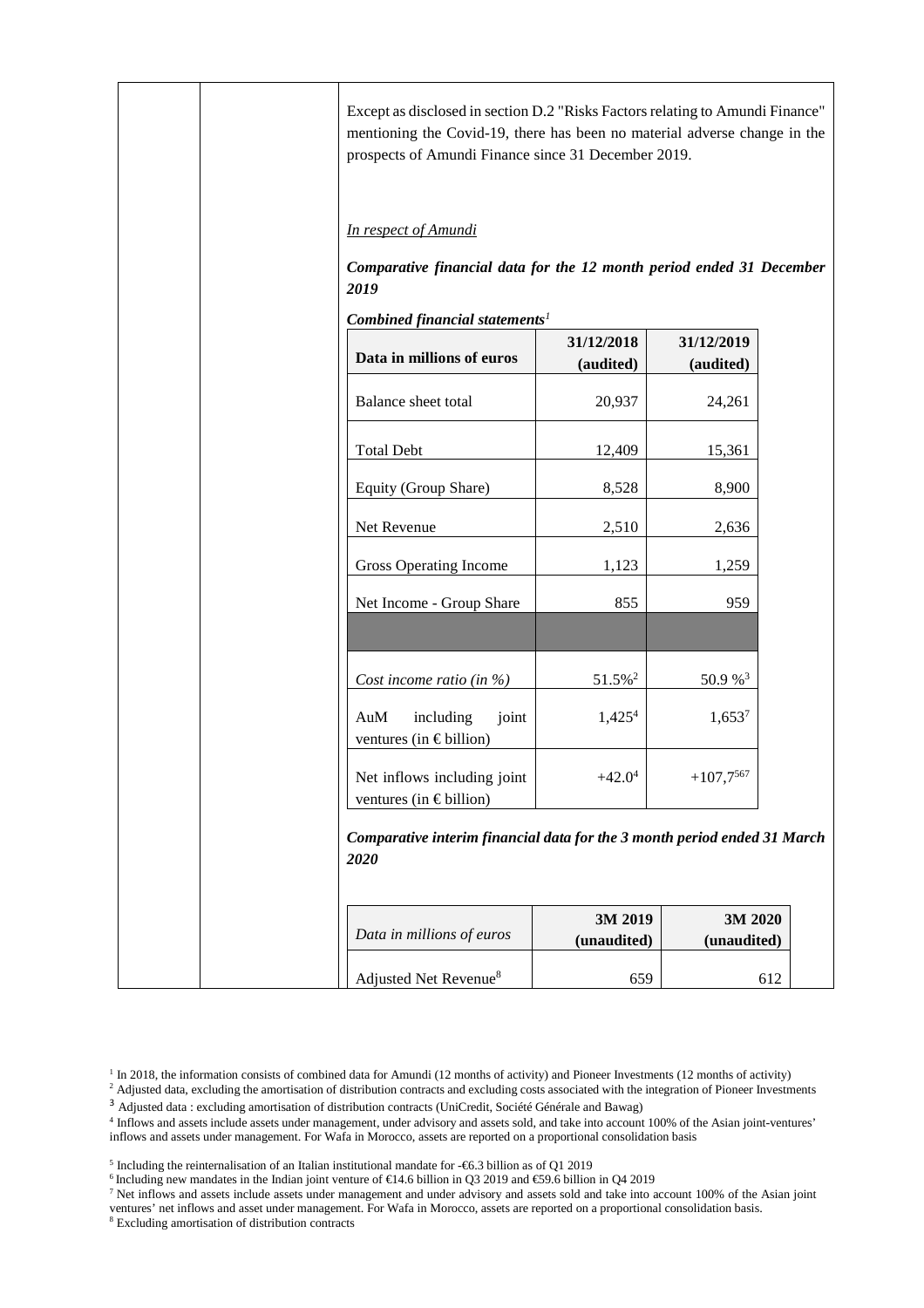Except as disclosed in section D.2 "Risks Factors relating to Amundi Finance" mentioning the Covid-19, there has been no material adverse change in the prospects of Amundi Finance since 31 December 2019.

*In respect of Amundi*

***Comparative financial data for the 12 month period ended 31 December 2019***

***Combined financial statements***[1]

| Data in millions of euros | 31/12/2018 (audited) | 31/12/2019 (audited) |
|---|---|---|
| Balance sheet total | 20,937 | 24,261 |
| Total Debt | 12,409 | 15,361 |
| Equity (Group Share) | 8,528 | 8,900 |
| Net Revenue | 2,510 | 2,636 |
| Gross Operating Income | 1,123 | 1,259 |
| Net Income - Group Share | 855 | 959 |
| | | |
| *Cost income ratio (in %)* | 51.5%[2] | 50.9 %[3] |
| AuM including joint ventures (in € billion) | 1,425[4] | 1,653[7] |
| Net inflows including joint ventures (in € billion) | +42.0[4] | +107,7[567] |

***Comparative interim financial data for the 3 month period ended 31 March 2020***

| *Data in millions of euros* | 3M 2019 (unaudited) | 3M 2020 (unaudited) |
|---|---|---|
| Adjusted Net Revenue[8] | 659 | 612 |

[1] In 2018, the information consists of combined data for Amundi (12 months of activity) and Pioneer Investments (12 months of activity)
[2] Adjusted data, excluding the amortisation of distribution contracts and excluding costs associated with the integration of Pioneer Investments
[3] Adjusted data : excluding amortisation of distribution contracts (UniCredit, Société Générale and Bawag)
[4] Inflows and assets include assets under management, under advisory and assets sold, and take into account 100% of the Asian joint-ventures' inflows and assets under management. For Wafa in Morocco, assets are reported on a proportional consolidation basis

[5] Including the reinternalisation of an Italian institutional mandate for -€6.3 billion as of Q1 2019
[6] Including new mandates in the Indian joint venture of €14.6 billion in Q3 2019 and €59.6 billion in Q4 2019
[7] Net inflows and assets include assets under management and under advisory and assets sold and take into account 100% of the Asian joint ventures' net inflows and asset under management. For Wafa in Morocco, assets are reported on a proportional consolidation basis.
[8] Excluding amortisation of distribution contracts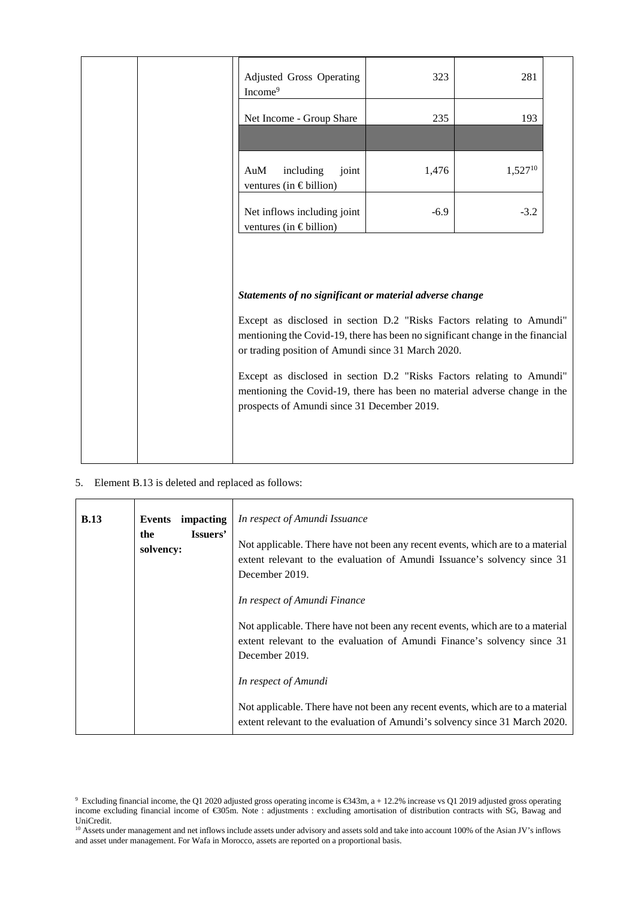| | | |
|---|---|---|
| Adjusted Gross Operating Income[9] | 323 | 281 |
| Net Income - Group Share | 235 | 193 |
| | | |
| AuM including joint ventures (in € billion) | 1,476 | 1,527[10] |
| Net inflows including joint ventures (in € billion) | -6.9 | -3.2 |

***Statements of no significant or material adverse change***

Except as disclosed in section D.2 "Risks Factors relating to Amundi" mentioning the Covid-19, there has been no significant change in the financial or trading position of Amundi since 31 March 2020.

Except as disclosed in section D.2 "Risks Factors relating to Amundi" mentioning the Covid-19, there has been no material adverse change in the prospects of Amundi since 31 December 2019.

5. Element B.13 is deleted and replaced as follows:

| | | |
|---|---|---|
| **B.13** | **Events impacting the Issuers' solvency:** | *In respect of Amundi Issuance*<br><br>Not applicable. There have not been any recent events, which are to a material extent relevant to the evaluation of Amundi Issuance's solvency since 31 December 2019.<br><br>*In respect of Amundi Finance*<br><br>Not applicable. There have not been any recent events, which are to a material extent relevant to the evaluation of Amundi Finance's solvency since 31 December 2019.<br><br>*In respect of Amundi*<br><br>Not applicable. There have not been any recent events, which are to a material extent relevant to the evaluation of Amundi's solvency since 31 March 2020. |

[9] Excluding financial income, the Q1 2020 adjusted gross operating income is €343m, a + 12.2% increase vs Q1 2019 adjusted gross operating income excluding financial income of €305m. Note : adjustments : excluding amortisation of distribution contracts with SG, Bawag and UniCredit.

[10] Assets under management and net inflows include assets under advisory and assets sold and take into account 100% of the Asian JV's inflows and asset under management. For Wafa in Morocco, assets are reported on a proportional basis.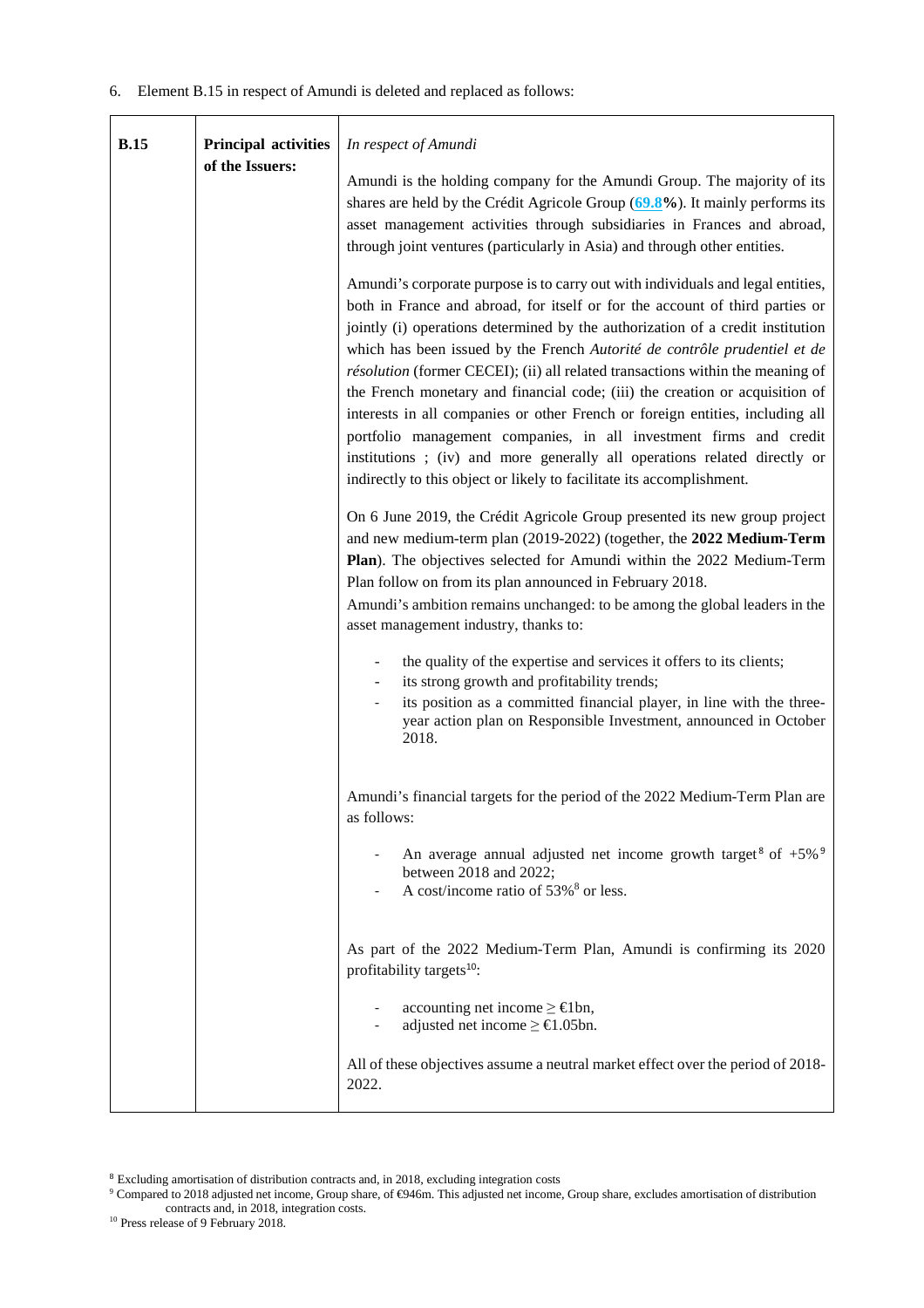6. Element B.15 in respect of Amundi is deleted and replaced as follows:

| | | |
|---|---|---|
| **B.15** | **Principal activities of the Issuers:** | *In respect of Amundi*<br><br>Amundi is the holding company for the Amundi Group. The majority of its shares are held by the Crédit Agricole Group (**69.8%**). It mainly performs its asset management activities through subsidiaries in Frances and abroad, through joint ventures (particularly in Asia) and through other entities.<br><br>Amundi's corporate purpose is to carry out with individuals and legal entities, both in France and abroad, for itself or for the account of third parties or jointly (i) operations determined by the authorization of a credit institution which has been issued by the French *Autorité de contrôle prudentiel et de résolution* (former CECEI); (ii) all related transactions within the meaning of the French monetary and financial code; (iii) the creation or acquisition of interests in all companies or other French or foreign entities, including all portfolio management companies, in all investment firms and credit institutions ; (iv) and more generally all operations related directly or indirectly to this object or likely to facilitate its accomplishment.<br><br>On 6 June 2019, the Crédit Agricole Group presented its new group project and new medium-term plan (2019-2022) (together, the **2022 Medium-Term Plan**). The objectives selected for Amundi within the 2022 Medium-Term Plan follow on from its plan announced in February 2018.<br>Amundi's ambition remains unchanged: to be among the global leaders in the asset management industry, thanks to:<br><br>- the quality of the expertise and services it offers to its clients;<br>- its strong growth and profitability trends;<br>- its position as a committed financial player, in line with the three-year action plan on Responsible Investment, announced in October 2018.<br><br>Amundi's financial targets for the period of the 2022 Medium-Term Plan are as follows:<br><br>- An average annual adjusted net income growth target[8] of +5%[9] between 2018 and 2022;<br>- A cost/income ratio of 53%[8] or less.<br><br>As part of the 2022 Medium-Term Plan, Amundi is confirming its 2020 profitability targets[10]:<br><br>- accounting net income ≥ €1bn,<br>- adjusted net income ≥ €1.05bn.<br><br>All of these objectives assume a neutral market effect over the period of 2018-2022. |

[8] Excluding amortisation of distribution contracts and, in 2018, excluding integration costs

[9] Compared to 2018 adjusted net income, Group share, of €946m. This adjusted net income, Group share, excludes amortisation of distribution contracts and, in 2018, integration costs.

[10] Press release of 9 February 2018.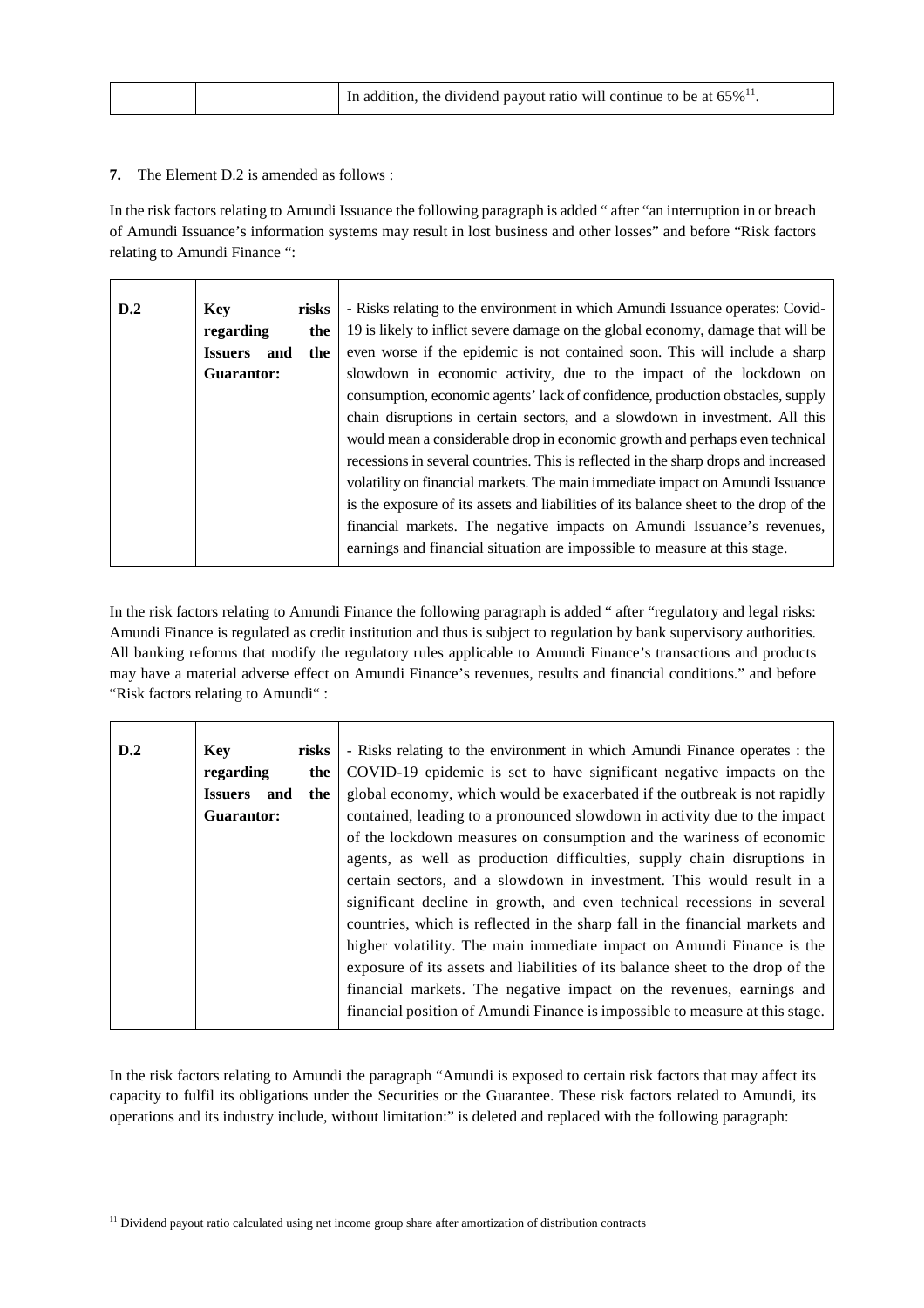|  |  | In addition, the dividend payout ratio will continue to be at 65%[11]. |
|---|---|---|

**7.** The Element D.2 is amended as follows :

In the risk factors relating to Amundi Issuance the following paragraph is added " after "an interruption in or breach of Amundi Issuance's information systems may result in lost business and other losses" and before "Risk factors relating to Amundi Finance ":

| **D.2** | **Key risks regarding the Issuers and the Guarantor:** | - Risks relating to the environment in which Amundi Issuance operates: Covid-19 is likely to inflict severe damage on the global economy, damage that will be even worse if the epidemic is not contained soon. This will include a sharp slowdown in economic activity, due to the impact of the lockdown on consumption, economic agents' lack of confidence, production obstacles, supply chain disruptions in certain sectors, and a slowdown in investment. All this would mean a considerable drop in economic growth and perhaps even technical recessions in several countries. This is reflected in the sharp drops and increased volatility on financial markets. The main immediate impact on Amundi Issuance is the exposure of its assets and liabilities of its balance sheet to the drop of the financial markets. The negative impacts on Amundi Issuance's revenues, earnings and financial situation are impossible to measure at this stage. |
|---|---|---|

In the risk factors relating to Amundi Finance the following paragraph is added " after "regulatory and legal risks: Amundi Finance is regulated as credit institution and thus is subject to regulation by bank supervisory authorities. All banking reforms that modify the regulatory rules applicable to Amundi Finance's transactions and products may have a material adverse effect on Amundi Finance's revenues, results and financial conditions." and before "Risk factors relating to Amundi" :

| **D.2** | **Key risks regarding the Issuers and the Guarantor:** | - Risks relating to the environment in which Amundi Finance operates : the COVID-19 epidemic is set to have significant negative impacts on the global economy, which would be exacerbated if the outbreak is not rapidly contained, leading to a pronounced slowdown in activity due to the impact of the lockdown measures on consumption and the wariness of economic agents, as well as production difficulties, supply chain disruptions in certain sectors, and a slowdown in investment. This would result in a significant decline in growth, and even technical recessions in several countries, which is reflected in the sharp fall in the financial markets and higher volatility. The main immediate impact on Amundi Finance is the exposure of its assets and liabilities of its balance sheet to the drop of the financial markets. The negative impact on the revenues, earnings and financial position of Amundi Finance is impossible to measure at this stage. |
|---|---|---|

In the risk factors relating to Amundi the paragraph "Amundi is exposed to certain risk factors that may affect its capacity to fulfil its obligations under the Securities or the Guarantee. These risk factors related to Amundi, its operations and its industry include, without limitation:" is deleted and replaced with the following paragraph:

[11] Dividend payout ratio calculated using net income group share after amortization of distribution contracts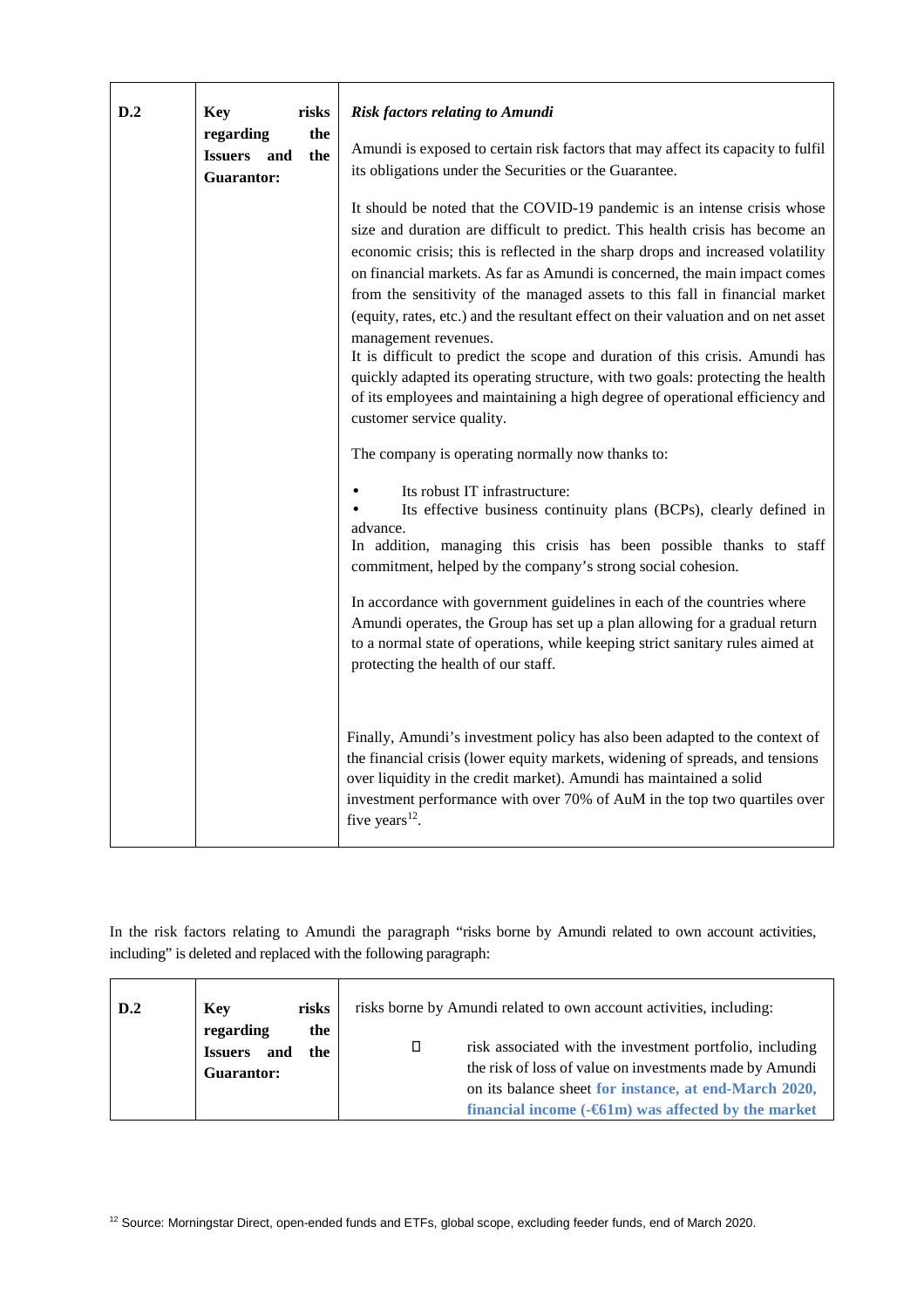| D.2 | Key risks regarding the Issuers and the Guarantor: | ***Risk factors relating to Amundi*** <br><br> Amundi is exposed to certain risk factors that may affect its capacity to fulfil its obligations under the Securities or the Guarantee. <br><br> It should be noted that the COVID-19 pandemic is an intense crisis whose size and duration are difficult to predict. This health crisis has become an economic crisis; this is reflected in the sharp drops and increased volatility on financial markets. As far as Amundi is concerned, the main impact comes from the sensitivity of the managed assets to this fall in financial market (equity, rates, etc.) and the resultant effect on their valuation and on net asset management revenues. <br> It is difficult to predict the scope and duration of this crisis. Amundi has quickly adapted its operating structure, with two goals: protecting the health of its employees and maintaining a high degree of operational efficiency and customer service quality. <br><br> The company is operating normally now thanks to: <br><br> • Its robust IT infrastructure: <br> • Its effective business continuity plans (BCPs), clearly defined in advance. <br> In addition, managing this crisis has been possible thanks to staff commitment, helped by the company's strong social cohesion. <br><br> In accordance with government guidelines in each of the countries where Amundi operates, the Group has set up a plan allowing for a gradual return to a normal state of operations, while keeping strict sanitary rules aimed at protecting the health of our staff. <br><br> Finally, Amundi's investment policy has also been adapted to the context of the financial crisis (lower equity markets, widening of spreads, and tensions over liquidity in the credit market). Amundi has maintained a solid investment performance with over 70% of AuM in the top two quartiles over five years[12]. |
|---|---|---|

In the risk factors relating to Amundi the paragraph "risks borne by Amundi related to own account activities, including" is deleted and replaced with the following paragraph:

| D.2 | Key risks regarding the Issuers and the Guarantor: | risks borne by Amundi related to own account activities, including: <br><br> - risk associated with the investment portfolio, including the risk of loss of value on investments made by Amundi on its balance sheet **for instance, at end-March 2020, financial income (-€61m) was affected by the market** |
|---|---|---|

[12] Source: Morningstar Direct, open-ended funds and ETFs, global scope, excluding feeder funds, end of March 2020.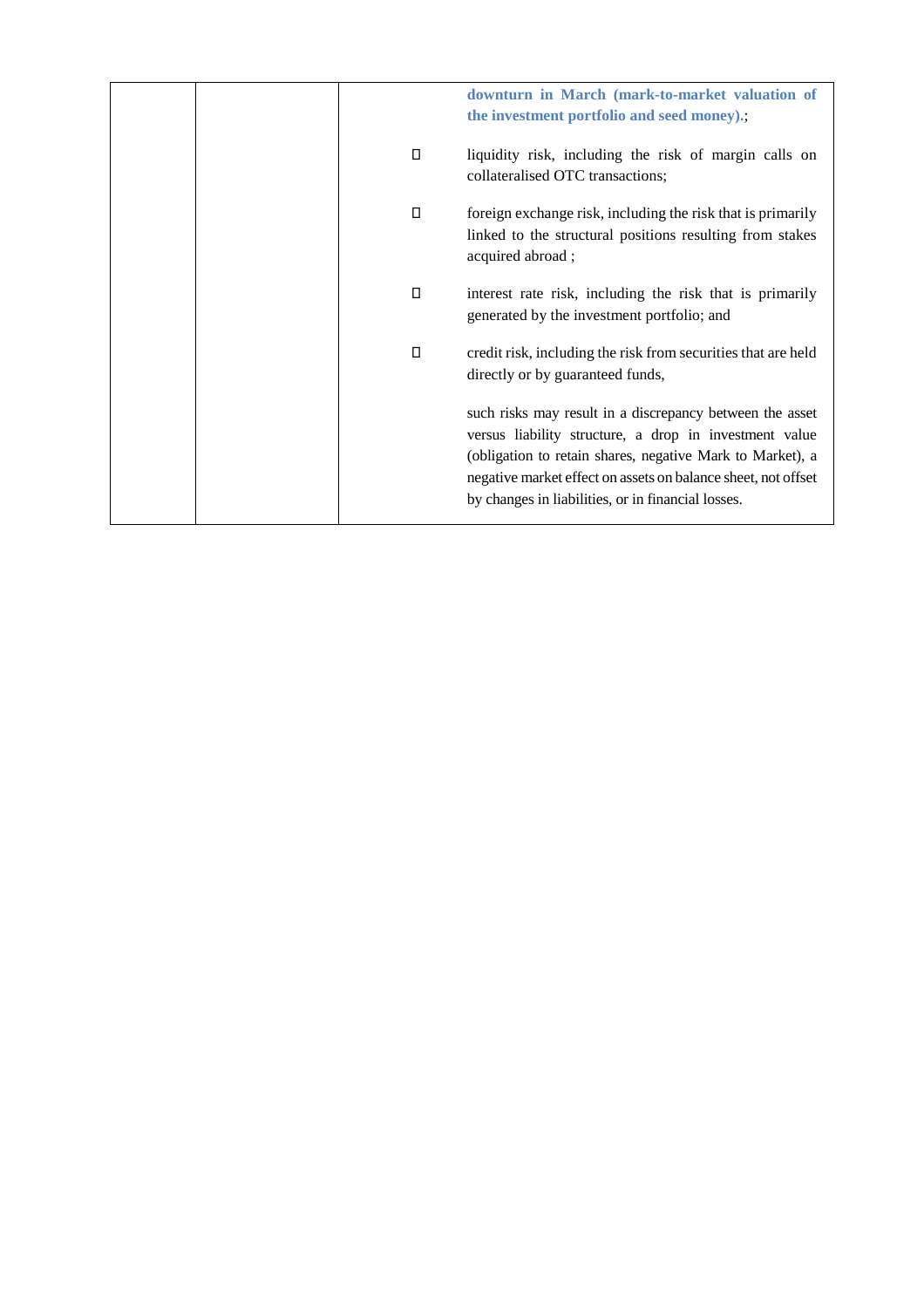| | | | |
|---|---|---|---|
| | | | **downturn in March (mark-to-market valuation of the investment portfolio and seed money).**; |
| | | | liquidity risk, including the risk of margin calls on collateralised OTC transactions; |
| | | | foreign exchange risk, including the risk that is primarily linked to the structural positions resulting from stakes acquired abroad ; |
| | | | interest rate risk, including the risk that is primarily generated by the investment portfolio; and |
| | | | credit risk, including the risk from securities that are held directly or by guaranteed funds, |
| | | | such risks may result in a discrepancy between the asset versus liability structure, a drop in investment value (obligation to retain shares, negative Mark to Market), a negative market effect on assets on balance sheet, not offset by changes in liabilities, or in financial losses. |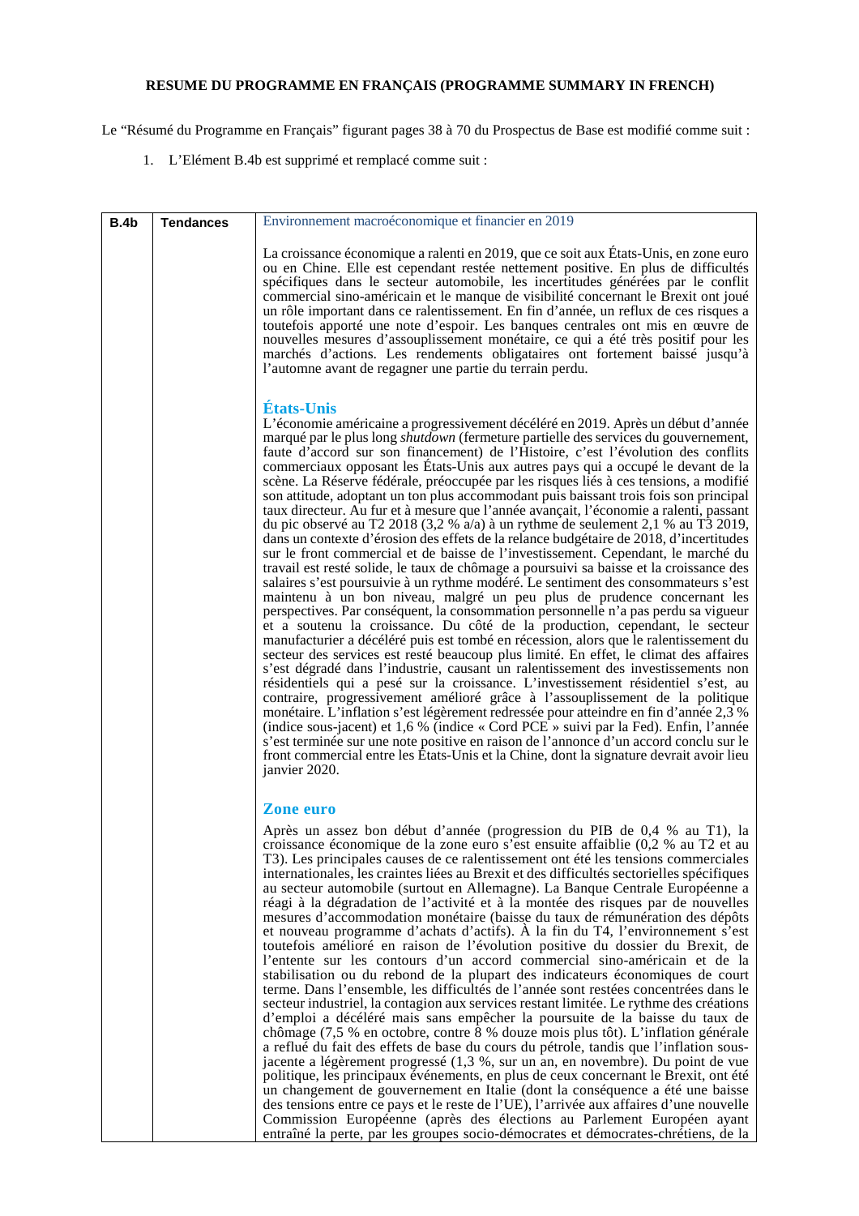**RESUME DU PROGRAMME EN FRANÇAIS (PROGRAMME SUMMARY IN FRENCH)**

Le “Résumé du Programme en Français” figurant pages 38 à 70 du Prospectus de Base est modifié comme suit :

1. L’Elément B.4b est supprimé et remplacé comme suit :

| B.4b | Tendances | Environnement macroéconomique et financier en 2019<br><br>La croissance économique a ralenti en 2019, que ce soit aux États-Unis, en zone euro ou en Chine. Elle est cependant restée nettement positive. En plus de difficultés spécifiques dans le secteur automobile, les incertitudes générées par le conflit commercial sino-américain et le manque de visibilité concernant le Brexit ont joué un rôle important dans ce ralentissement. En fin d’année, un reflux de ces risques a toutefois apporté une note d’espoir. Les banques centrales ont mis en œuvre de nouvelles mesures d’assouplissement monétaire, ce qui a été très positif pour les marchés d’actions. Les rendements obligataires ont fortement baissé jusqu’à l’automne avant de regagner une partie du terrain perdu.<br><br>**États-Unis**<br>L’économie américaine a progressivement décéléré en 2019. Après un début d’année marqué par le plus long *shutdown* (fermeture partielle des services du gouvernement, faute d’accord sur son financement) de l’Histoire, c’est l’évolution des conflits commerciaux opposant les États-Unis aux autres pays qui a occupé le devant de la scène. La Réserve fédérale, préoccupée par les risques liés à ces tensions, a modifié son attitude, adoptant un ton plus accommodant puis baissant trois fois son principal taux directeur. Au fur et à mesure que l’année avançait, l’économie a ralenti, passant du pic observé au T2 2018 (3,2 % a/a) à un rythme de seulement 2,1 % au T3 2019, dans un contexte d’érosion des effets de la relance budgétaire de 2018, d’incertitudes sur le front commercial et de baisse de l’investissement. Cependant, le marché du travail est resté solide, le taux de chômage a poursuivi sa baisse et la croissance des salaires s’est poursuivie à un rythme modéré. Le sentiment des consommateurs s’est maintenu à un bon niveau, malgré un peu plus de prudence concernant les perspectives. Par conséquent, la consommation personnelle n’a pas perdu sa vigueur et a soutenu la croissance. Du côté de la production, cependant, le secteur manufacturier a décéléré puis est tombé en récession, alors que le ralentissement du secteur des services est resté beaucoup plus limité. En effet, le climat des affaires s’est dégradé dans l’industrie, causant un ralentissement des investissements non résidentiels qui a pesé sur la croissance. L’investissement résidentiel s’est, au contraire, progressivement amélioré grâce à l’assouplissement de la politique monétaire. L’inflation s’est légèrement redressée pour atteindre en fin d’année 2,3 % (indice sous-jacent) et 1,6 % (indice « Cord PCE » suivi par la Fed). Enfin, l’année s’est terminée sur une note positive en raison de l’annonce d’un accord conclu sur le front commercial entre les États-Unis et la Chine, dont la signature devrait avoir lieu janvier 2020.<br><br>**Zone euro**<br>Après un assez bon début d’année (progression du PIB de 0,4 % au T1), la croissance économique de la zone euro s’est ensuite affaiblie (0,2 % au T2 et au T3). Les principales causes de ce ralentissement ont été les tensions commerciales internationales, les craintes liées au Brexit et des difficultés sectorielles spécifiques au secteur automobile (surtout en Allemagne). La Banque Centrale Européenne a réagi à la dégradation de l’activité et à la montée des risques par de nouvelles mesures d’accommodation monétaire (baisse du taux de rémunération des dépôts et nouveau programme d’achats d’actifs). À la fin du T4, l’environnement s’est toutefois amélioré en raison de l’évolution positive du dossier du Brexit, de l’entente sur les contours d’un accord commercial sino-américain et de la stabilisation ou du rebond de la plupart des indicateurs économiques de court terme. Dans l’ensemble, les difficultés de l’année sont restées concentrées dans le secteur industriel, la contagion aux services restant limitée. Le rythme des créations d’emploi a décéléré mais sans empêcher la poursuite de la baisse du taux de chômage (7,5 % en octobre, contre 8 % douze mois plus tôt). L’inflation générale a reflué du fait des effets de base du cours du pétrole, tandis que l’inflation sous-jacente a légèrement progressé (1,3 %, sur un an, en novembre). Du point de vue politique, les principaux événements, en plus de ceux concernant le Brexit, ont été un changement de gouvernement en Italie (dont la conséquence a été une baisse des tensions entre ce pays et le reste de l’UE), l’arrivée aux affaires d’une nouvelle Commission Européenne (après des élections au Parlement Européen ayant entraîné la perte, par les groupes socio-démocrates et démocrates-chrétiens, de la |
|---|---|---|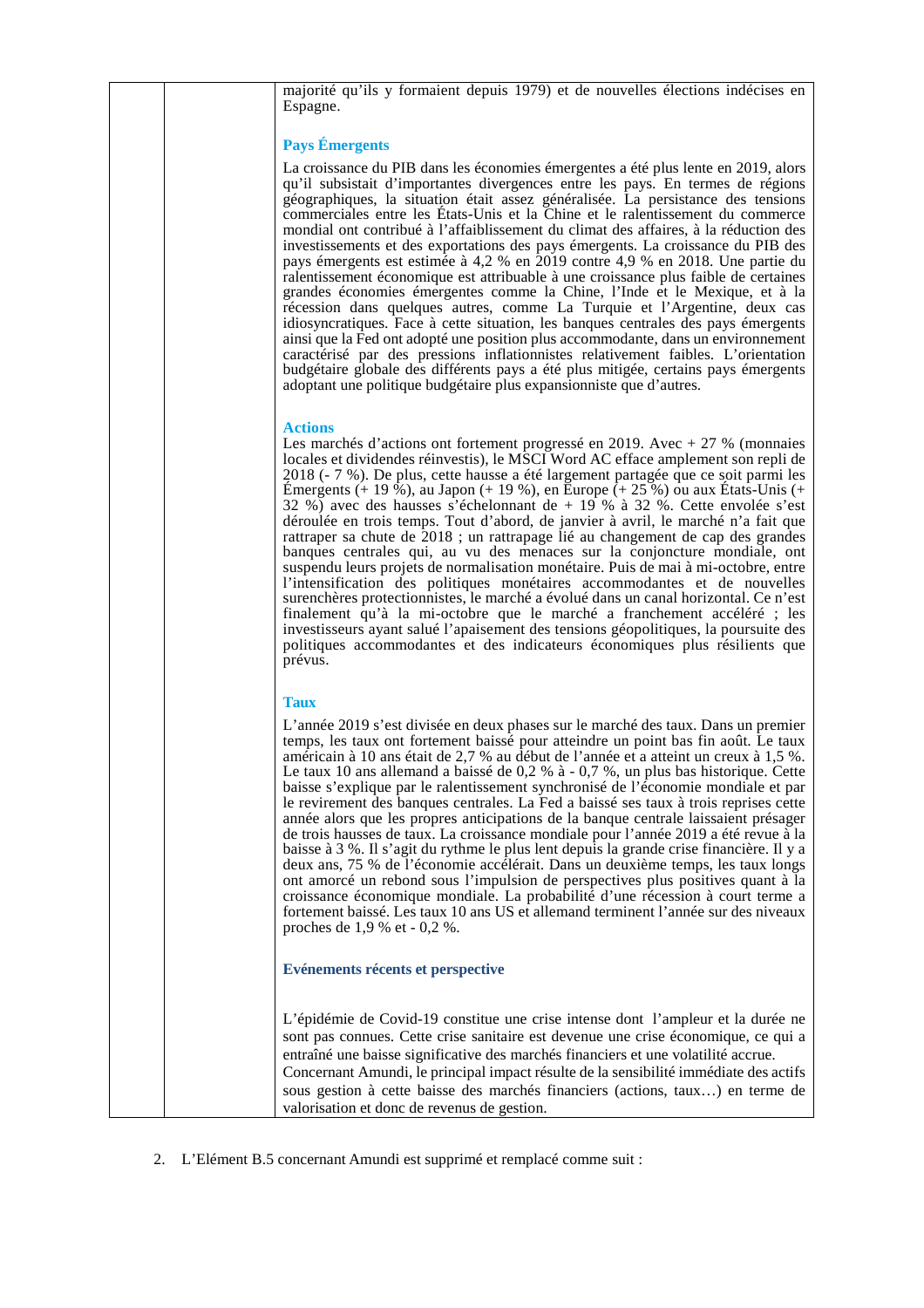| | | majorité qu'ils y formaient depuis 1979) et de nouvelles élections indécises en Espagne.<br><br>**Pays Émergents**<br><br>La croissance du PIB dans les économies émergentes a été plus lente en 2019, alors qu'il subsistait d'importantes divergences entre les pays. En termes de régions géographiques, la situation était assez généralisée. La persistance des tensions commerciales entre les États-Unis et la Chine et le ralentissement du commerce mondial ont contribué à l'affaiblissement du climat des affaires, à la réduction des investissements et des exportations des pays émergents. La croissance du PIB des pays émergents est estimée à 4,2 % en 2019 contre 4,9 % en 2018. Une partie du ralentissement économique est attribuable à une croissance plus faible de certaines grandes économies émergentes comme la Chine, l'Inde et le Mexique, et à la récession dans quelques autres, comme La Turquie et l'Argentine, deux cas idiosyncratiques. Face à cette situation, les banques centrales des pays émergents ainsi que la Fed ont adopté une position plus accommodante, dans un environnement caractérisé par des pressions inflationnistes relativement faibles. L'orientation budgétaire globale des différents pays a été plus mitigée, certains pays émergents adoptant une politique budgétaire plus expansionniste que d'autres.<br><br>**Actions**<br><br>Les marchés d'actions ont fortement progressé en 2019. Avec + 27 % (monnaies locales et dividendes réinvestis), le MSCI Word AC efface amplement son repli de 2018 (- 7 %). De plus, cette hausse a été largement partagée que ce soit parmi les Émergents (+ 19 %), au Japon (+ 19 %), en Europe (+ 25 %) ou aux États-Unis (+ 32 %) avec des hausses s'échelonnant de + 19 % à 32 %. Cette envolée s'est déroulée en trois temps. Tout d'abord, de janvier à avril, le marché n'a fait que rattraper sa chute de 2018 ; un rattrapage lié au changement de cap des grandes banques centrales qui, au vu des menaces sur la conjoncture mondiale, ont suspendu leurs projets de normalisation monétaire. Puis de mai à mi-octobre, entre l'intensification des politiques monétaires accommodantes et de nouvelles surenchères protectionnistes, le marché a évolué dans un canal horizontal. Ce n'est finalement qu'à la mi-octobre que le marché a franchement accéléré ; les investisseurs ayant salué l'apaisement des tensions géopolitiques, la poursuite des politiques accommodantes et des indicateurs économiques plus résilients que prévus.<br><br>**Taux**<br><br>L'année 2019 s'est divisée en deux phases sur le marché des taux. Dans un premier temps, les taux ont fortement baissé pour atteindre un point bas fin août. Le taux américain à 10 ans était de 2,7 % au début de l'année et a atteint un creux à 1,5 %. Le taux 10 ans allemand a baissé de 0,2 % à - 0,7 %, un plus bas historique. Cette baisse s'explique par le ralentissement synchronisé de l'économie mondiale et par le revirement des banques centrales. La Fed a baissé ses taux à trois reprises cette année alors que les propres anticipations de la banque centrale laissaient présager de trois hausses de taux. La croissance mondiale pour l'année 2019 a été revue à la baisse à 3 %. Il s'agit du rythme le plus lent depuis la grande crise financière. Il y a deux ans, 75 % de l'économie accélérait. Dans un deuxième temps, les taux longs ont amorcé un rebond sous l'impulsion de perspectives plus positives quant à la croissance économique mondiale. La probabilité d'une récession à court terme a fortement baissé. Les taux 10 ans US et allemand terminent l'année sur des niveaux proches de 1,9 % et - 0,2 %.<br><br>**Evénements récents et perspective**<br><br>L'épidémie de Covid-19 constitue une crise intense dont l'ampleur et la durée ne sont pas connues. Cette crise sanitaire est devenue une crise économique, ce qui a entraîné une baisse significative des marchés financiers et une volatilité accrue.<br>Concernant Amundi, le principal impact résulte de la sensibilité immédiate des actifs sous gestion à cette baisse des marchés financiers (actions, taux…) en terme de valorisation et donc de revenus de gestion. |
|---|---|---|

2. L'Elément B.5 concernant Amundi est supprimé et remplacé comme suit :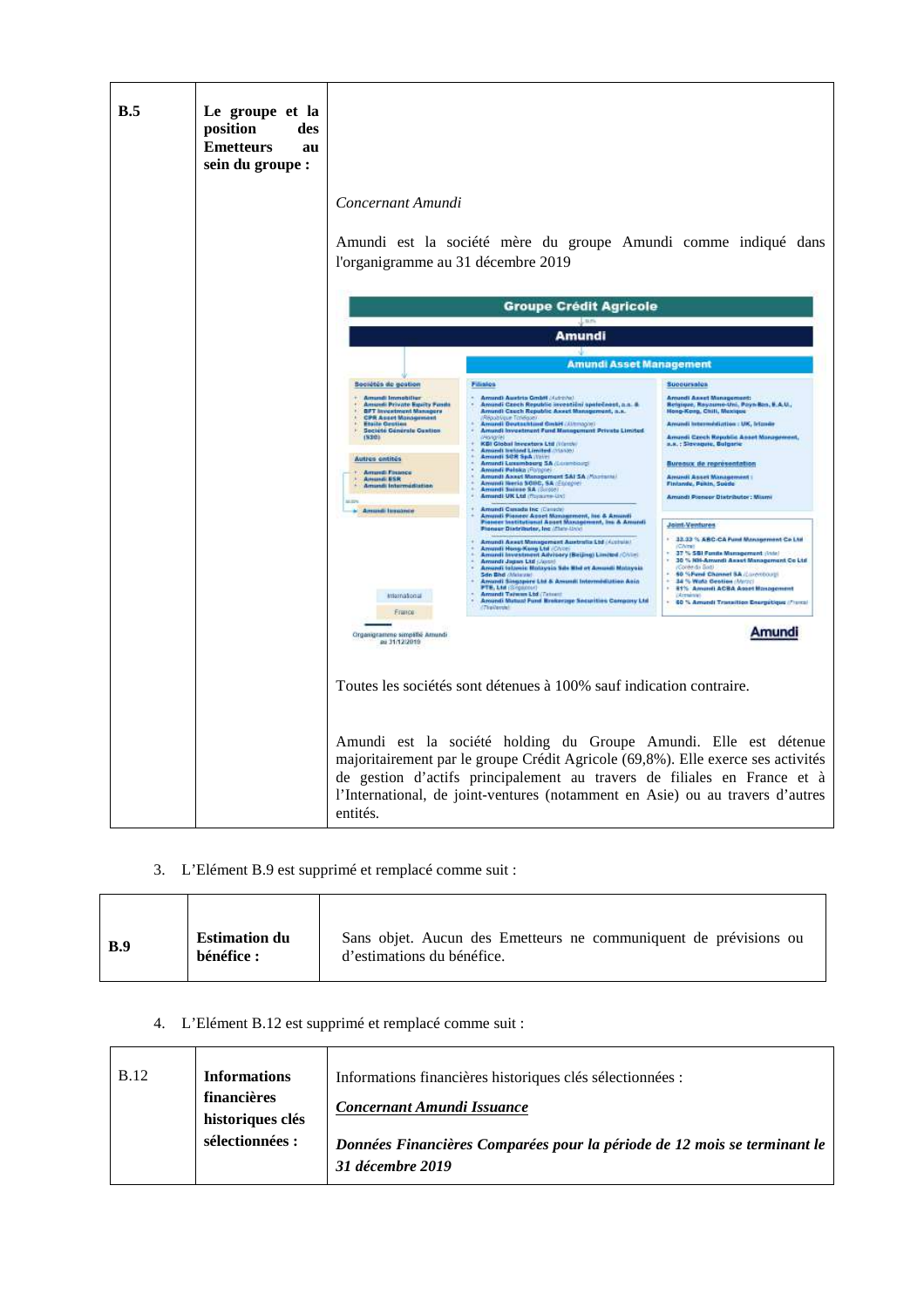| | | |
|---|---|---|
| **B.5** | **Le groupe et la position des Emetteurs au sein du groupe :** | *Concernant Amundi*<br><br>Amundi est la société mère du groupe Amundi comme indiqué dans l'organigramme au 31 décembre 2019<br><br>**Groupe Crédit Agricole**<br>**Amundi**<br>**Amundi Asset Management**<br><br>**Sociétés de gestion** : Amundi Immobilier ; Amundi Private Equity Funds ; BFT Investment Managers ; CPR Asset Management ; Etoile Gestion ; Société Générale Gestion (S2G)<br>**Autres entités** : Amundi Finance ; Amundi ESR ; Amundi Intermédiation<br>Amundi Issuance<br><br>**Filiales** : Amundi Austria GmbH (Autriche) ; Amundi Czech Republic investiční společnost, a.s. & Amundi Czech Republic Asset Management, a.s. (République Tchèque) ; Amundi Deutschland GmbH (Allemagne) ; Amundi Investment Fund Management Private Limited (Hongrie) ; KBI Global Investors Ltd (Irlande) ; Amundi Ireland Limited (Irlande) ; Amundi SGR SpA (Italie) ; Amundi Luxembourg SA (Luxembourg) ; Amundi Polska (Pologne) ; Amundi Asset Management SAI SA (Roumanie) ; Amundi Iberia SGIIC, SA (Espagne) ; Amundi Suisse SA (Suisse) ; Amundi UK Ltd (Royaume-Uni)<br>Amundi Canada Inc (Canada) ; Amundi Pioneer Asset Management, Inc & Amundi Pioneer Institutional Asset Management, Inc & Amundi Pioneer Distributor, Inc (Etats-Unis)<br>Amundi Asset Management Australia Ltd (Australie) ; Amundi Hong-Kong Ltd (Chine) ; Amundi Investment Advisory (Beijing) Limited (Chine) ; Amundi Japan Ltd (Japon) ; Amundi Islamic Malaysia Sdn Bhd et Amundi Malaysia Sdn Bhd (Malaisie) ; Amundi Singapore Ltd & Amundi Intermédiation Asia PTE, Ltd (Singapour) ; Amundi Taiwan Ltd (Taiwan) ; Amundi Mutual Fund Brokerage Securities Company Ltd (Thaïlande)<br><br>**Succursales** : Amundi Asset Management : Belgique, Royaume-Uni, Pays-Bas, E.A.U., Hong-Kong, Chili, Mexique ; Amundi Intermédiation : UK, Irlande ; Amundi Czech Republic Asset Management, a.s. : Slovaquie, Bulgarie<br>**Bureaux de représentation** : Amundi Asset Management : Finlande, Pékin, Suède ; Amundi Pioneer Distributor : Miami<br>**Joint-Ventures** : 33.33 % ABC-CA Fund Management Co Ltd (Chine) ; 37 % SBI Funds Management (Inde) ; 30 % NH-Amundi Asset Management Co Ltd (Corée du Sud) ; 50 % Fund Channel SA (Luxembourg) ; 34 % Wafa Gestion (Maroc) ; 51% Amundi ACBA Asset Management (Arménie) ; 60 % Amundi Transition Energétique (France)<br><br>International / France<br>Organigramme simplifié Amundi au 31/12/2019<br><br>Toutes les sociétés sont détenues à 100% sauf indication contraire.<br><br>Amundi est la société holding du Groupe Amundi. Elle est détenue majoritairement par le groupe Crédit Agricole (69,8%). Elle exerce ses activités de gestion d'actifs principalement au travers de filiales en France et à l'International, de joint-ventures (notamment en Asie) ou au travers d'autres entités. |

3. L'Elément B.9 est supprimé et remplacé comme suit :

| | | |
|---|---|---|
| **B.9** | **Estimation du bénéfice :** | Sans objet. Aucun des Emetteurs ne communiquent de prévisions ou d'estimations du bénéfice. |

4. L'Elément B.12 est supprimé et remplacé comme suit :

| | | |
|---|---|---|
| B.12 | **Informations financières historiques clés sélectionnées :** | Informations financières historiques clés sélectionnées :<br><br>***<u>Concernant Amundi Issuance</u>***<br><br>***Données Financières Comparées pour la période de 12 mois se terminant le 31 décembre 2019*** |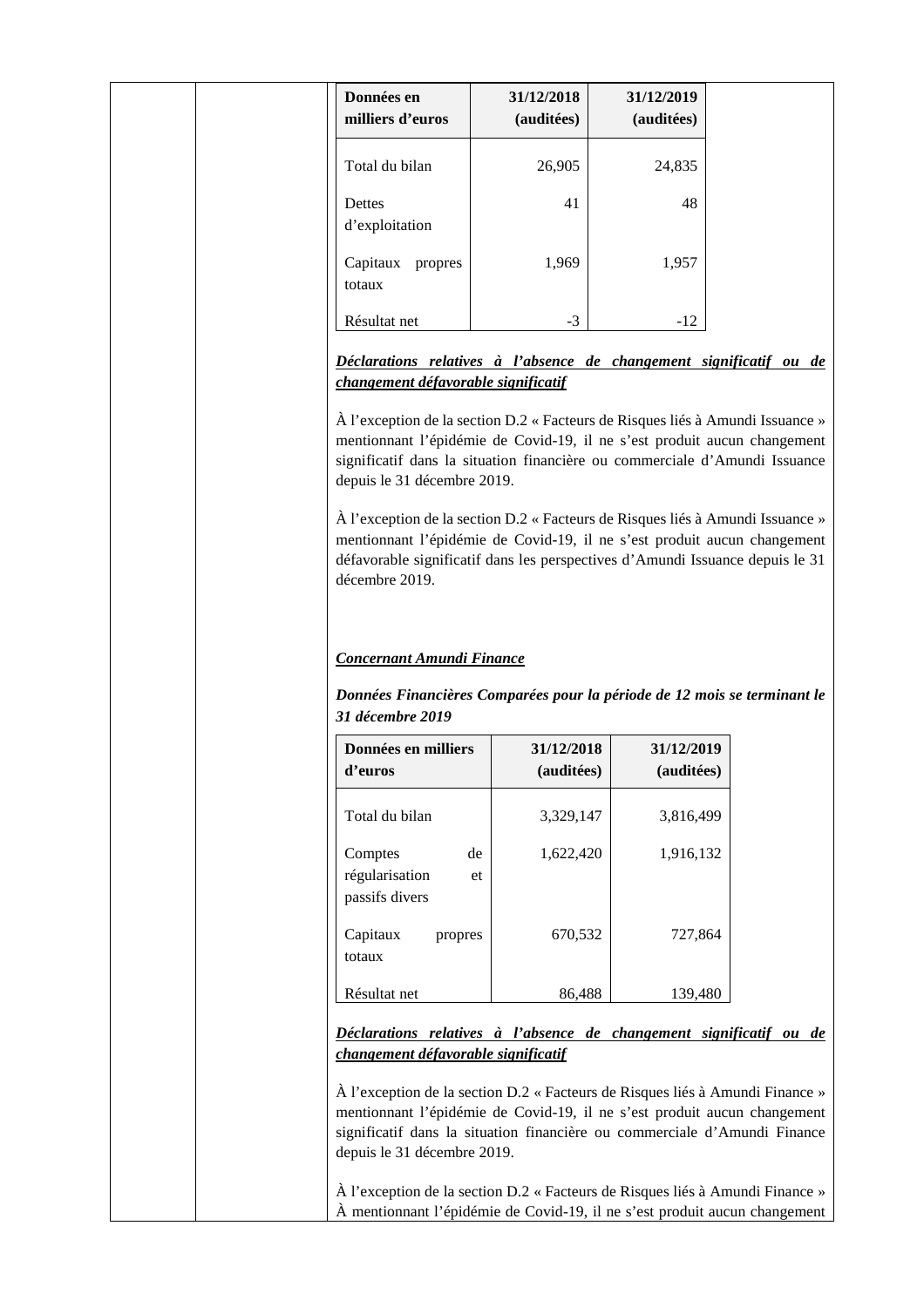| Données en milliers d'euros | 31/12/2018 (auditées) | 31/12/2019 (auditées) |
|---|---|---|
| Total du bilan | 26,905 | 24,835 |
| Dettes d'exploitation | 41 | 48 |
| Capitaux propres totaux | 1,969 | 1,957 |
| Résultat net | -3 | -12 |

***Déclarations relatives à l'absence de changement significatif ou de changement défavorable significatif***

À l'exception de la section D.2 « Facteurs de Risques liés à Amundi Issuance » mentionnant l'épidémie de Covid-19, il ne s'est produit aucun changement significatif dans la situation financière ou commerciale d'Amundi Issuance depuis le 31 décembre 2019.

À l'exception de la section D.2 « Facteurs de Risques liés à Amundi Issuance » mentionnant l'épidémie de Covid-19, il ne s'est produit aucun changement défavorable significatif dans les perspectives d'Amundi Issuance depuis le 31 décembre 2019.

***Concernant Amundi Finance***

***Données Financières Comparées pour la période de 12 mois se terminant le 31 décembre 2019***

| Données en milliers d'euros | 31/12/2018 (auditées) | 31/12/2019 (auditées) |
|---|---|---|
| Total du bilan | 3,329,147 | 3,816,499 |
| Comptes de régularisation et passifs divers | 1,622,420 | 1,916,132 |
| Capitaux propres totaux | 670,532 | 727,864 |
| Résultat net | 86,488 | 139,480 |

***Déclarations relatives à l'absence de changement significatif ou de changement défavorable significatif***

À l'exception de la section D.2 « Facteurs de Risques liés à Amundi Finance » mentionnant l'épidémie de Covid-19, il ne s'est produit aucun changement significatif dans la situation financière ou commerciale d'Amundi Finance depuis le 31 décembre 2019.

À l'exception de la section D.2 « Facteurs de Risques liés à Amundi Finance » À mentionnant l'épidémie de Covid-19, il ne s'est produit aucun changement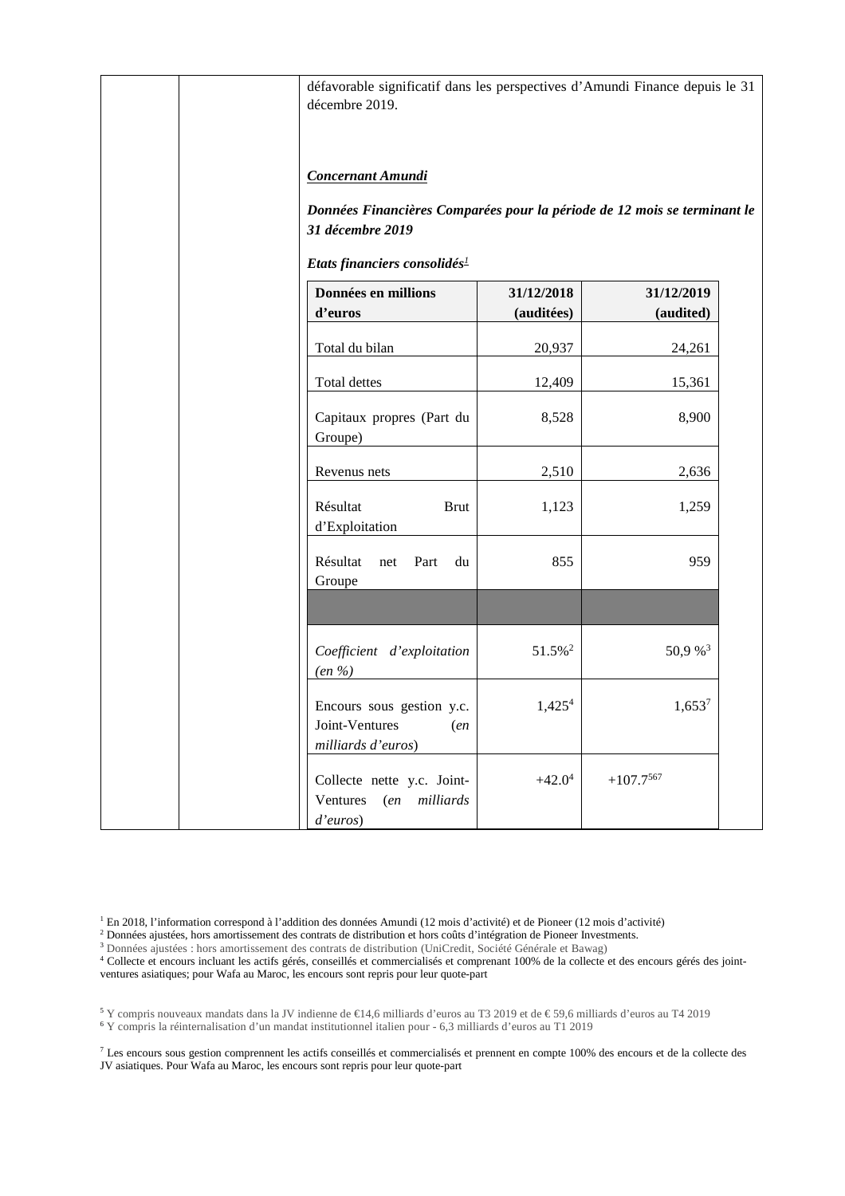défavorable significatif dans les perspectives d'Amundi Finance depuis le 31 décembre 2019.

***Concernant Amundi***

***Données Financières Comparées pour la période de 12 mois se terminant le 31 décembre 2019***

***Etats financiers consolidés[1]***

| **Données en millions d'euros** | **31/12/2018 (auditées)** | **31/12/2019 (audited)** |
|---|---|---|
| Total du bilan | 20,937 | 24,261 |
| Total dettes | 12,409 | 15,361 |
| Capitaux propres (Part du Groupe) | 8,528 | 8,900 |
| Revenus nets | 2,510 | 2,636 |
| Résultat Brut d'Exploitation | 1,123 | 1,259 |
| Résultat net Part du Groupe | 855 | 959 |
| | | |
| *Coefficient d'exploitation (en %)* | 51.5%[2] | 50,9 %[3] |
| Encours sous gestion y.c. Joint-Ventures (*en milliards d'euros*) | 1,425[4] | 1,653[7] |
| Collecte nette y.c. Joint-Ventures (*en milliards d'euros*) | +42.0[4] | +107.7[5,6,7] |

[1] En 2018, l'information correspond à l'addition des données Amundi (12 mois d'activité) et de Pioneer (12 mois d'activité)

[2] Données ajustées, hors amortissement des contrats de distribution et hors coûts d'intégration de Pioneer Investments.

[3] Données ajustées : hors amortissement des contrats de distribution (UniCredit, Société Générale et Bawag)

[4] Collecte et encours incluant les actifs gérés, conseillés et commercialisés et comprenant 100% de la collecte et des encours gérés des joint-ventures asiatiques; pour Wafa au Maroc, les encours sont repris pour leur quote-part

[5] Y compris nouveaux mandats dans la JV indienne de €14,6 milliards d'euros au T3 2019 et de € 59,6 milliards d'euros au T4 2019

[6] Y compris la réinternalisation d'un mandat institutionnel italien pour - 6,3 milliards d'euros au T1 2019

[7] Les encours sous gestion comprennent les actifs conseillés et commercialisés et prennent en compte 100% des encours et de la collecte des JV asiatiques. Pour Wafa au Maroc, les encours sont repris pour leur quote-part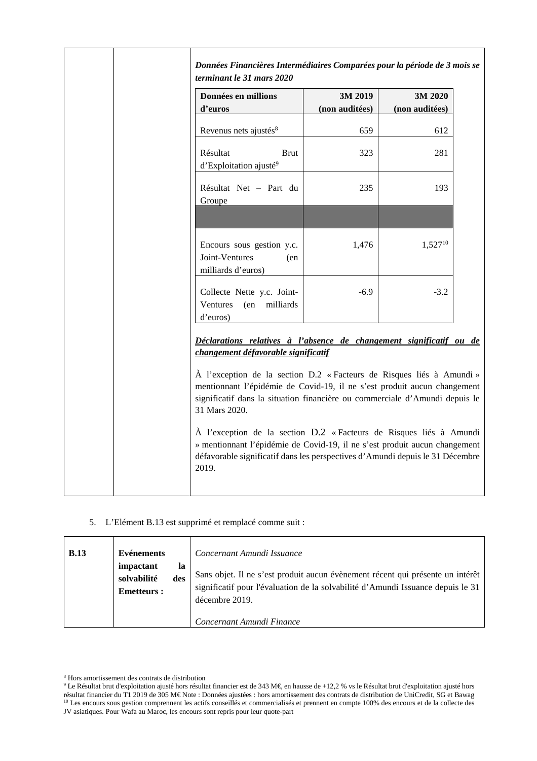***Données Financières Intermédiaires Comparées pour la période de 3 mois se terminant le 31 mars 2020***

| Données en millions d'euros | 3M 2019 (non auditées) | 3M 2020 (non auditées) |
|---|---|---|
| Revenus nets ajustés[8] | 659 | 612 |
| Résultat Brut d'Exploitation ajusté[9] | 323 | 281 |
| Résultat Net – Part du Groupe | 235 | 193 |
| | | |
| Encours sous gestion y.c. Joint-Ventures (en milliards d'euros) | 1,476 | 1,527[10] |
| Collecte Nette y.c. Joint-Ventures (en milliards d'euros) | -6.9 | -3.2 |

***Déclarations relatives à l'absence de changement significatif ou de changement défavorable significatif***

À l'exception de la section D.2 « Facteurs de Risques liés à Amundi » mentionnant l'épidémie de Covid-19, il ne s'est produit aucun changement significatif dans la situation financière ou commerciale d'Amundi depuis le 31 Mars 2020.

À l'exception de la section D.2 « Facteurs de Risques liés à Amundi » mentionnant l'épidémie de Covid-19, il ne s'est produit aucun changement défavorable significatif dans les perspectives d'Amundi depuis le 31 Décembre 2019.

5. L'Elément B.13 est supprimé et remplacé comme suit :

| B.13 | Evénements impactant la solvabilité des Emetteurs : | *Concernant Amundi Issuance*<br><br>Sans objet. Il ne s'est produit aucun évènement récent qui présente un intérêt significatif pour l'évaluation de la solvabilité d'Amundi Issuance depuis le 31 décembre 2019.<br><br>*Concernant Amundi Finance* |
|---|---|---|

[8] Hors amortissement des contrats de distribution

[9] Le Résultat brut d'exploitation ajusté hors résultat financier est de 343 M€, en hausse de +12,2 % vs le Résultat brut d'exploitation ajusté hors résultat financier du T1 2019 de 305 M€ Note : Données ajustées : hors amortissement des contrats de distribution de UniCredit, SG et Bawag

[10] Les encours sous gestion comprennent les actifs conseillés et commercialisés et prennent en compte 100% des encours et de la collecte des JV asiatiques. Pour Wafa au Maroc, les encours sont repris pour leur quote-part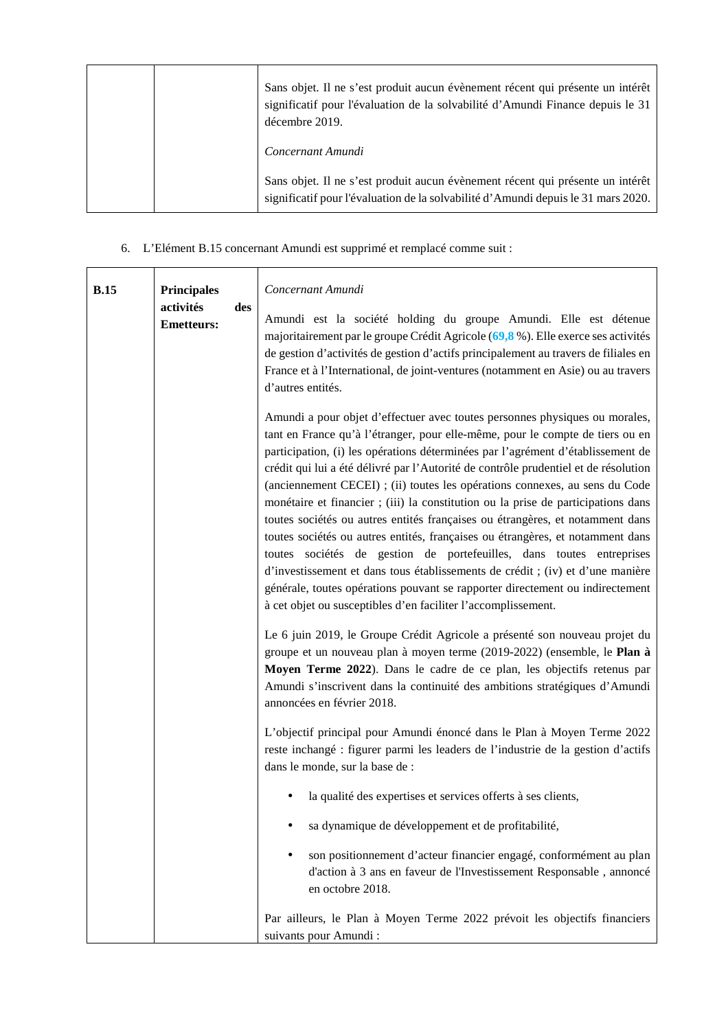| | | |
|---|---|---|
| | | Sans objet. Il ne s'est produit aucun évènement récent qui présente un intérêt significatif pour l'évaluation de la solvabilité d'Amundi Finance depuis le 31 décembre 2019.<br><br>*Concernant Amundi*<br><br>Sans objet. Il ne s'est produit aucun évènement récent qui présente un intérêt significatif pour l'évaluation de la solvabilité d'Amundi depuis le 31 mars 2020. |

6. L'Elément B.15 concernant Amundi est supprimé et remplacé comme suit :

| | | |
|---|---|---|
| **B.15** | **Principales activités des Emetteurs:** | *Concernant Amundi*<br><br>Amundi est la société holding du groupe Amundi. Elle est détenue majoritairement par le groupe Crédit Agricole (**69,8** %). Elle exerce ses activités de gestion d'activités de gestion d'actifs principalement au travers de filiales en France et à l'International, de joint-ventures (notamment en Asie) ou au travers d'autres entités.<br><br>Amundi a pour objet d'effectuer avec toutes personnes physiques ou morales, tant en France qu'à l'étranger, pour elle-même, pour le compte de tiers ou en participation, (i) les opérations déterminées par l'agrément d'établissement de crédit qui lui a été délivré par l'Autorité de contrôle prudentiel et de résolution (anciennement CECEI) ; (ii) toutes les opérations connexes, au sens du Code monétaire et financier ; (iii) la constitution ou la prise de participations dans toutes sociétés ou autres entités françaises ou étrangères, et notamment dans toutes sociétés ou autres entités, françaises ou étrangères, et notamment dans toutes sociétés de gestion de portefeuilles, dans toutes entreprises d'investissement et dans tous établissements de crédit ; (iv) et d'une manière générale, toutes opérations pouvant se rapporter directement ou indirectement à cet objet ou susceptibles d'en faciliter l'accomplissement.<br><br>Le 6 juin 2019, le Groupe Crédit Agricole a présenté son nouveau projet du groupe et un nouveau plan à moyen terme (2019-2022) (ensemble, le **Plan à Moyen Terme 2022**). Dans le cadre de ce plan, les objectifs retenus par Amundi s'inscrivent dans la continuité des ambitions stratégiques d'Amundi annoncées en février 2018.<br><br>L'objectif principal pour Amundi énoncé dans le Plan à Moyen Terme 2022 reste inchangé : figurer parmi les leaders de l'industrie de la gestion d'actifs dans le monde, sur la base de :<br><br>• la qualité des expertises et services offerts à ses clients,<br><br>• sa dynamique de développement et de profitabilité,<br><br>• son positionnement d'acteur financier engagé, conformément au plan d'action à 3 ans en faveur de l'Investissement Responsable , annoncé en octobre 2018.<br><br>Par ailleurs, le Plan à Moyen Terme 2022 prévoit les objectifs financiers suivants pour Amundi : |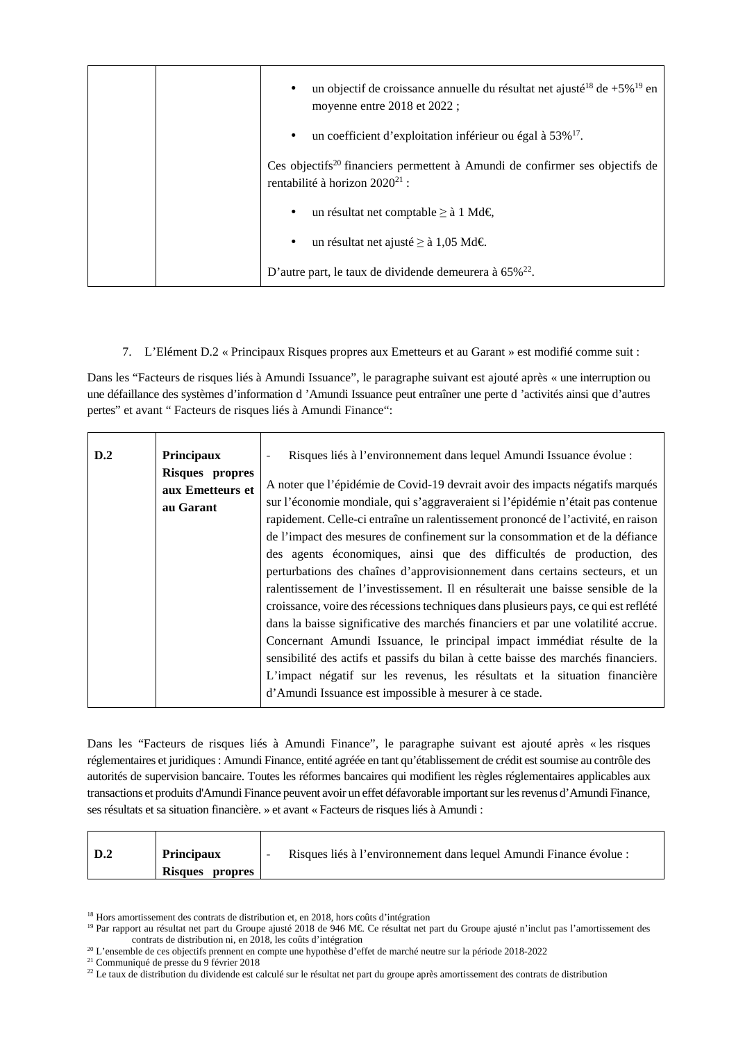| | | • un objectif de croissance annuelle du résultat net ajusté[18] de +5%[19] en moyenne entre 2018 et 2022 ;<br><br>• un coefficient d'exploitation inférieur ou égal à 53%[17].<br><br>Ces objectifs[20] financiers permettent à Amundi de confirmer ses objectifs de rentabilité à horizon 2020[21] :<br><br>• un résultat net comptable ≥ à 1 Md€,<br><br>• un résultat net ajusté ≥ à 1,05 Md€.<br><br>D'autre part, le taux de dividende demeurera à 65%[22]. |
|---|---|---|

7. L'Elément D.2 « Principaux Risques propres aux Emetteurs et au Garant » est modifié comme suit :

Dans les "Facteurs de risques liés à Amundi Issuance", le paragraphe suivant est ajouté après « une interruption ou une défaillance des systèmes d'information d 'Amundi Issuance peut entraîner une perte d 'activités ainsi que d'autres pertes" et avant " Facteurs de risques liés à Amundi Finance":

| **D.2** | **Principaux Risques propres aux Emetteurs et au Garant** | - Risques liés à l'environnement dans lequel Amundi Issuance évolue :<br><br>A noter que l'épidémie de Covid-19 devrait avoir des impacts négatifs marqués sur l'économie mondiale, qui s'aggraveraient si l'épidémie n'était pas contenue rapidement. Celle-ci entraîne un ralentissement prononcé de l'activité, en raison de l'impact des mesures de confinement sur la consommation et de la défiance des agents économiques, ainsi que des difficultés de production, des perturbations des chaînes d'approvisionnement dans certains secteurs, et un ralentissement de l'investissement. Il en résulterait une baisse sensible de la croissance, voire des récessions techniques dans plusieurs pays, ce qui est reflété dans la baisse significative des marchés financiers et par une volatilité accrue. Concernant Amundi Issuance, le principal impact immédiat résulte de la sensibilité des actifs et passifs du bilan à cette baisse des marchés financiers. L'impact négatif sur les revenus, les résultats et la situation financière d'Amundi Issuance est impossible à mesurer à ce stade. |
|---|---|---|

Dans les "Facteurs de risques liés à Amundi Finance", le paragraphe suivant est ajouté après « les risques réglementaires et juridiques : Amundi Finance, entité agréée en tant qu'établissement de crédit est soumise au contrôle des autorités de supervision bancaire. Toutes les réformes bancaires qui modifient les règles réglementaires applicables aux transactions et produits d'Amundi Finance peuvent avoir un effet défavorable important sur les revenus d'Amundi Finance, ses résultats et sa situation financière. » et avant « Facteurs de risques liés à Amundi :

| **D.2** | **Principaux Risques propres** | - Risques liés à l'environnement dans lequel Amundi Finance évolue : |
|---|---|---|

[18] Hors amortissement des contrats de distribution et, en 2018, hors coûts d'intégration

[19] Par rapport au résultat net part du Groupe ajusté 2018 de 946 M€. Ce résultat net part du Groupe ajusté n'inclut pas l'amortissement des contrats de distribution ni, en 2018, les coûts d'intégration

[20] L'ensemble de ces objectifs prennent en compte une hypothèse d'effet de marché neutre sur la période 2018-2022

[21] Communiqué de presse du 9 février 2018

[22] Le taux de distribution du dividende est calculé sur le résultat net part du groupe après amortissement des contrats de distribution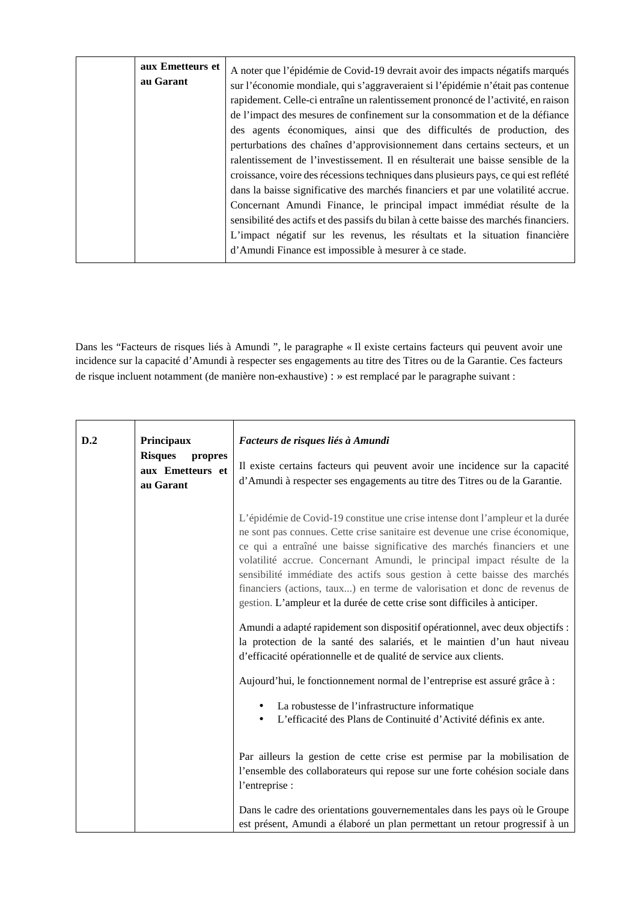| | aux Emetteurs et au Garant | A noter que l'épidémie de Covid-19 devrait avoir des impacts négatifs marqués sur l'économie mondiale, qui s'aggraveraient si l'épidémie n'était pas contenue rapidement. Celle-ci entraîne un ralentissement prononcé de l'activité, en raison de l'impact des mesures de confinement sur la consommation et de la défiance des agents économiques, ainsi que des difficultés de production, des perturbations des chaînes d'approvisionnement dans certains secteurs, et un ralentissement de l'investissement. Il en résulterait une baisse sensible de la croissance, voire des récessions techniques dans plusieurs pays, ce qui est reflété dans la baisse significative des marchés financiers et par une volatilité accrue. Concernant Amundi Finance, le principal impact immédiat résulte de la sensibilité des actifs et des passifs du bilan à cette baisse des marchés financiers. L'impact négatif sur les revenus, les résultats et la situation financière d'Amundi Finance est impossible à mesurer à ce stade. |
|---|---|---|

Dans les "Facteurs de risques liés à Amundi ", le paragraphe « Il existe certains facteurs qui peuvent avoir une incidence sur la capacité d'Amundi à respecter ses engagements au titre des Titres ou de la Garantie. Ces facteurs de risque incluent notamment (de manière non-exhaustive) : » est remplacé par le paragraphe suivant :

| **D.2** | **Principaux Risques propres aux Emetteurs et au Garant** | ***Facteurs de risques liés à Amundi***<br><br>Il existe certains facteurs qui peuvent avoir une incidence sur la capacité d'Amundi à respecter ses engagements au titre des Titres ou de la Garantie.<br><br>L'épidémie de Covid-19 constitue une crise intense dont l'ampleur et la durée ne sont pas connues. Cette crise sanitaire est devenue une crise économique, ce qui a entraîné une baisse significative des marchés financiers et une volatilité accrue. Concernant Amundi, le principal impact résulte de la sensibilité immédiate des actifs sous gestion à cette baisse des marchés financiers (actions, taux...) en terme de valorisation et donc de revenus de gestion. L'ampleur et la durée de cette crise sont difficiles à anticiper.<br><br>Amundi a adapté rapidement son dispositif opérationnel, avec deux objectifs : la protection de la santé des salariés, et le maintien d'un haut niveau d'efficacité opérationnelle et de qualité de service aux clients.<br><br>Aujourd'hui, le fonctionnement normal de l'entreprise est assuré grâce à :<br><br>• La robustesse de l'infrastructure informatique<br>• L'efficacité des Plans de Continuité d'Activité définis ex ante.<br><br>Par ailleurs la gestion de cette crise est permise par la mobilisation de l'ensemble des collaborateurs qui repose sur une forte cohésion sociale dans l'entreprise :<br><br>Dans le cadre des orientations gouvernementales dans les pays où le Groupe est présent, Amundi a élaboré un plan permettant un retour progressif à un |
|---|---|---|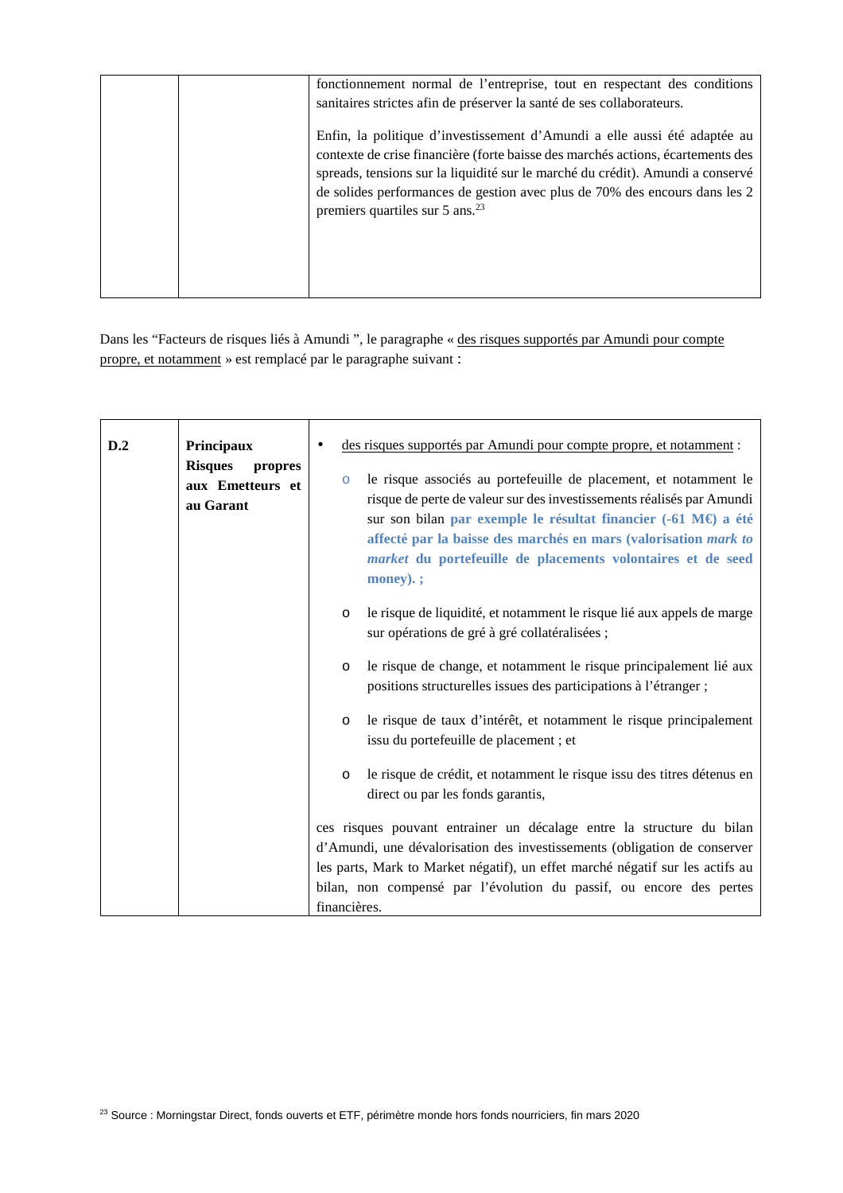| | | fonctionnement normal de l'entreprise, tout en respectant des conditions sanitaires strictes afin de préserver la santé de ses collaborateurs.<br><br>Enfin, la politique d'investissement d'Amundi a elle aussi été adaptée au contexte de crise financière (forte baisse des marchés actions, écartements des spreads, tensions sur la liquidité sur le marché du crédit). Amundi a conservé de solides performances de gestion avec plus de 70% des encours dans les 2 premiers quartiles sur 5 ans.[23] |
|---|---|---|

Dans les "Facteurs de risques liés à Amundi ", le paragraphe « des risques supportés par Amundi pour compte propre, et notamment » est remplacé par le paragraphe suivant :

| D.2 | **Principaux Risques propres aux Emetteurs et au Garant** | • des risques supportés par Amundi pour compte propre, et notamment :<br>○ le risque associés au portefeuille de placement, et notamment le risque de perte de valeur sur des investissements réalisés par Amundi sur son bilan **par exemple le résultat financier (-61 M€) a été affecté par la baisse des marchés en mars (valorisation *mark to market* du portefeuille de placements volontaires et de seed money). ;**<br>○ le risque de liquidité, et notamment le risque lié aux appels de marge sur opérations de gré à gré collatéralisées ;<br>○ le risque de change, et notamment le risque principalement lié aux positions structurelles issues des participations à l'étranger ;<br>○ le risque de taux d'intérêt, et notamment le risque principalement issu du portefeuille de placement ; et<br>○ le risque de crédit, et notamment le risque issu des titres détenus en direct ou par les fonds garantis,<br><br>ces risques pouvant entrainer un décalage entre la structure du bilan d'Amundi, une dévalorisation des investissements (obligation de conserver les parts, Mark to Market négatif), un effet marché négatif sur les actifs au bilan, non compensé par l'évolution du passif, ou encore des pertes financières. |
|---|---|---|

[23] Source : Morningstar Direct, fonds ouverts et ETF, périmètre monde hors fonds nourriciers, fin mars 2020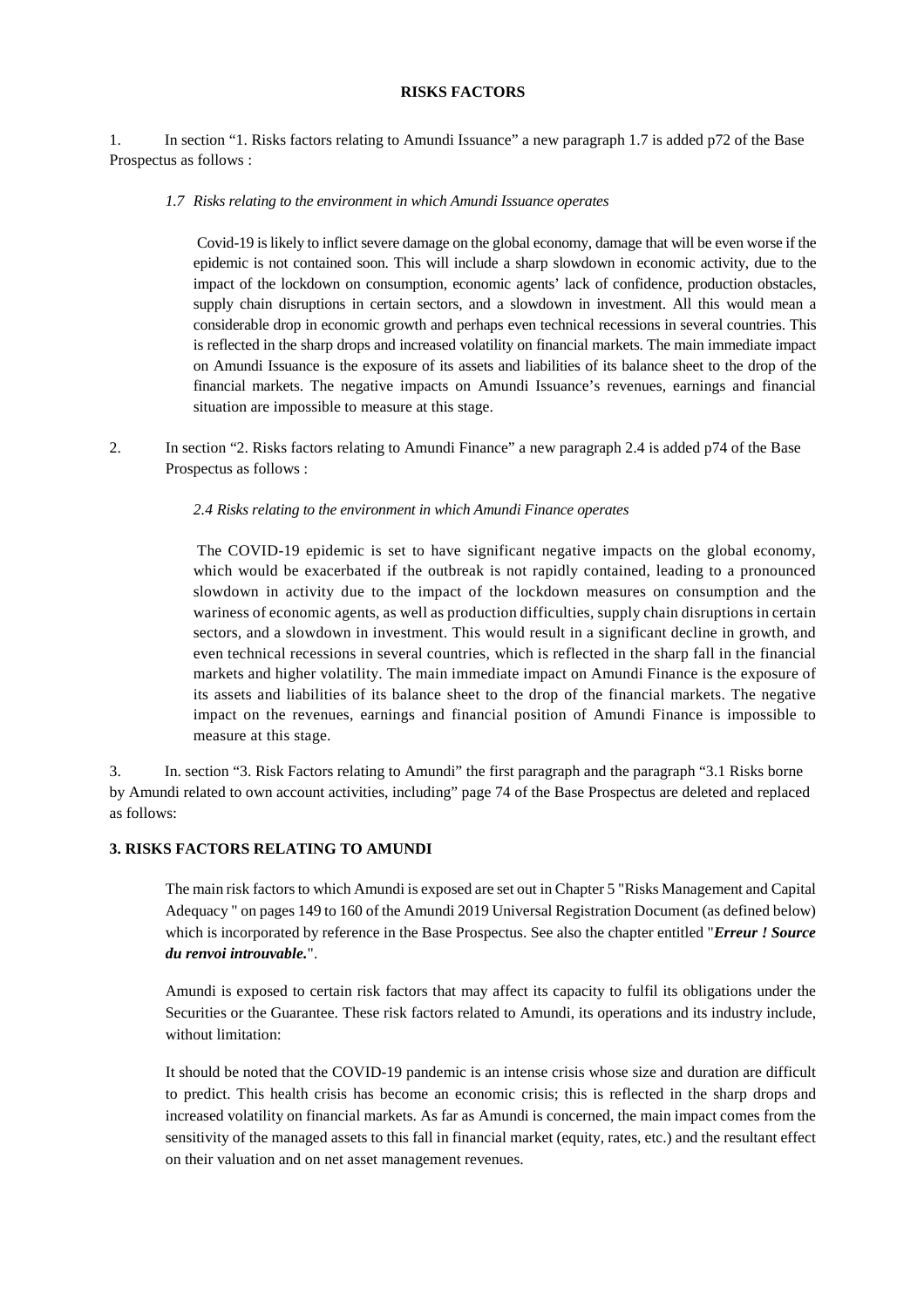# RISKS FACTORS

1. In section "1. Risks factors relating to Amundi Issuance" a new paragraph 1.7 is added p72 of the Base Prospectus as follows :

*1.7 Risks relating to the environment in which Amundi Issuance operates*

Covid-19 is likely to inflict severe damage on the global economy, damage that will be even worse if the epidemic is not contained soon. This will include a sharp slowdown in economic activity, due to the impact of the lockdown on consumption, economic agents' lack of confidence, production obstacles, supply chain disruptions in certain sectors, and a slowdown in investment. All this would mean a considerable drop in economic growth and perhaps even technical recessions in several countries. This is reflected in the sharp drops and increased volatility on financial markets. The main immediate impact on Amundi Issuance is the exposure of its assets and liabilities of its balance sheet to the drop of the financial markets. The negative impacts on Amundi Issuance's revenues, earnings and financial situation are impossible to measure at this stage.

2. In section "2. Risks factors relating to Amundi Finance" a new paragraph 2.4 is added p74 of the Base Prospectus as follows :

*2.4 Risks relating to the environment in which Amundi Finance operates*

The COVID-19 epidemic is set to have significant negative impacts on the global economy, which would be exacerbated if the outbreak is not rapidly contained, leading to a pronounced slowdown in activity due to the impact of the lockdown measures on consumption and the wariness of economic agents, as well as production difficulties, supply chain disruptions in certain sectors, and a slowdown in investment. This would result in a significant decline in growth, and even technical recessions in several countries, which is reflected in the sharp fall in the financial markets and higher volatility. The main immediate impact on Amundi Finance is the exposure of its assets and liabilities of its balance sheet to the drop of the financial markets. The negative impact on the revenues, earnings and financial position of Amundi Finance is impossible to measure at this stage.

3. In. section "3. Risk Factors relating to Amundi" the first paragraph and the paragraph "3.1 Risks borne by Amundi related to own account activities, including" page 74 of the Base Prospectus are deleted and replaced as follows:

**3. RISKS FACTORS RELATING TO AMUNDI**

The main risk factors to which Amundi is exposed are set out in Chapter 5 "Risks Management and Capital Adequacy " on pages 149 to 160 of the Amundi 2019 Universal Registration Document (as defined below) which is incorporated by reference in the Base Prospectus. See also the chapter entitled "***Erreur ! Source du renvoi introuvable.***".

Amundi is exposed to certain risk factors that may affect its capacity to fulfil its obligations under the Securities or the Guarantee. These risk factors related to Amundi, its operations and its industry include, without limitation:

It should be noted that the COVID-19 pandemic is an intense crisis whose size and duration are difficult to predict. This health crisis has become an economic crisis; this is reflected in the sharp drops and increased volatility on financial markets. As far as Amundi is concerned, the main impact comes from the sensitivity of the managed assets to this fall in financial market (equity, rates, etc.) and the resultant effect on their valuation and on net asset management revenues.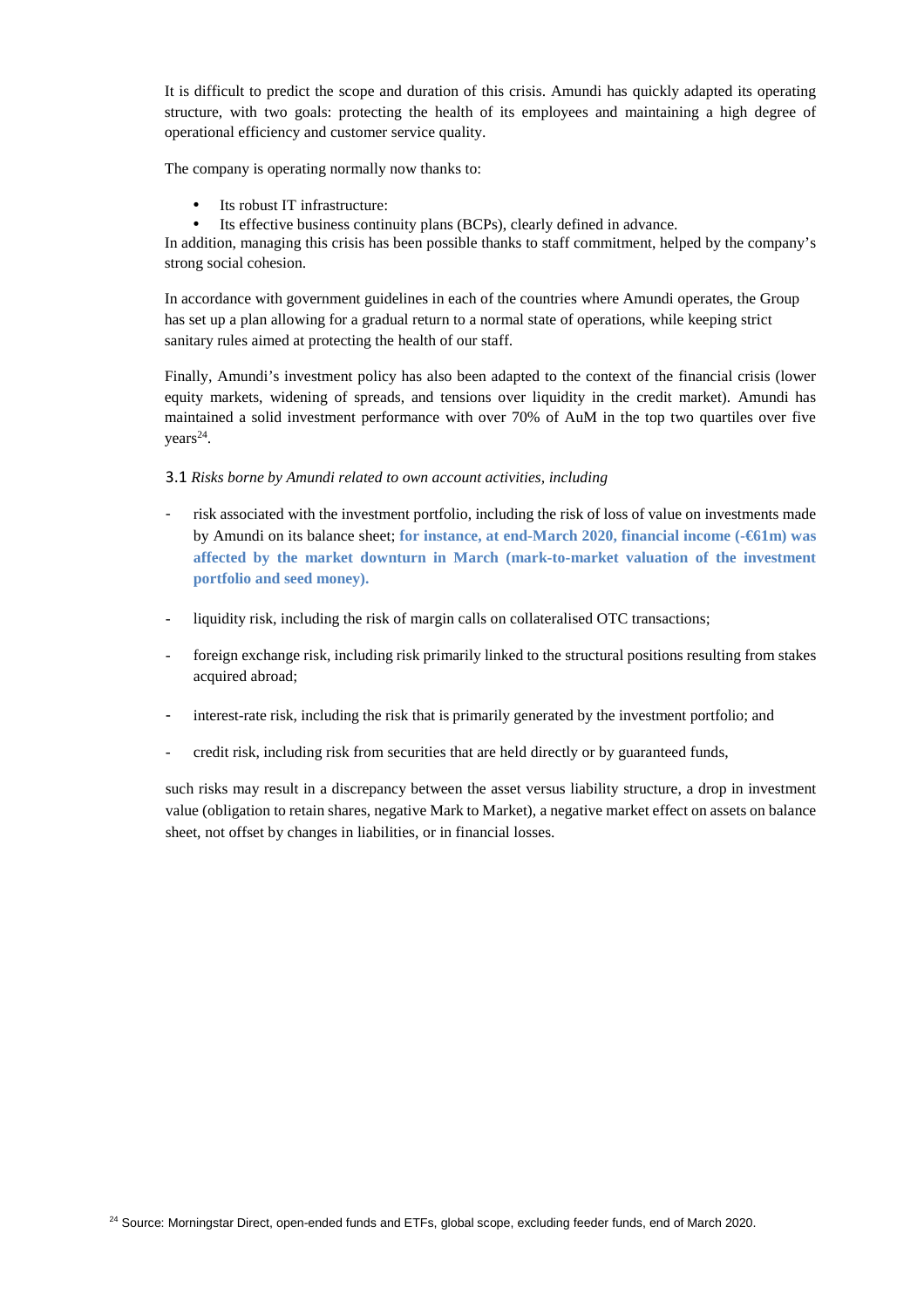It is difficult to predict the scope and duration of this crisis. Amundi has quickly adapted its operating structure, with two goals: protecting the health of its employees and maintaining a high degree of operational efficiency and customer service quality.

The company is operating normally now thanks to:

- Its robust IT infrastructure:
- Its effective business continuity plans (BCPs), clearly defined in advance.

In addition, managing this crisis has been possible thanks to staff commitment, helped by the company's strong social cohesion.

In accordance with government guidelines in each of the countries where Amundi operates, the Group has set up a plan allowing for a gradual return to a normal state of operations, while keeping strict sanitary rules aimed at protecting the health of our staff.

Finally, Amundi's investment policy has also been adapted to the context of the financial crisis (lower equity markets, widening of spreads, and tensions over liquidity in the credit market). Amundi has maintained a solid investment performance with over 70% of AuM in the top two quartiles over five years[24].

3.1 *Risks borne by Amundi related to own account activities, including*

- risk associated with the investment portfolio, including the risk of loss of value on investments made by Amundi on its balance sheet; **for instance, at end-March 2020, financial income (-€61m) was affected by the market downturn in March (mark-to-market valuation of the investment portfolio and seed money).**

- liquidity risk, including the risk of margin calls on collateralised OTC transactions;

- foreign exchange risk, including risk primarily linked to the structural positions resulting from stakes acquired abroad;

- interest-rate risk, including the risk that is primarily generated by the investment portfolio; and

- credit risk, including risk from securities that are held directly or by guaranteed funds,

such risks may result in a discrepancy between the asset versus liability structure, a drop in investment value (obligation to retain shares, negative Mark to Market), a negative market effect on assets on balance sheet, not offset by changes in liabilities, or in financial losses.

[24] Source: Morningstar Direct, open-ended funds and ETFs, global scope, excluding feeder funds, end of March 2020.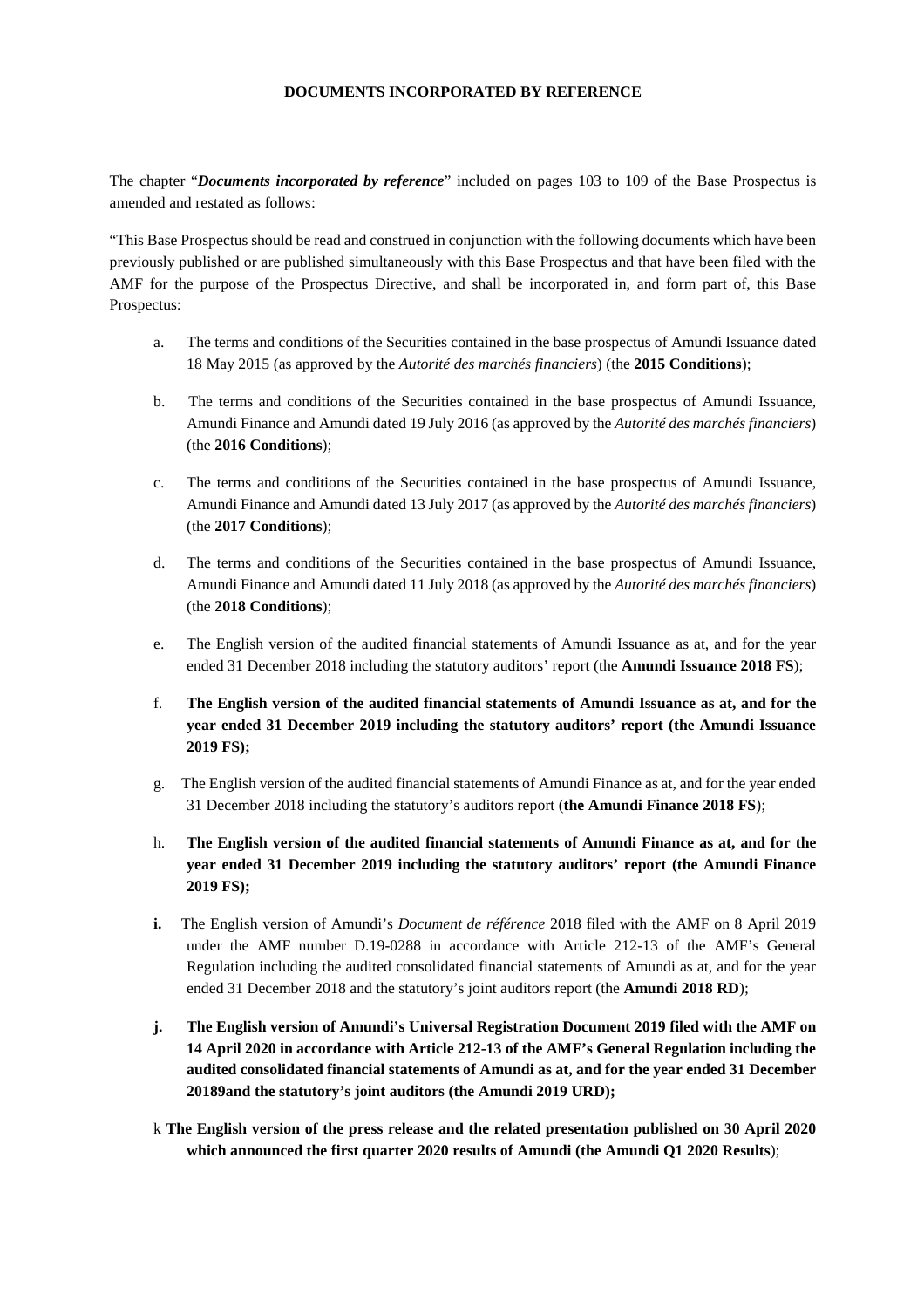**DOCUMENTS INCORPORATED BY REFERENCE**

The chapter "***Documents incorporated by reference***" included on pages 103 to 109 of the Base Prospectus is amended and restated as follows:

"This Base Prospectus should be read and construed in conjunction with the following documents which have been previously published or are published simultaneously with this Base Prospectus and that have been filed with the AMF for the purpose of the Prospectus Directive, and shall be incorporated in, and form part of, this Base Prospectus:

a. The terms and conditions of the Securities contained in the base prospectus of Amundi Issuance dated 18 May 2015 (as approved by the *Autorité des marchés financiers*) (the **2015 Conditions**);

b. The terms and conditions of the Securities contained in the base prospectus of Amundi Issuance, Amundi Finance and Amundi dated 19 July 2016 (as approved by the *Autorité des marchés financiers*) (the **2016 Conditions**);

c. The terms and conditions of the Securities contained in the base prospectus of Amundi Issuance, Amundi Finance and Amundi dated 13 July 2017 (as approved by the *Autorité des marchés financiers*) (the **2017 Conditions**);

d. The terms and conditions of the Securities contained in the base prospectus of Amundi Issuance, Amundi Finance and Amundi dated 11 July 2018 (as approved by the *Autorité des marchés financiers*) (the **2018 Conditions**);

e. The English version of the audited financial statements of Amundi Issuance as at, and for the year ended 31 December 2018 including the statutory auditors' report (the **Amundi Issuance 2018 FS**);

f. **The English version of the audited financial statements of Amundi Issuance as at, and for the year ended 31 December 2019 including the statutory auditors' report (the Amundi Issuance 2019 FS);**

g. The English version of the audited financial statements of Amundi Finance as at, and for the year ended 31 December 2018 including the statutory's auditors report (**the Amundi Finance 2018 FS**);

h. **The English version of the audited financial statements of Amundi Finance as at, and for the year ended 31 December 2019 including the statutory auditors' report (the Amundi Finance 2019 FS);**

**i.** The English version of Amundi's *Document de référence* 2018 filed with the AMF on 8 April 2019 under the AMF number D.19-0288 in accordance with Article 212-13 of the AMF's General Regulation including the audited consolidated financial statements of Amundi as at, and for the year ended 31 December 2018 and the statutory's joint auditors report (the **Amundi 2018 RD**);

**j. The English version of Amundi's Universal Registration Document 2019 filed with the AMF on 14 April 2020 in accordance with Article 212-13 of the AMF's General Regulation including the audited consolidated financial statements of Amundi as at, and for the year ended 31 December 20189and the statutory's joint auditors (the Amundi 2019 URD);**

k **The English version of the press release and the related presentation published on 30 April 2020 which announced the first quarter 2020 results of Amundi (the Amundi Q1 2020 Results**);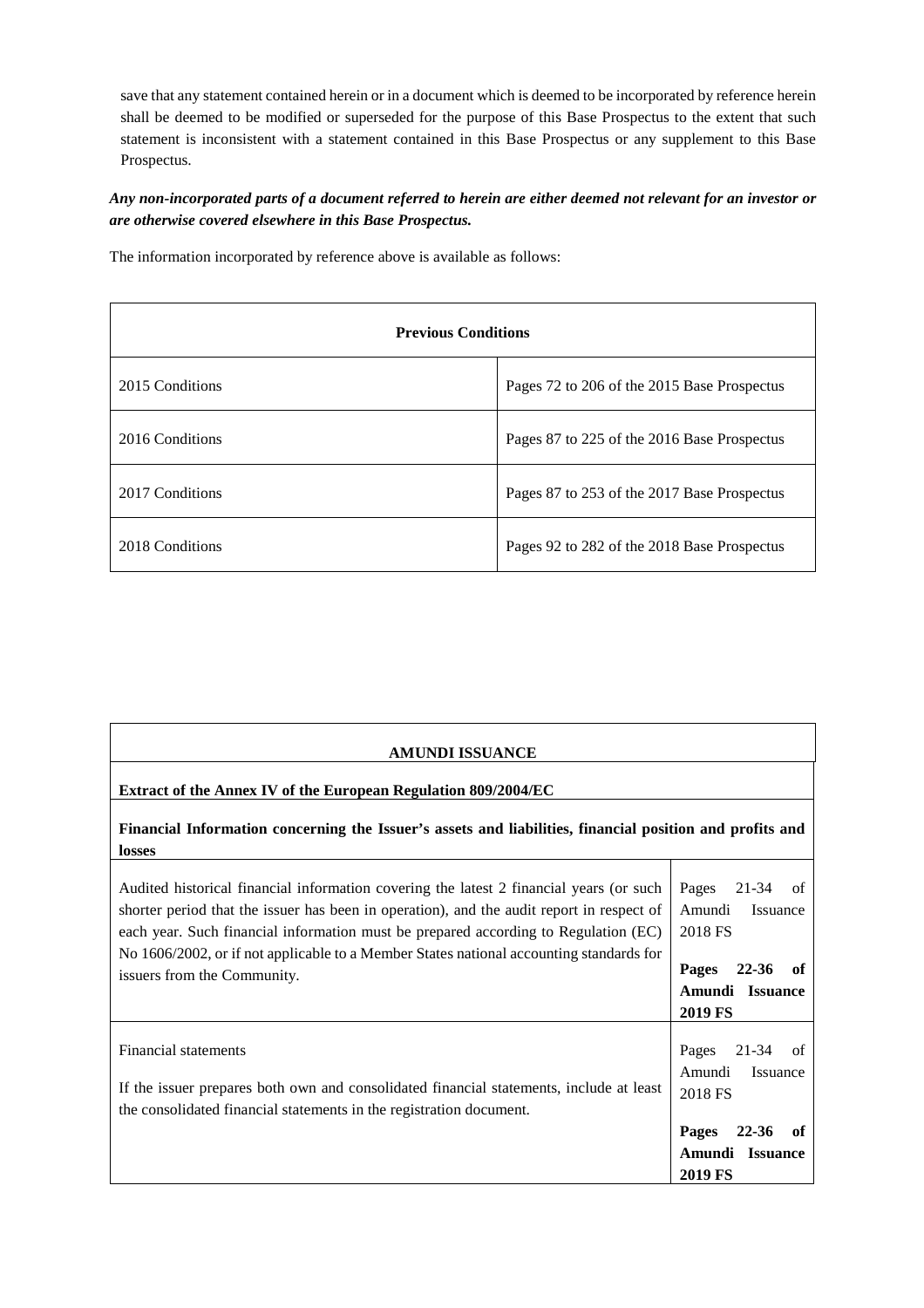save that any statement contained herein or in a document which is deemed to be incorporated by reference herein shall be deemed to be modified or superseded for the purpose of this Base Prospectus to the extent that such statement is inconsistent with a statement contained in this Base Prospectus or any supplement to this Base Prospectus.

***Any non-incorporated parts of a document referred to herein are either deemed not relevant for an investor or are otherwise covered elsewhere in this Base Prospectus.***

The information incorporated by reference above is available as follows:

| **Previous Conditions** | |
|---|---|
| 2015 Conditions | Pages 72 to 206 of the 2015 Base Prospectus |
| 2016 Conditions | Pages 87 to 225 of the 2016 Base Prospectus |
| 2017 Conditions | Pages 87 to 253 of the 2017 Base Prospectus |
| 2018 Conditions | Pages 92 to 282 of the 2018 Base Prospectus |

| **AMUNDI ISSUANCE** | |
|---|---|
| **Extract of the Annex IV of the European Regulation 809/2004/EC** | |
| **Financial Information concerning the Issuer's assets and liabilities, financial position and profits and losses** | |
| Audited historical financial information covering the latest 2 financial years (or such shorter period that the issuer has been in operation), and the audit report in respect of each year. Such financial information must be prepared according to Regulation (EC) No 1606/2002, or if not applicable to a Member States national accounting standards for issuers from the Community. | Pages 21-34 of Amundi Issuance 2018 FS<br><br>**Pages 22-36 of Amundi Issuance 2019 FS** |
| Financial statements<br><br>If the issuer prepares both own and consolidated financial statements, include at least the consolidated financial statements in the registration document. | Pages 21-34 of Amundi Issuance 2018 FS<br><br>**Pages 22-36 of Amundi Issuance 2019 FS** |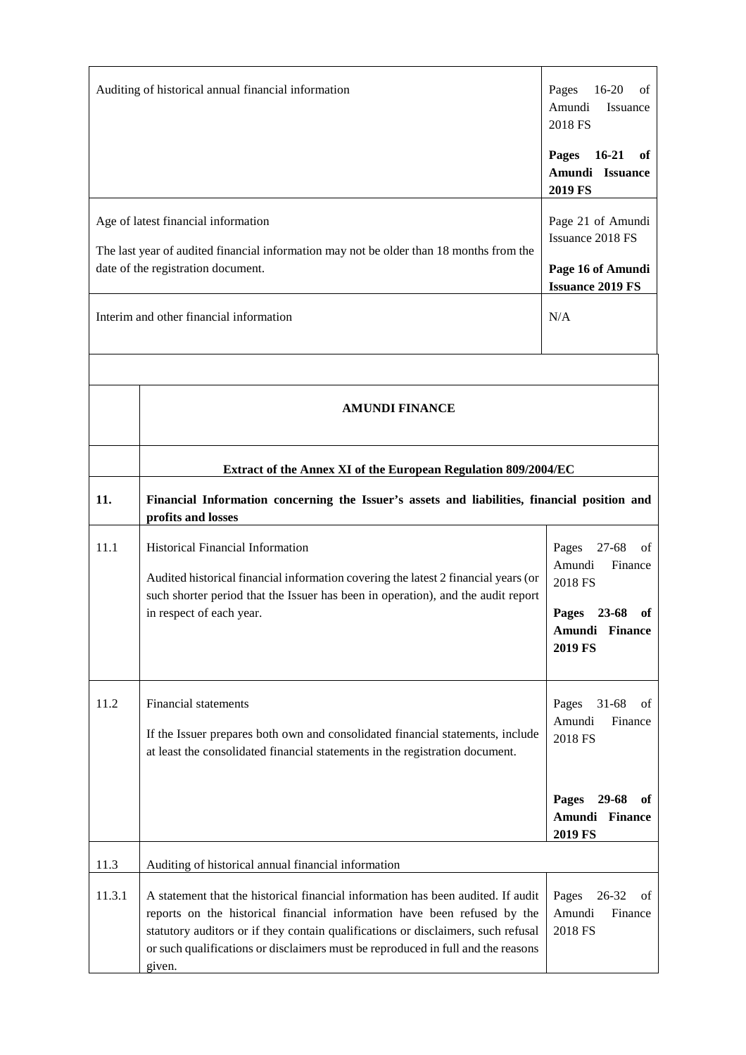| Auditing of historical annual financial information | Pages 16-20 of Amundi Issuance 2018 FS<br><br>**Pages 16-21 of Amundi Issuance 2019 FS** |
|---|---|
| Age of latest financial information<br><br>The last year of audited financial information may not be older than 18 months from the date of the registration document. | Page 21 of Amundi Issuance 2018 FS<br><br>**Page 16 of Amundi Issuance 2019 FS** |
| Interim and other financial information | N/A |

| | **AMUNDI FINANCE** | |
|---|---|---|
| | **Extract of the Annex XI of the European Regulation 809/2004/EC** | |
| **11.** | **Financial Information concerning the Issuer's assets and liabilities, financial position and profits and losses** | |
| 11.1 | Historical Financial Information<br><br>Audited historical financial information covering the latest 2 financial years (or such shorter period that the Issuer has been in operation), and the audit report in respect of each year. | Pages 27-68 of Amundi Finance 2018 FS<br><br>**Pages 23-68 of Amundi Finance 2019 FS** |
| 11.2 | Financial statements<br><br>If the Issuer prepares both own and consolidated financial statements, include at least the consolidated financial statements in the registration document. | Pages 31-68 of Amundi Finance 2018 FS<br><br>**Pages 29-68 of Amundi Finance 2019 FS** |
| 11.3 | Auditing of historical annual financial information | |
| 11.3.1 | A statement that the historical financial information has been audited. If audit reports on the historical financial information have been refused by the statutory auditors or if they contain qualifications or disclaimers, such refusal or such qualifications or disclaimers must be reproduced in full and the reasons given. | Pages 26-32 of Amundi Finance 2018 FS |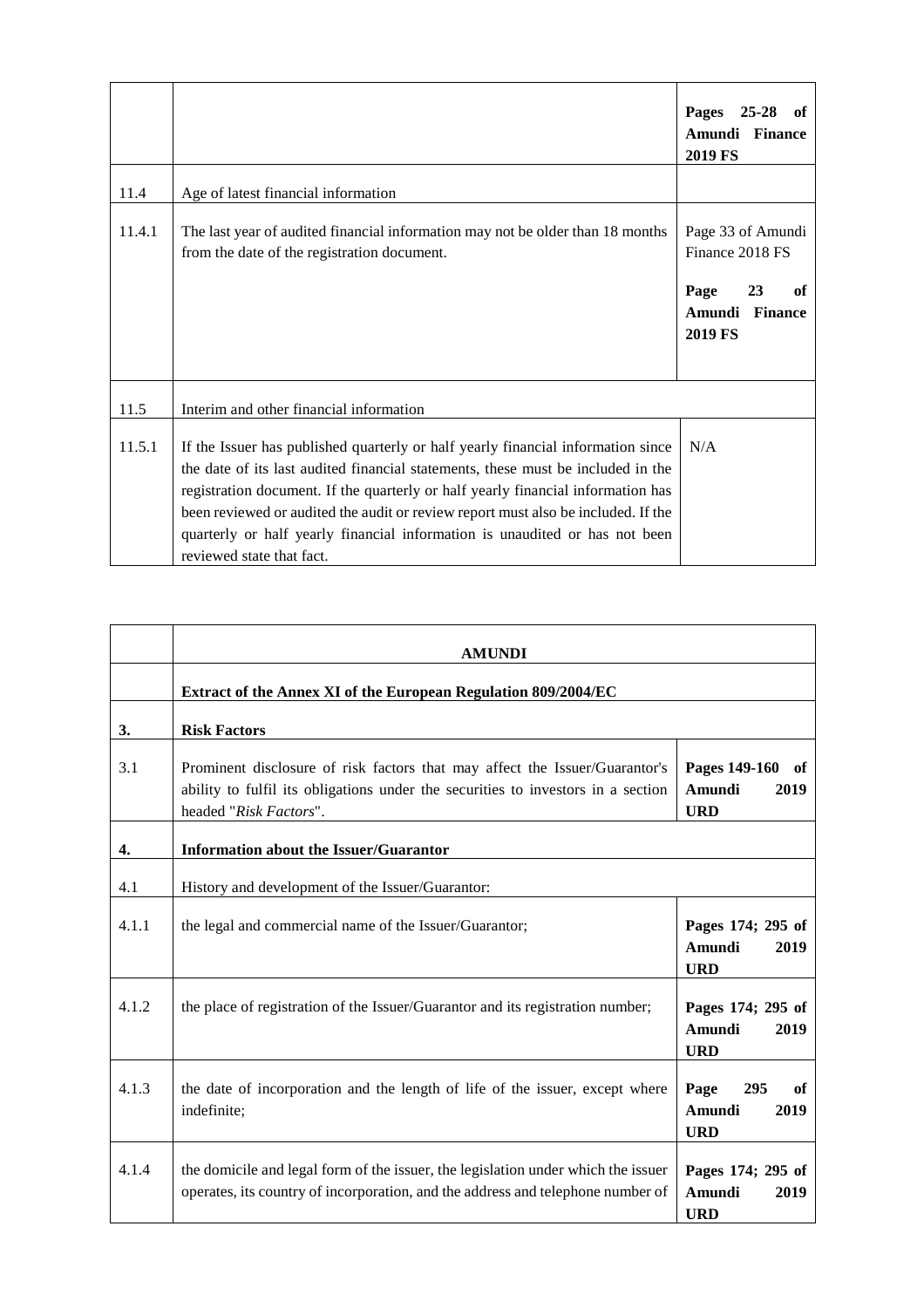| | | |
|---|---|---|
| | | **Pages 25-28 of Amundi Finance 2019 FS** |
| 11.4 | Age of latest financial information | |
| 11.4.1 | The last year of audited financial information may not be older than 18 months from the date of the registration document. | Page 33 of Amundi Finance 2018 FS<br><br>**Page 23 of Amundi Finance 2019 FS** |
| 11.5 | Interim and other financial information | |
| 11.5.1 | If the Issuer has published quarterly or half yearly financial information since the date of its last audited financial statements, these must be included in the registration document. If the quarterly or half yearly financial information has been reviewed or audited the audit or review report must also be included. If the quarterly or half yearly financial information is unaudited or has not been reviewed state that fact. | N/A |

| | | |
|---|---|---|
| | **AMUNDI** | |
| | **Extract of the Annex XI of the European Regulation 809/2004/EC** | |
| **3.** | **Risk Factors** | |
| 3.1 | Prominent disclosure of risk factors that may affect the Issuer/Guarantor's ability to fulfil its obligations under the securities to investors in a section headed "*Risk Factors*". | **Pages 149-160 of Amundi 2019 URD** |
| **4.** | **Information about the Issuer/Guarantor** | |
| 4.1 | History and development of the Issuer/Guarantor: | |
| 4.1.1 | the legal and commercial name of the Issuer/Guarantor; | **Pages 174; 295 of Amundi 2019 URD** |
| 4.1.2 | the place of registration of the Issuer/Guarantor and its registration number; | **Pages 174; 295 of Amundi 2019 URD** |
| 4.1.3 | the date of incorporation and the length of life of the issuer, except where indefinite; | **Page 295 of Amundi 2019 URD** |
| 4.1.4 | the domicile and legal form of the issuer, the legislation under which the issuer operates, its country of incorporation, and the address and telephone number of | **Pages 174; 295 of Amundi 2019 URD** |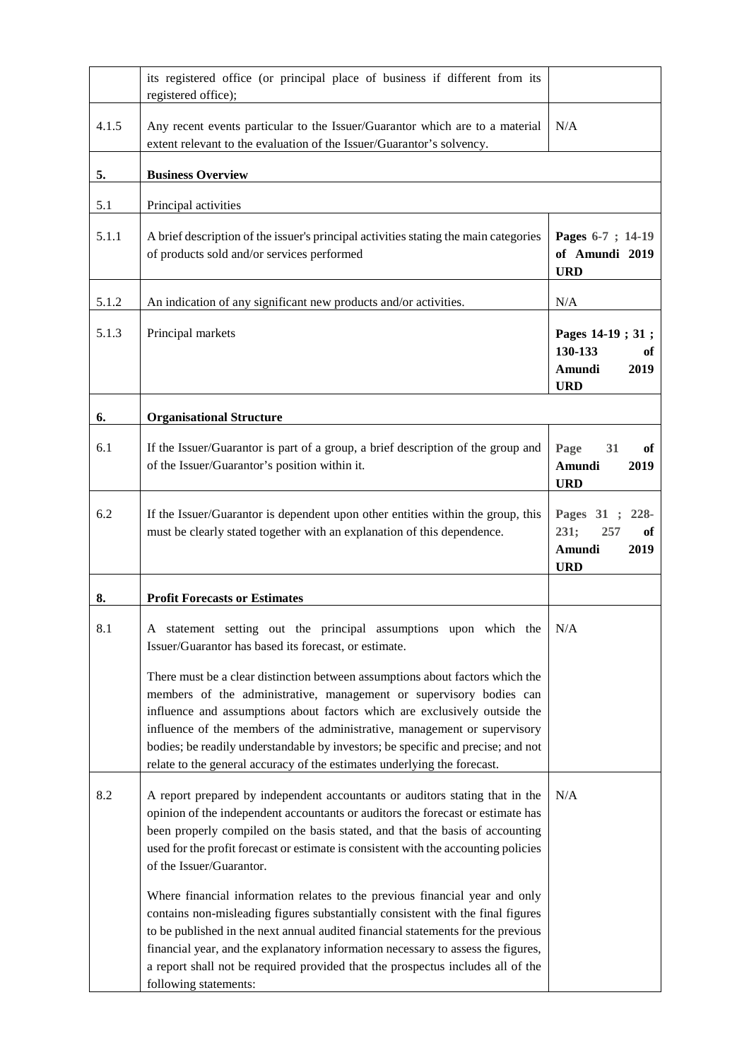| | | |
|---|---|---|
| | its registered office (or principal place of business if different from its registered office); | |
| 4.1.5 | Any recent events particular to the Issuer/Guarantor which are to a material extent relevant to the evaluation of the Issuer/Guarantor's solvency. | N/A |
| **5.** | **Business Overview** | |
| 5.1 | Principal activities | |
| 5.1.1 | A brief description of the issuer's principal activities stating the main categories of products sold and/or services performed | **Pages 6-7 ; 14-19 of Amundi 2019 URD** |
| 5.1.2 | An indication of any significant new products and/or activities. | N/A |
| 5.1.3 | Principal markets | **Pages 14-19 ; 31 ; 130-133 of Amundi 2019 URD** |
| **6.** | **Organisational Structure** | |
| 6.1 | If the Issuer/Guarantor is part of a group, a brief description of the group and of the Issuer/Guarantor's position within it. | **Page 31 of Amundi 2019 URD** |
| 6.2 | If the Issuer/Guarantor is dependent upon other entities within the group, this must be clearly stated together with an explanation of this dependence. | **Pages 31 ; 228-231; 257 of Amundi 2019 URD** |
| **8.** | **Profit Forecasts or Estimates** | |
| 8.1 | A statement setting out the principal assumptions upon which the Issuer/Guarantor has based its forecast, or estimate.<br><br>There must be a clear distinction between assumptions about factors which the members of the administrative, management or supervisory bodies can influence and assumptions about factors which are exclusively outside the influence of the members of the administrative, management or supervisory bodies; be readily understandable by investors; be specific and precise; and not relate to the general accuracy of the estimates underlying the forecast. | N/A |
| 8.2 | A report prepared by independent accountants or auditors stating that in the opinion of the independent accountants or auditors the forecast or estimate has been properly compiled on the basis stated, and that the basis of accounting used for the profit forecast or estimate is consistent with the accounting policies of the Issuer/Guarantor.<br><br>Where financial information relates to the previous financial year and only contains non-misleading figures substantially consistent with the final figures to be published in the next annual audited financial statements for the previous financial year, and the explanatory information necessary to assess the figures, a report shall not be required provided that the prospectus includes all of the following statements: | N/A |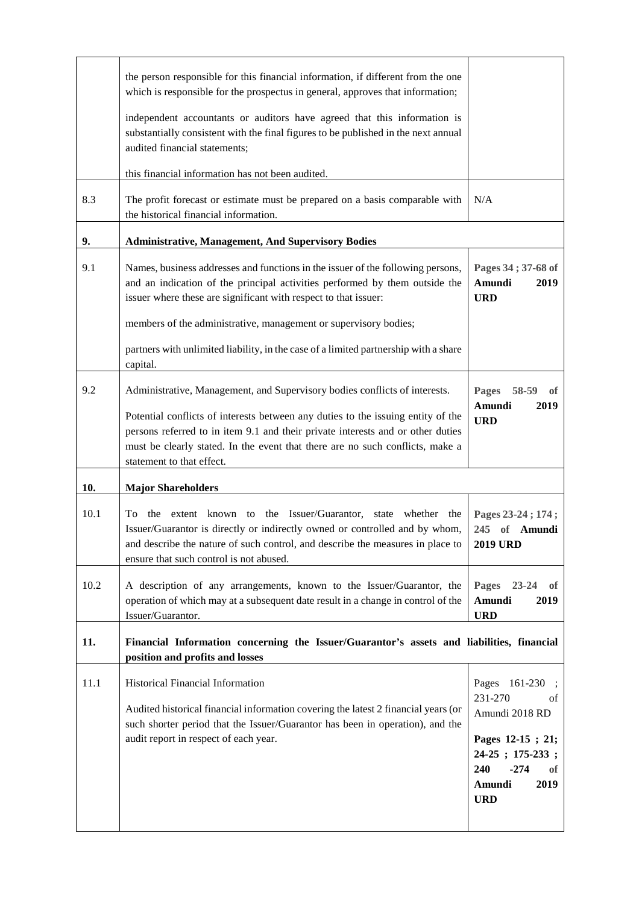| | | |
|---|---|---|
| | the person responsible for this financial information, if different from the one which is responsible for the prospectus in general, approves that information;<br><br>independent accountants or auditors have agreed that this information is substantially consistent with the final figures to be published in the next annual audited financial statements;<br><br>this financial information has not been audited. | |
| 8.3 | The profit forecast or estimate must be prepared on a basis comparable with the historical financial information. | N/A |
| **9.** | **Administrative, Management, And Supervisory Bodies** | |
| 9.1 | Names, business addresses and functions in the issuer of the following persons, and an indication of the principal activities performed by them outside the issuer where these are significant with respect to that issuer:<br><br>members of the administrative, management or supervisory bodies;<br><br>partners with unlimited liability, in the case of a limited partnership with a share capital. | **Pages 34 ; 37-68 of Amundi 2019 URD** |
| 9.2 | Administrative, Management, and Supervisory bodies conflicts of interests.<br><br>Potential conflicts of interests between any duties to the issuing entity of the persons referred to in item 9.1 and their private interests and or other duties must be clearly stated. In the event that there are no such conflicts, make a statement to that effect. | **Pages 58-59 of Amundi 2019 URD** |
| **10.** | **Major Shareholders** | |
| 10.1 | To the extent known to the Issuer/Guarantor, state whether the Issuer/Guarantor is directly or indirectly owned or controlled and by whom, and describe the nature of such control, and describe the measures in place to ensure that such control is not abused. | **Pages 23-24 ; 174 ; 245 of Amundi 2019 URD** |
| 10.2 | A description of any arrangements, known to the Issuer/Guarantor, the operation of which may at a subsequent date result in a change in control of the Issuer/Guarantor. | **Pages 23-24 of Amundi 2019 URD** |
| **11.** | **Financial Information concerning the Issuer/Guarantor's assets and liabilities, financial position and profits and losses** | |
| 11.1 | Historical Financial Information<br><br>Audited historical financial information covering the latest 2 financial years (or such shorter period that the Issuer/Guarantor has been in operation), and the audit report in respect of each year. | Pages 161-230 ; 231-270 of Amundi 2018 RD<br><br>**Pages 12-15 ; 21; 24-25 ; 175-233 ; 240 -274 of Amundi 2019 URD** |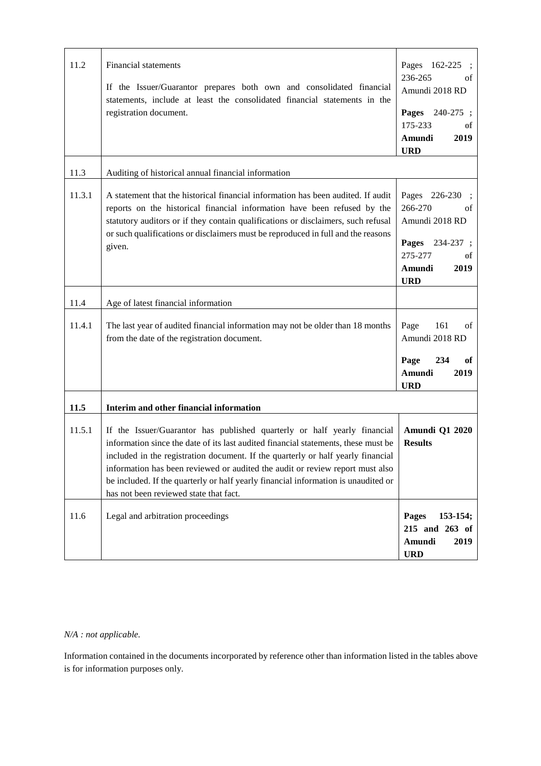| | | |
|---|---|---|
| 11.2 | Financial statements<br><br>If the Issuer/Guarantor prepares both own and consolidated financial statements, include at least the consolidated financial statements in the registration document. | Pages 162-225 ; 236-265 of Amundi 2018 RD<br><br>**Pages 240-275 ; 175-233 of Amundi 2019 URD** |
| 11.3 | Auditing of historical annual financial information | |
| 11.3.1 | A statement that the historical financial information has been audited. If audit reports on the historical financial information have been refused by the statutory auditors or if they contain qualifications or disclaimers, such refusal or such qualifications or disclaimers must be reproduced in full and the reasons given. | Pages 226-230 ; 266-270 of Amundi 2018 RD<br><br>**Pages 234-237 ; 275-277 of Amundi 2019 URD** |
| 11.4 | Age of latest financial information | |
| 11.4.1 | The last year of audited financial information may not be older than 18 months from the date of the registration document. | Page 161 of Amundi 2018 RD<br><br>**Page 234 of Amundi 2019 URD** |
| **11.5** | **Interim and other financial information** | |
| 11.5.1 | If the Issuer/Guarantor has published quarterly or half yearly financial information since the date of its last audited financial statements, these must be included in the registration document. If the quarterly or half yearly financial information has been reviewed or audited the audit or review report must also be included. If the quarterly or half yearly financial information is unaudited or has not been reviewed state that fact. | **Amundi Q1 2020 Results** |
| 11.6 | Legal and arbitration proceedings | **Pages 153-154; 215 and 263 of Amundi 2019 URD** |

*N/A : not applicable.*

Information contained in the documents incorporated by reference other than information listed in the tables above is for information purposes only.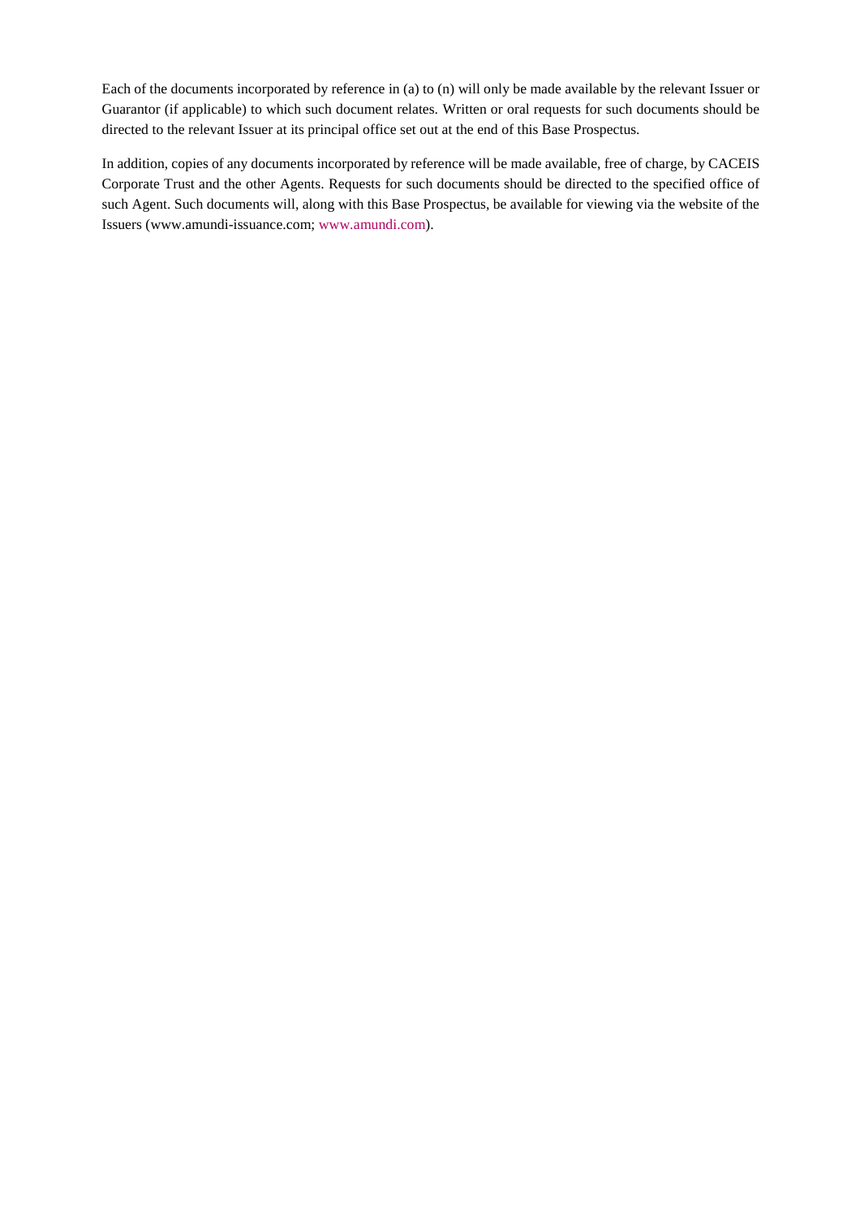Each of the documents incorporated by reference in (a) to (n) will only be made available by the relevant Issuer or Guarantor (if applicable) to which such document relates. Written or oral requests for such documents should be directed to the relevant Issuer at its principal office set out at the end of this Base Prospectus.

In addition, copies of any documents incorporated by reference will be made available, free of charge, by CACEIS Corporate Trust and the other Agents. Requests for such documents should be directed to the specified office of such Agent. Such documents will, along with this Base Prospectus, be available for viewing via the website of the Issuers (www.amundi-issuance.com; www.amundi.com).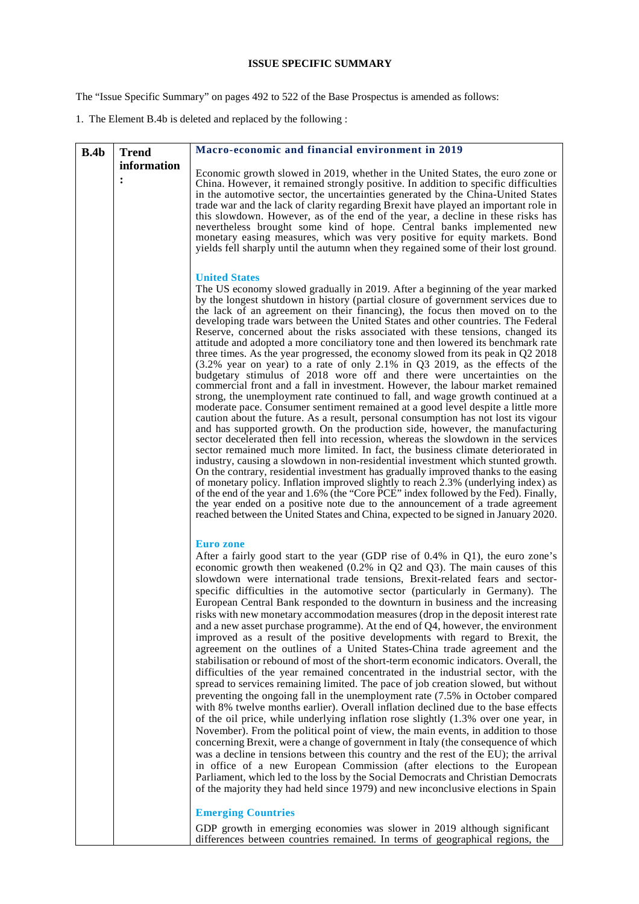**ISSUE SPECIFIC SUMMARY**

The "Issue Specific Summary" on pages 492 to 522 of the Base Prospectus is amended as follows:

1. The Element B.4b is deleted and replaced by the following :

| **B.4b** | **Trend information :** | **Macro-economic and financial environment in 2019**<br><br>Economic growth slowed in 2019, whether in the United States, the euro zone or China. However, it remained strongly positive. In addition to specific difficulties in the automotive sector, the uncertainties generated by the China-United States trade war and the lack of clarity regarding Brexit have played an important role in this slowdown. However, as of the end of the year, a decline in these risks has nevertheless brought some kind of hope. Central banks implemented new monetary easing measures, which was very positive for equity markets. Bond yields fell sharply until the autumn when they regained some of their lost ground.<br><br>**United States**<br>The US economy slowed gradually in 2019. After a beginning of the year marked by the longest shutdown in history (partial closure of government services due to the lack of an agreement on their financing), the focus then moved on to the developing trade wars between the United States and other countries. The Federal Reserve, concerned about the risks associated with these tensions, changed its attitude and adopted a more conciliatory tone and then lowered its benchmark rate three times. As the year progressed, the economy slowed from its peak in Q2 2018 (3.2% year on year) to a rate of only 2.1% in Q3 2019, as the effects of the budgetary stimulus of 2018 wore off and there were uncertainties on the commercial front and a fall in investment. However, the labour market remained strong, the unemployment rate continued to fall, and wage growth continued at a moderate pace. Consumer sentiment remained at a good level despite a little more caution about the future. As a result, personal consumption has not lost its vigour and has supported growth. On the production side, however, the manufacturing sector decelerated then fell into recession, whereas the slowdown in the services sector remained much more limited. In fact, the business climate deteriorated in industry, causing a slowdown in non-residential investment which stunted growth. On the contrary, residential investment has gradually improved thanks to the easing of monetary policy. Inflation improved slightly to reach 2.3% (underlying index) as of the end of the year and 1.6% (the "Core PCE" index followed by the Fed). Finally, the year ended on a positive note due to the announcement of a trade agreement reached between the United States and China, expected to be signed in January 2020.<br><br>**Euro zone**<br>After a fairly good start to the year (GDP rise of 0.4% in Q1), the euro zone's economic growth then weakened (0.2% in Q2 and Q3). The main causes of this slowdown were international trade tensions, Brexit-related fears and sector-specific difficulties in the automotive sector (particularly in Germany). The European Central Bank responded to the downturn in business and the increasing risks with new monetary accommodation measures (drop in the deposit interest rate and a new asset purchase programme). At the end of Q4, however, the environment improved as a result of the positive developments with regard to Brexit, the agreement on the outlines of a United States-China trade agreement and the stabilisation or rebound of most of the short-term economic indicators. Overall, the difficulties of the year remained concentrated in the industrial sector, with the spread to services remaining limited. The pace of job creation slowed, but without preventing the ongoing fall in the unemployment rate (7.5% in October compared with 8% twelve months earlier). Overall inflation declined due to the base effects of the oil price, while underlying inflation rose slightly (1.3% over one year, in November). From the political point of view, the main events, in addition to those concerning Brexit, were a change of government in Italy (the consequence of which was a decline in tensions between this country and the rest of the EU); the arrival in office of a new European Commission (after elections to the European Parliament, which led to the loss by the Social Democrats and Christian Democrats of the majority they had held since 1979) and new inconclusive elections in Spain<br><br>**Emerging Countries**<br><br>GDP growth in emerging economies was slower in 2019 although significant differences between countries remained. In terms of geographical regions, the |
|---|---|---|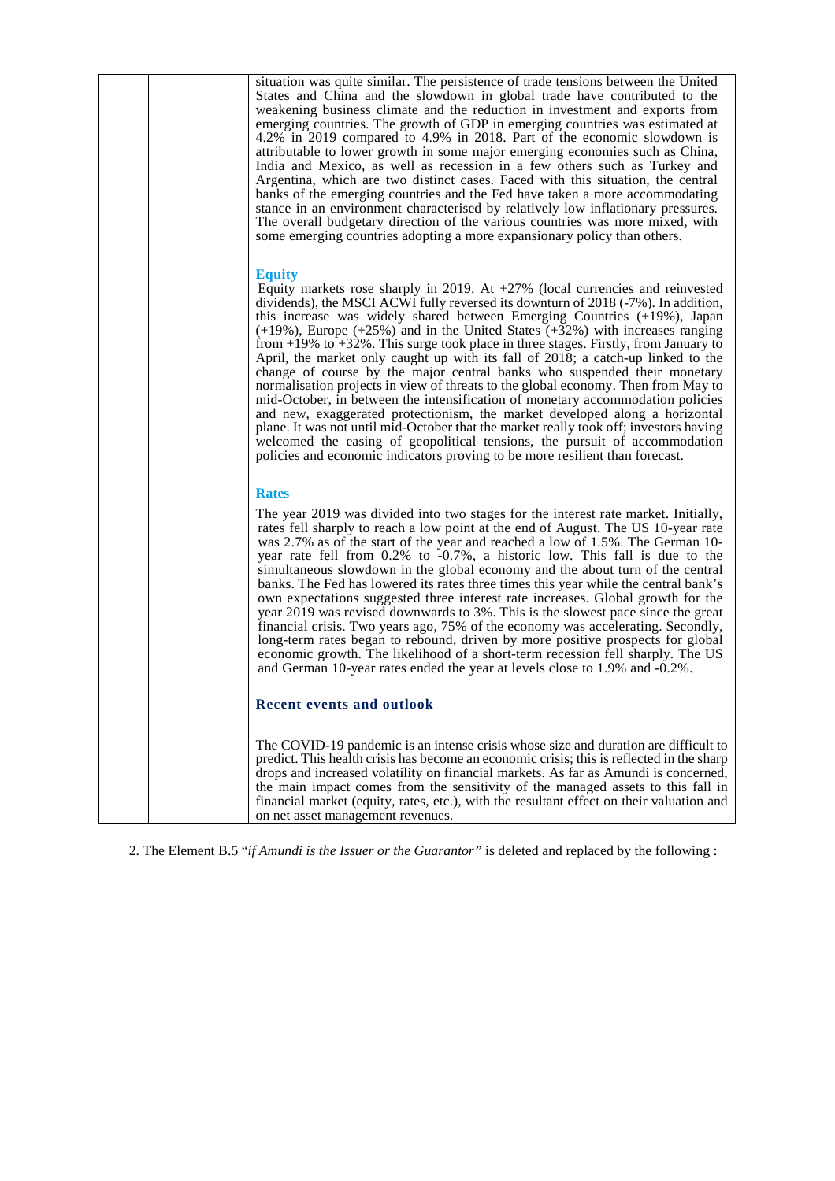| | | situation was quite similar. The persistence of trade tensions between the United States and China and the slowdown in global trade have contributed to the weakening business climate and the reduction in investment and exports from emerging countries. The growth of GDP in emerging countries was estimated at 4.2% in 2019 compared to 4.9% in 2018. Part of the economic slowdown is attributable to lower growth in some major emerging economies such as China, India and Mexico, as well as recession in a few others such as Turkey and Argentina, which are two distinct cases. Faced with this situation, the central banks of the emerging countries and the Fed have taken a more accommodating stance in an environment characterised by relatively low inflationary pressures. The overall budgetary direction of the various countries was more mixed, with some emerging countries adopting a more expansionary policy than others.<br><br>**Equity**<br>Equity markets rose sharply in 2019. At +27% (local currencies and reinvested dividends), the MSCI ACWI fully reversed its downturn of 2018 (-7%). In addition, this increase was widely shared between Emerging Countries (+19%), Japan (+19%), Europe (+25%) and in the United States (+32%) with increases ranging from +19% to +32%. This surge took place in three stages. Firstly, from January to April, the market only caught up with its fall of 2018; a catch-up linked to the change of course by the major central banks who suspended their monetary normalisation projects in view of threats to the global economy. Then from May to mid-October, in between the intensification of monetary accommodation policies and new, exaggerated protectionism, the market developed along a horizontal plane. It was not until mid-October that the market really took off; investors having welcomed the easing of geopolitical tensions, the pursuit of accommodation policies and economic indicators proving to be more resilient than forecast.<br><br>**Rates**<br>The year 2019 was divided into two stages for the interest rate market. Initially, rates fell sharply to reach a low point at the end of August. The US 10-year rate was 2.7% as of the start of the year and reached a low of 1.5%. The German 10-year rate fell from 0.2% to -0.7%, a historic low. This fall is due to the simultaneous slowdown in the global economy and the about turn of the central banks. The Fed has lowered its rates three times this year while the central bank's own expectations suggested three interest rate increases. Global growth for the year 2019 was revised downwards to 3%. This is the slowest pace since the great financial crisis. Two years ago, 75% of the economy was accelerating. Secondly, long-term rates began to rebound, driven by more positive prospects for global economic growth. The likelihood of a short-term recession fell sharply. The US and German 10-year rates ended the year at levels close to 1.9% and -0.2%.<br><br>**Recent events and outlook**<br><br>The COVID-19 pandemic is an intense crisis whose size and duration are difficult to predict. This health crisis has become an economic crisis; this is reflected in the sharp drops and increased volatility on financial markets. As far as Amundi is concerned, the main impact comes from the sensitivity of the managed assets to this fall in financial market (equity, rates, etc.), with the resultant effect on their valuation and on net asset management revenues. |
|---|---|---|

2. The Element B.5 "*if Amundi is the Issuer or the Guarantor*" is deleted and replaced by the following :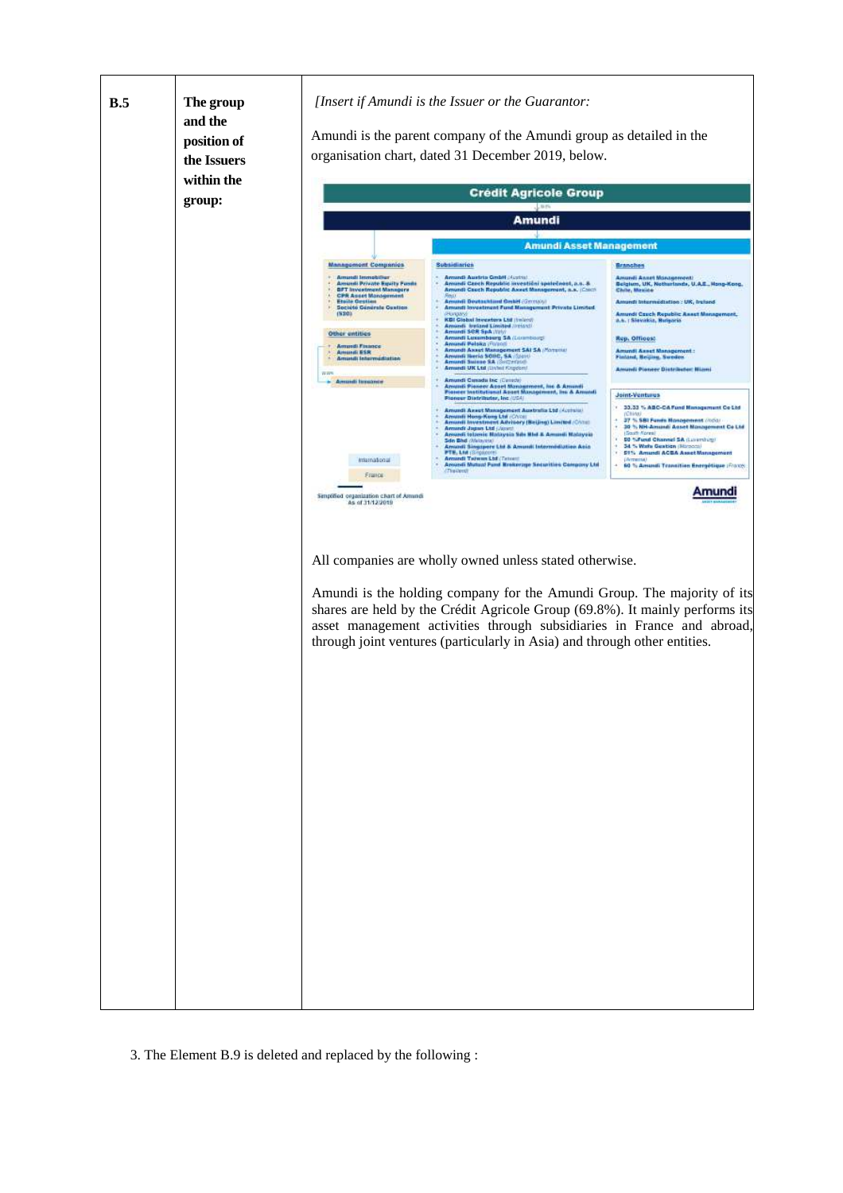| | | |
|---|---|---|
| **B.5** | **The group and the position of the Issuers within the group:** | *[Insert if Amundi is the Issuer or the Guarantor:*<br><br>Amundi is the parent company of the Amundi group as detailed in the organisation chart, dated 31 December 2019, below.<br><br>**Crédit Agricole Group**<br>**Amundi**<br>**Amundi Asset Management**<br><br>**Management Companies**<br>- Amundi Immobilier<br>- Amundi Private Equity Funds<br>- BFT Investment Managers<br>- CPR Asset Management<br>- Etoile Gestion<br>- Société Générale Gestion (S2G)<br><br>**Other entities**<br>- Amundi Finance<br>- Amundi ESR<br>- Amundi Intermédiation<br><br>- Amundi Issuance<br><br>**Subsidiaries**<br>- Amundi Austria GmbH (Austria)<br>- Amundi Czech Republic investiční společnost, a.s. & Amundi Czech Republic Asset Management, a.s. (Czech Rep)<br>- Amundi Deutschland GmbH (Germany)<br>- Amundi Investment Fund Management Private Limited (Hungary)<br>- KBI Global Investors Ltd (Ireland)<br>- Amundi Ireland Limited (Ireland)<br>- Amundi SGR SpA (Italy)<br>- Amundi Luxembourg SA (Luxembourg)<br>- Amundi Polska (Poland)<br>- Amundi Asset Management SAI SA (Romania)<br>- Amundi Iberia SGIIC, SA (Spain)<br>- Amundi Suisse SA (Switzerland)<br>- Amundi UK Ltd (United Kingdom)<br><br>- Amundi Canada Inc (Canada)<br>- Amundi Pioneer Asset Management, Inc & Amundi Pioneer Institutional Asset Management, Inc & Amundi Pioneer Distributor, Inc (USA)<br><br>- Amundi Asset Management Australia Ltd (Australia)<br>- Amundi Hong-Kong Ltd (China)<br>- Amundi Investment Advisory (Beijing) Limited (China)<br>- Amundi Japan Ltd (Japan)<br>- Amundi Islamic Malaysia Sdn Bhd & Amundi Malaysia Sdn Bhd (Malaysia)<br>- Amundi Singapore Ltd & Amundi Intermédiation Asia PTE. Ltd (Singapore)<br>- Amundi Taiwan Ltd (Taiwan)<br>- Amundi Mutual Fund Brokerage Securities Company Ltd (Thailand)<br><br>**Branches**<br>Amundi Asset Management: Belgium, UK, Netherlands, U.A.E., Hong-Kong, Chile, Mexico<br>Amundi Intermédiation : UK, Ireland<br>Amundi Czech Republic Asset Management, a.s. : Slovakia, Bulgaria<br><br>**Rep. Offices:**<br>Amundi Asset Management : Finland, Beijing, Sweden<br>Amundi Pioneer Distributor: Miami<br><br>**Joint-Ventures**<br>- 33.33 % ABC-CA Fund Management Co Ltd (China)<br>- 37 % SBI Funds Management (India)<br>- 30 % NH-Amundi Asset Management Co Ltd (South Korea)<br>- 50 % Fund Channel SA (Luxembourg)<br>- 34 % Wafa Gestion (Morocco)<br>- 51% Amundi ACBA Asset Management (Armenia)<br>- 60 % Amundi Transition Energétique (France)<br><br>International<br>France<br><br>Simplified organization chart of Amundi As of 31/12/2019<br><br>All companies are wholly owned unless stated otherwise.<br><br>Amundi is the holding company for the Amundi Group. The majority of its shares are held by the Crédit Agricole Group (69.8%). It mainly performs its asset management activities through subsidiaries in France and abroad, through joint ventures (particularly in Asia) and through other entities. |

3. The Element B.9 is deleted and replaced by the following :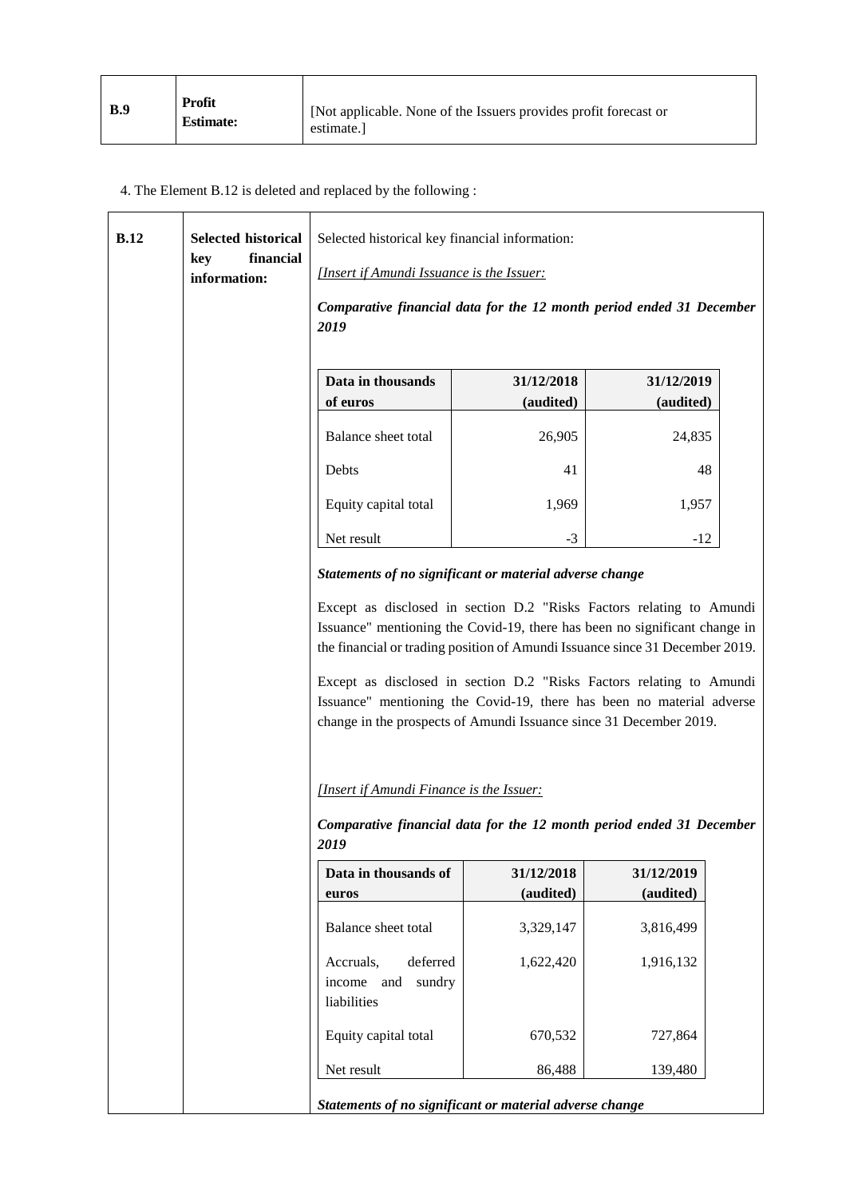| B.9 | Profit Estimate: | [Not applicable. None of the Issuers provides profit forecast or estimate.] |
|---|---|---|

4. The Element B.12 is deleted and replaced by the following :

**B.12** | **Selected historical key financial information:**

Selected historical key financial information:

*[Insert if Amundi Issuance is the Issuer:*

***Comparative financial data for the 12 month period ended 31 December 2019***

| Data in thousands of euros | 31/12/2018 (audited) | 31/12/2019 (audited) |
|---|---|---|
| Balance sheet total | 26,905 | 24,835 |
| Debts | 41 | 48 |
| Equity capital total | 1,969 | 1,957 |
| Net result | -3 | -12 |

***Statements of no significant or material adverse change***

Except as disclosed in section D.2 "Risks Factors relating to Amundi Issuance" mentioning the Covid-19, there has been no significant change in the financial or trading position of Amundi Issuance since 31 December 2019.

Except as disclosed in section D.2 "Risks Factors relating to Amundi Issuance" mentioning the Covid-19, there has been no material adverse change in the prospects of Amundi Issuance since 31 December 2019.

*[Insert if Amundi Finance is the Issuer:*

***Comparative financial data for the 12 month period ended 31 December 2019***

| Data in thousands of euros | 31/12/2018 (audited) | 31/12/2019 (audited) |
|---|---|---|
| Balance sheet total | 3,329,147 | 3,816,499 |
| Accruals, deferred income and sundry liabilities | 1,622,420 | 1,916,132 |
| Equity capital total | 670,532 | 727,864 |
| Net result | 86,488 | 139,480 |

***Statements of no significant or material adverse change***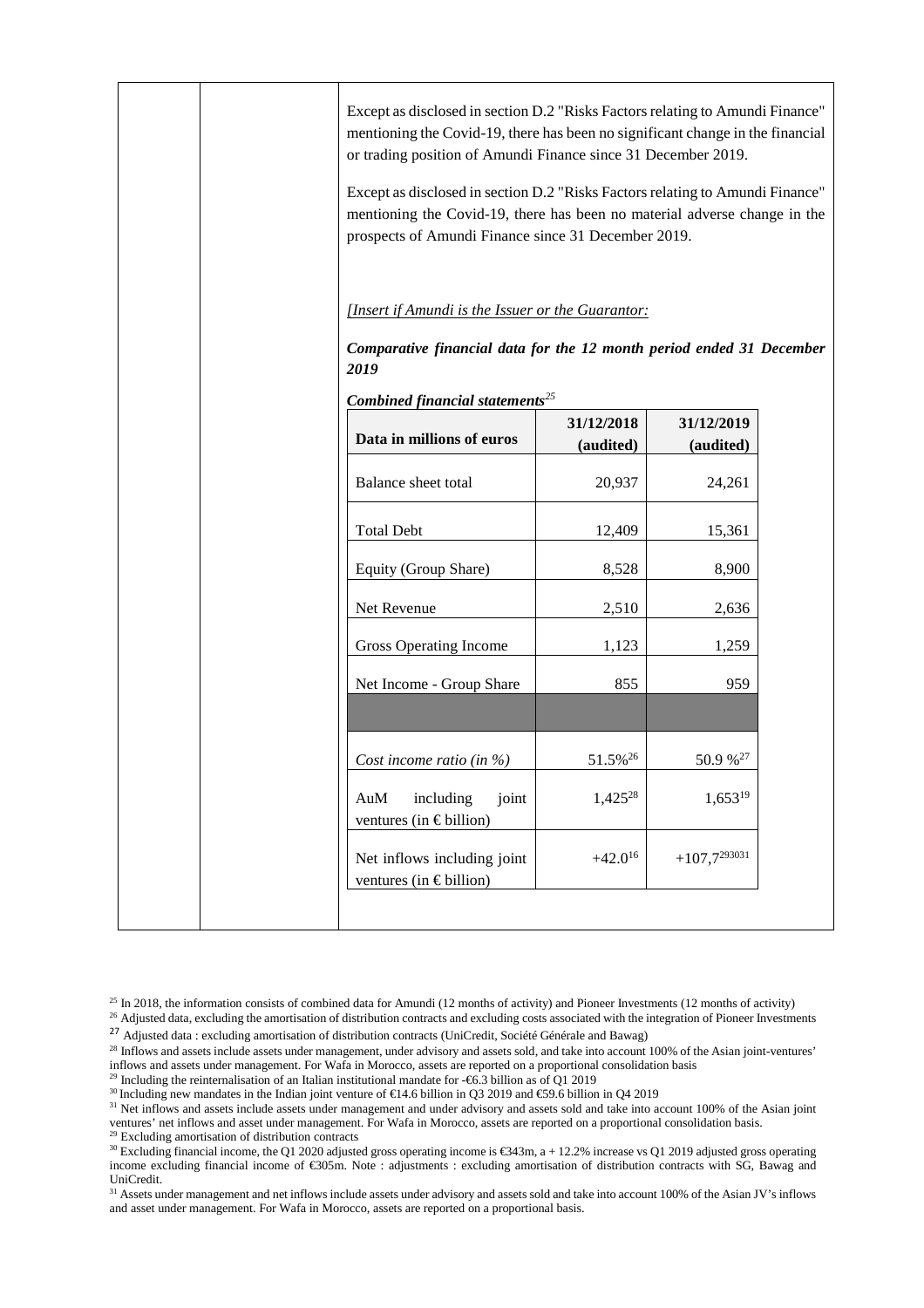Except as disclosed in section D.2 "Risks Factors relating to Amundi Finance" mentioning the Covid-19, there has been no significant change in the financial or trading position of Amundi Finance since 31 December 2019.

Except as disclosed in section D.2 "Risks Factors relating to Amundi Finance" mentioning the Covid-19, there has been no material adverse change in the prospects of Amundi Finance since 31 December 2019.

*[Insert if Amundi is the Issuer or the Guarantor:*

***Comparative financial data for the 12 month period ended 31 December 2019***

***Combined financial statements***[25]

| Data in millions of euros | 31/12/2018 (audited) | 31/12/2019 (audited) |
|---|---|---|
| Balance sheet total | 20,937 | 24,261 |
| Total Debt | 12,409 | 15,361 |
| Equity (Group Share) | 8,528 | 8,900 |
| Net Revenue | 2,510 | 2,636 |
| Gross Operating Income | 1,123 | 1,259 |
| Net Income - Group Share | 855 | 959 |
| | | |
| *Cost income ratio (in %)* | 51.5%[26] | 50.9 %[27] |
| AuM including joint ventures (in € billion) | 1,425[28] | 1,653[19] |
| Net inflows including joint ventures (in € billion) | +42.0[16] | +107,7[29][30][31] |

[25] In 2018, the information consists of combined data for Amundi (12 months of activity) and Pioneer Investments (12 months of activity)
[26] Adjusted data, excluding the amortisation of distribution contracts and excluding costs associated with the integration of Pioneer Investments
[27] Adjusted data : excluding amortisation of distribution contracts (UniCredit, Société Générale and Bawag)
[28] Inflows and assets include assets under management, under advisory and assets sold, and take into account 100% of the Asian joint-ventures' inflows and assets under management. For Wafa in Morocco, assets are reported on a proportional consolidation basis
[29] Including the reinternalisation of an Italian institutional mandate for -€6.3 billion as of Q1 2019
[30] Including new mandates in the Indian joint venture of €14.6 billion in Q3 2019 and €59.6 billion in Q4 2019
[31] Net inflows and assets include assets under management and under advisory and assets sold and take into account 100% of the Asian joint ventures' net inflows and asset under management. For Wafa in Morocco, assets are reported on a proportional consolidation basis.
[29] Excluding amortisation of distribution contracts
[30] Excluding financial income, the Q1 2020 adjusted gross operating income is €343m, a + 12.2% increase vs Q1 2019 adjusted gross operating income excluding financial income of €305m. Note : adjustments : excluding amortisation of distribution contracts with SG, Bawag and UniCredit.
[31] Assets under management and net inflows include assets under advisory and assets sold and take into account 100% of the Asian JV's inflows and asset under management. For Wafa in Morocco, assets are reported on a proportional basis.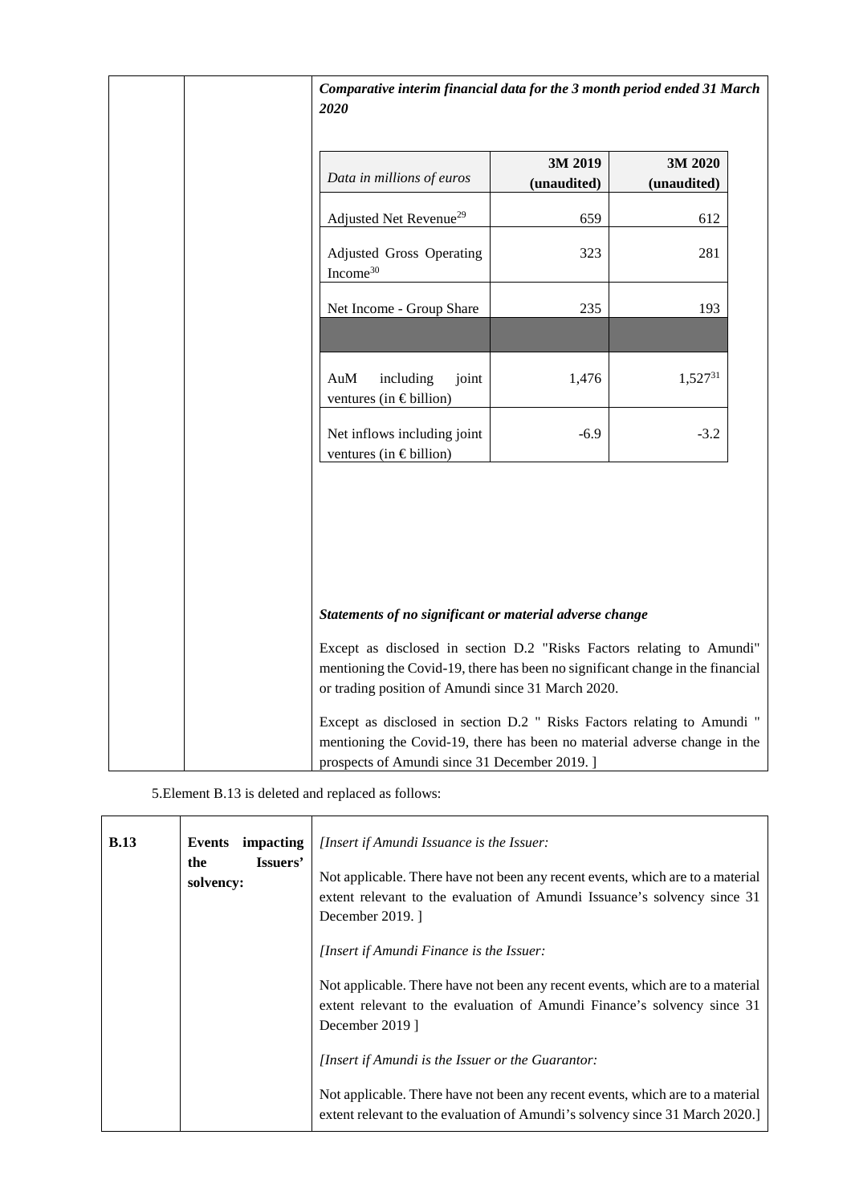***Comparative interim financial data for the 3 month period ended 31 March 2020***

| *Data in millions of euros* | **3M 2019 (unaudited)** | **3M 2020 (unaudited)** |
|---|---|---|
| Adjusted Net Revenue[29] | 659 | 612 |
| Adjusted Gross Operating Income[30] | 323 | 281 |
| Net Income - Group Share | 235 | 193 |
| | | |
| AuM including joint ventures (in € billion) | 1,476 | 1,527[31] |
| Net inflows including joint ventures (in € billion) | -6.9 | -3.2 |

***Statements of no significant or material adverse change***

Except as disclosed in section D.2 "Risks Factors relating to Amundi" mentioning the Covid-19, there has been no significant change in the financial or trading position of Amundi since 31 March 2020.

Except as disclosed in section D.2 " Risks Factors relating to Amundi " mentioning the Covid-19, there has been no material adverse change in the prospects of Amundi since 31 December 2019. ]

5.Element B.13 is deleted and replaced as follows:

| **B.13** | **Events impacting the Issuers' solvency:** | *[Insert if Amundi Issuance is the Issuer:*<br><br>Not applicable. There have not been any recent events, which are to a material extent relevant to the evaluation of Amundi Issuance's solvency since 31 December 2019. ]<br><br>*[Insert if Amundi Finance is the Issuer:*<br><br>Not applicable. There have not been any recent events, which are to a material extent relevant to the evaluation of Amundi Finance's solvency since 31 December 2019 ]<br><br>*[Insert if Amundi is the Issuer or the Guarantor:*<br><br>Not applicable. There have not been any recent events, which are to a material extent relevant to the evaluation of Amundi's solvency since 31 March 2020.] |
|---|---|---|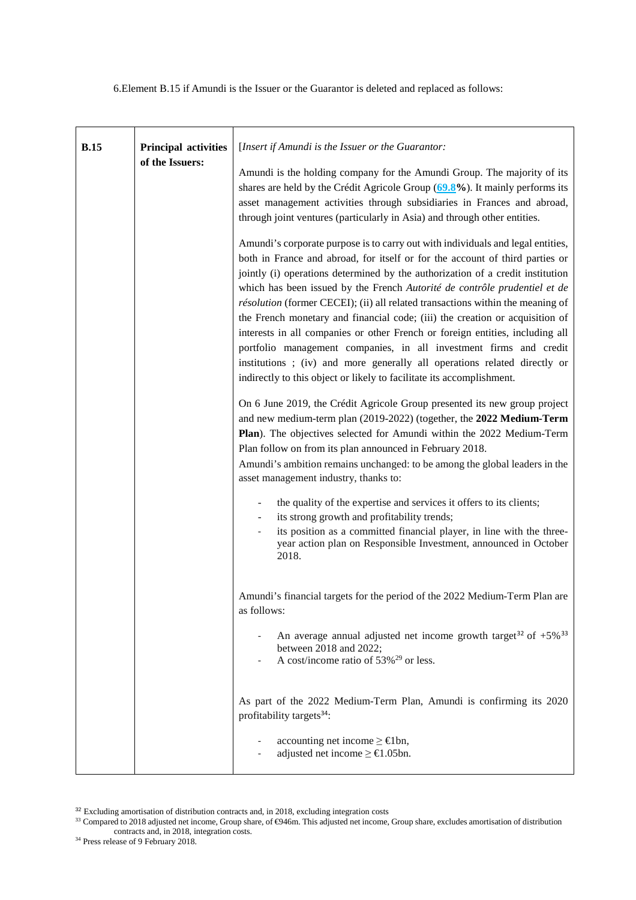6.Element B.15 if Amundi is the Issuer or the Guarantor is deleted and replaced as follows:

| **B.15** | **Principal activities of the Issuers:** | [*Insert if Amundi is the Issuer or the Guarantor:*<br><br>Amundi is the holding company for the Amundi Group. The majority of its shares are held by the Crédit Agricole Group (**69.8%**). It mainly performs its asset management activities through subsidiaries in Frances and abroad, through joint ventures (particularly in Asia) and through other entities.<br><br>Amundi's corporate purpose is to carry out with individuals and legal entities, both in France and abroad, for itself or for the account of third parties or jointly (i) operations determined by the authorization of a credit institution which has been issued by the French *Autorité de contrôle prudentiel et de résolution* (former CECEI); (ii) all related transactions within the meaning of the French monetary and financial code; (iii) the creation or acquisition of interests in all companies or other French or foreign entities, including all portfolio management companies, in all investment firms and credit institutions ; (iv) and more generally all operations related directly or indirectly to this object or likely to facilitate its accomplishment.<br><br>On 6 June 2019, the Crédit Agricole Group presented its new group project and new medium-term plan (2019-2022) (together, the **2022 Medium-Term Plan**). The objectives selected for Amundi within the 2022 Medium-Term Plan follow on from its plan announced in February 2018.<br>Amundi's ambition remains unchanged: to be among the global leaders in the asset management industry, thanks to:<br><br>- the quality of the expertise and services it offers to its clients;<br>- its strong growth and profitability trends;<br>- its position as a committed financial player, in line with the three-year action plan on Responsible Investment, announced in October 2018.<br><br>Amundi's financial targets for the period of the 2022 Medium-Term Plan are as follows:<br><br>- An average annual adjusted net income growth target[32] of +5%[33] between 2018 and 2022;<br>- A cost/income ratio of 53%[29] or less.<br><br>As part of the 2022 Medium-Term Plan, Amundi is confirming its 2020 profitability targets[34]:<br><br>- accounting net income ≥ €1bn,<br>- adjusted net income ≥ €1.05bn. |
|---|---|---|

[32] Excluding amortisation of distribution contracts and, in 2018, excluding integration costs

[33] Compared to 2018 adjusted net income, Group share, of €946m. This adjusted net income, Group share, excludes amortisation of distribution contracts and, in 2018, integration costs.

[34] Press release of 9 February 2018.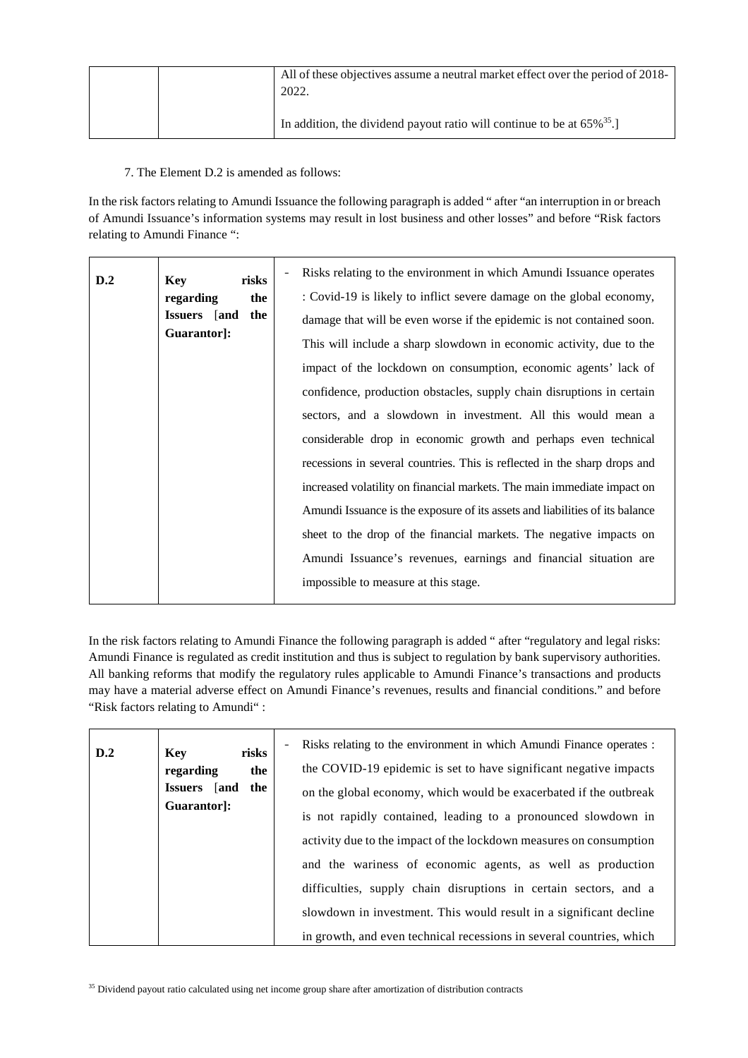| | | All of these objectives assume a neutral market effect over the period of 2018-2022.<br><br>In addition, the dividend payout ratio will continue to be at 65%[35].] |
|---|---|---|

7. The Element D.2 is amended as follows:

In the risk factors relating to Amundi Issuance the following paragraph is added " after "an interruption in or breach of Amundi Issuance's information systems may result in lost business and other losses" and before "Risk factors relating to Amundi Finance ":

| D.2 | **Key risks regarding the Issuers [and the Guarantor]:** | - Risks relating to the environment in which Amundi Issuance operates : Covid-19 is likely to inflict severe damage on the global economy, damage that will be even worse if the epidemic is not contained soon. This will include a sharp slowdown in economic activity, due to the impact of the lockdown on consumption, economic agents' lack of confidence, production obstacles, supply chain disruptions in certain sectors, and a slowdown in investment. All this would mean a considerable drop in economic growth and perhaps even technical recessions in several countries. This is reflected in the sharp drops and increased volatility on financial markets. The main immediate impact on Amundi Issuance is the exposure of its assets and liabilities of its balance sheet to the drop of the financial markets. The negative impacts on Amundi Issuance's revenues, earnings and financial situation are impossible to measure at this stage. |
|---|---|---|

In the risk factors relating to Amundi Finance the following paragraph is added " after "regulatory and legal risks: Amundi Finance is regulated as credit institution and thus is subject to regulation by bank supervisory authorities. All banking reforms that modify the regulatory rules applicable to Amundi Finance's transactions and products may have a material adverse effect on Amundi Finance's revenues, results and financial conditions." and before "Risk factors relating to Amundi" :

| D.2 | **Key risks regarding the Issuers [and the Guarantor]:** | - Risks relating to the environment in which Amundi Finance operates : the COVID-19 epidemic is set to have significant negative impacts on the global economy, which would be exacerbated if the outbreak is not rapidly contained, leading to a pronounced slowdown in activity due to the impact of the lockdown measures on consumption and the wariness of economic agents, as well as production difficulties, supply chain disruptions in certain sectors, and a slowdown in investment. This would result in a significant decline in growth, and even technical recessions in several countries, which |
|---|---|---|

[35] Dividend payout ratio calculated using net income group share after amortization of distribution contracts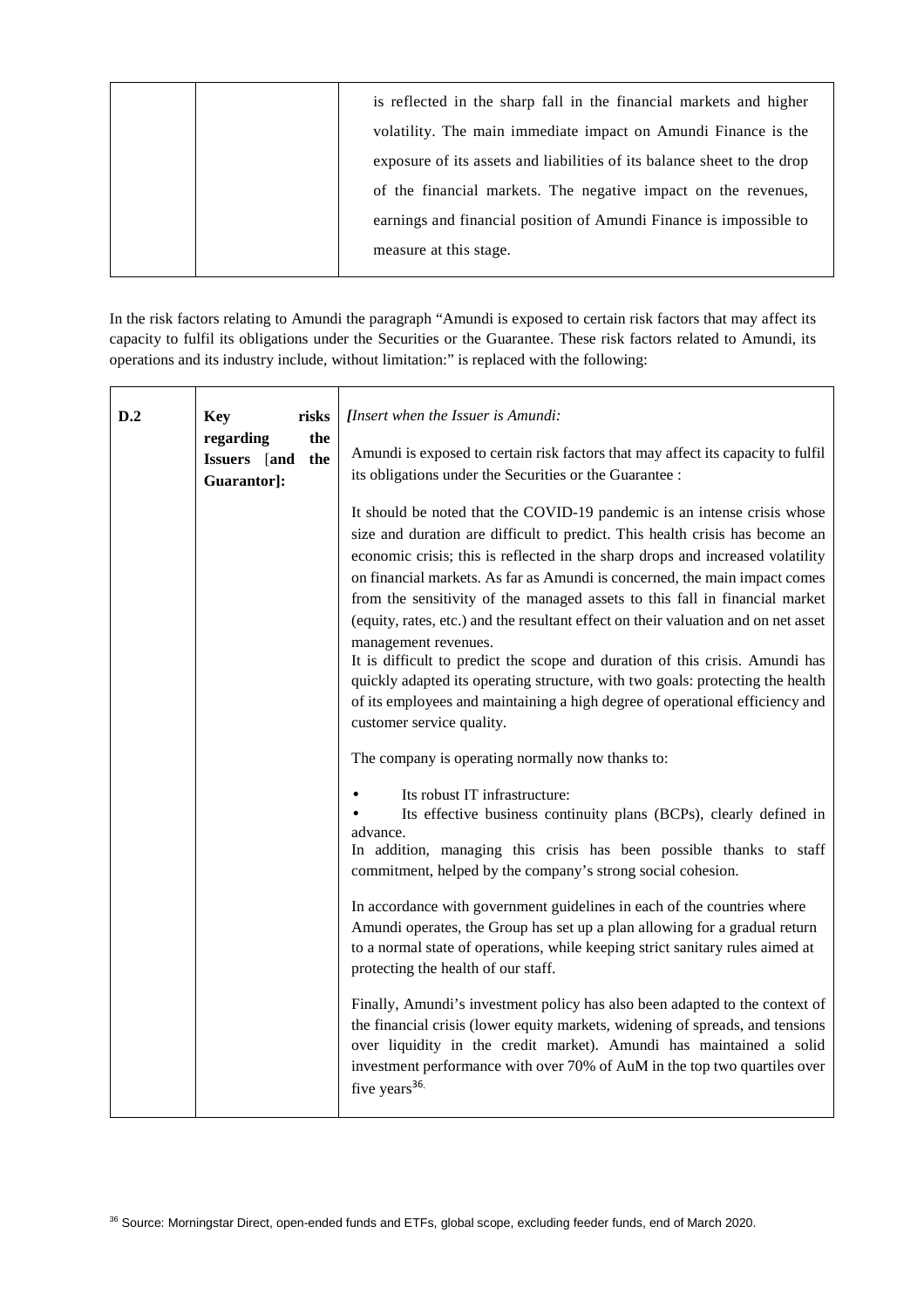| | | is reflected in the sharp fall in the financial markets and higher volatility. The main immediate impact on Amundi Finance is the exposure of its assets and liabilities of its balance sheet to the drop of the financial markets. The negative impact on the revenues, earnings and financial position of Amundi Finance is impossible to measure at this stage. |
|---|---|---|

In the risk factors relating to Amundi the paragraph "Amundi is exposed to certain risk factors that may affect its capacity to fulfil its obligations under the Securities or the Guarantee. These risk factors related to Amundi, its operations and its industry include, without limitation:" is replaced with the following:

| **D.2** | **Key risks regarding the Issuers [and the Guarantor]:** | ***[Insert when the Issuer is Amundi:***<br><br>Amundi is exposed to certain risk factors that may affect its capacity to fulfil its obligations under the Securities or the Guarantee :<br><br>It should be noted that the COVID-19 pandemic is an intense crisis whose size and duration are difficult to predict. This health crisis has become an economic crisis; this is reflected in the sharp drops and increased volatility on financial markets. As far as Amundi is concerned, the main impact comes from the sensitivity of the managed assets to this fall in financial market (equity, rates, etc.) and the resultant effect on their valuation and on net asset management revenues.<br>It is difficult to predict the scope and duration of this crisis. Amundi has quickly adapted its operating structure, with two goals: protecting the health of its employees and maintaining a high degree of operational efficiency and customer service quality.<br><br>The company is operating normally now thanks to:<br><br>• Its robust IT infrastructure:<br>• Its effective business continuity plans (BCPs), clearly defined in advance.<br>In addition, managing this crisis has been possible thanks to staff commitment, helped by the company's strong social cohesion.<br><br>In accordance with government guidelines in each of the countries where Amundi operates, the Group has set up a plan allowing for a gradual return to a normal state of operations, while keeping strict sanitary rules aimed at protecting the health of our staff.<br><br>Finally, Amundi's investment policy has also been adapted to the context of the financial crisis (lower equity markets, widening of spreads, and tensions over liquidity in the credit market). Amundi has maintained a solid investment performance with over 70% of AuM in the top two quartiles over five years[36]. |
|---|---|---|

[36] Source: Morningstar Direct, open-ended funds and ETFs, global scope, excluding feeder funds, end of March 2020.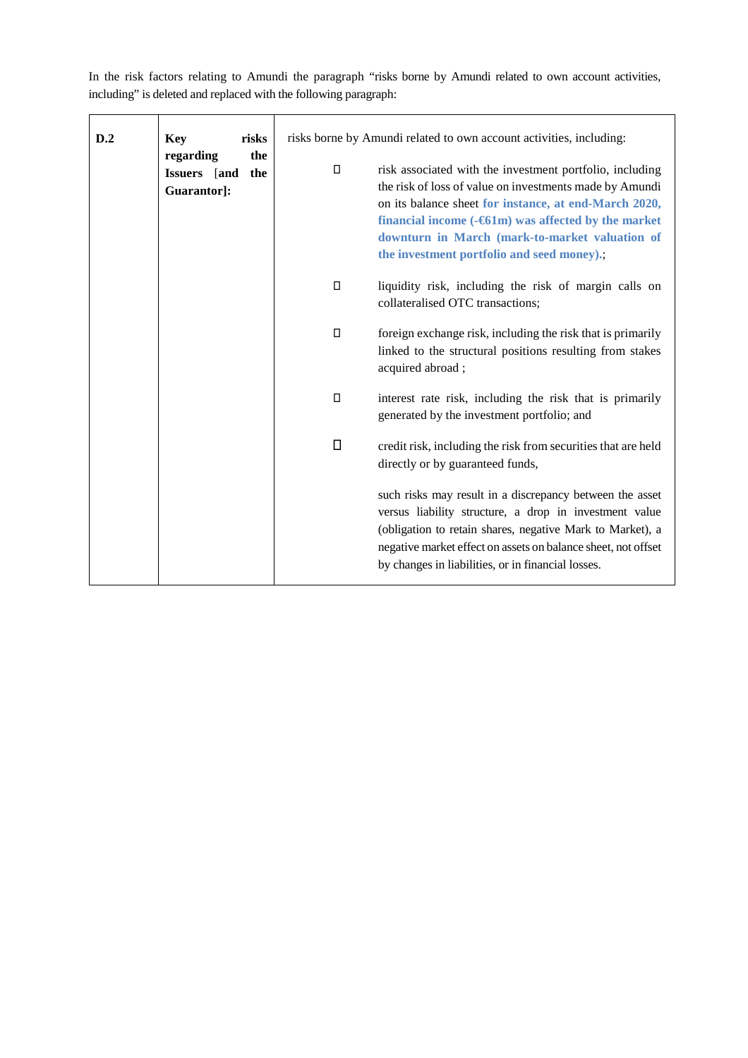In the risk factors relating to Amundi the paragraph "risks borne by Amundi related to own account activities, including" is deleted and replaced with the following paragraph:

| D.2 | **Key risks regarding the Issuers [and the Guarantor]:** | risks borne by Amundi related to own account activities, including:<br><br>- risk associated with the investment portfolio, including the risk of loss of value on investments made by Amundi on its balance sheet **for instance, at end-March 2020, financial income (-€61m) was affected by the market downturn in March (mark-to-market valuation of the investment portfolio and seed money).**;<br>- liquidity risk, including the risk of margin calls on collateralised OTC transactions;<br>- foreign exchange risk, including the risk that is primarily linked to the structural positions resulting from stakes acquired abroad ;<br>- interest rate risk, including the risk that is primarily generated by the investment portfolio; and<br>- credit risk, including the risk from securities that are held directly or by guaranteed funds,<br><br>such risks may result in a discrepancy between the asset versus liability structure, a drop in investment value (obligation to retain shares, negative Mark to Market), a negative market effect on assets on balance sheet, not offset by changes in liabilities, or in financial losses. |
|---|---|---|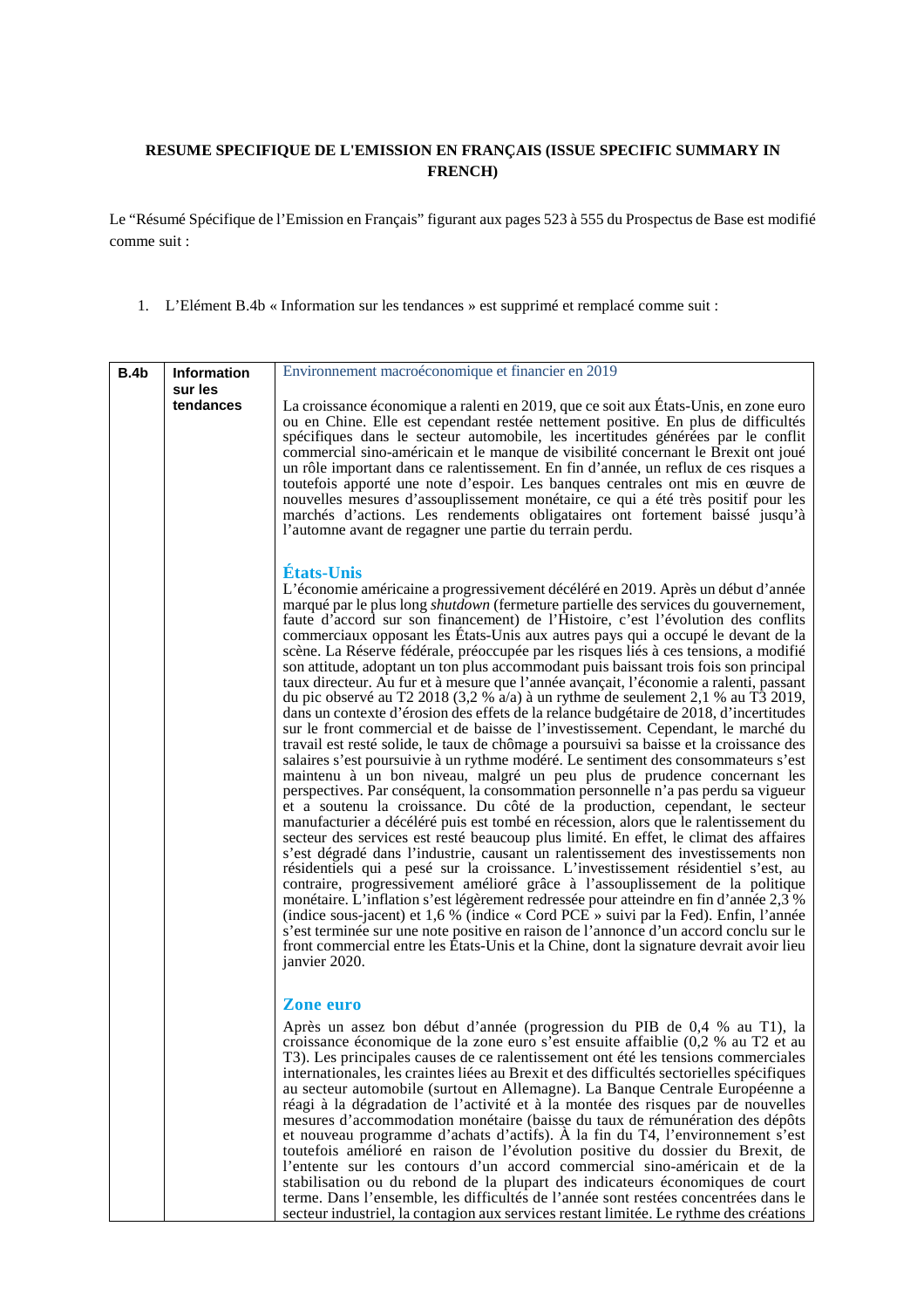**RESUME SPECIFIQUE DE L'EMISSION EN FRANÇAIS (ISSUE SPECIFIC SUMMARY IN FRENCH)**

Le "Résumé Spécifique de l'Emission en Français" figurant aux pages 523 à 555 du Prospectus de Base est modifié comme suit :

1. L'Elément B.4b « Information sur les tendances » est supprimé et remplacé comme suit :

| | | |
|---|---|---|
| **B.4b** | **Information sur les tendances** | Environnement macroéconomique et financier en 2019<br><br>La croissance économique a ralenti en 2019, que ce soit aux États-Unis, en zone euro ou en Chine. Elle est cependant restée nettement positive. En plus de difficultés spécifiques dans le secteur automobile, les incertitudes générées par le conflit commercial sino-américain et le manque de visibilité concernant le Brexit ont joué un rôle important dans ce ralentissement. En fin d'année, un reflux de ces risques a toutefois apporté une note d'espoir. Les banques centrales ont mis en œuvre de nouvelles mesures d'assouplissement monétaire, ce qui a été très positif pour les marchés d'actions. Les rendements obligataires ont fortement baissé jusqu'à l'automne avant de regagner une partie du terrain perdu.<br><br>**États-Unis**<br>L'économie américaine a progressivement décéléré en 2019. Après un début d'année marqué par le plus long *shutdown* (fermeture partielle des services du gouvernement, faute d'accord sur son financement) de l'Histoire, c'est l'évolution des conflits commerciaux opposant les États-Unis aux autres pays qui a occupé le devant de la scène. La Réserve fédérale, préoccupée par les risques liés à ces tensions, a modifié son attitude, adoptant un ton plus accommodant puis baissant trois fois son principal taux directeur. Au fur et à mesure que l'année avançait, l'économie a ralenti, passant du pic observé au T2 2018 (3,2 % a/a) à un rythme de seulement 2,1 % au T3 2019, dans un contexte d'érosion des effets de la relance budgétaire de 2018, d'incertitudes sur le front commercial et de baisse de l'investissement. Cependant, le marché du travail est resté solide, le taux de chômage a poursuivi sa baisse et la croissance des salaires s'est poursuivie à un rythme modéré. Le sentiment des consommateurs s'est maintenu à un bon niveau, malgré un peu plus de prudence concernant les perspectives. Par conséquent, la consommation personnelle n'a pas perdu sa vigueur et a soutenu la croissance. Du côté de la production, cependant, le secteur manufacturier a décéléré puis est tombé en récession, alors que le ralentissement du secteur des services est resté beaucoup plus limité. En effet, le climat des affaires s'est dégradé dans l'industrie, causant un ralentissement des investissements non résidentiels qui a pesé sur la croissance. L'investissement résidentiel s'est, au contraire, progressivement amélioré grâce à l'assouplissement de la politique monétaire. L'inflation s'est légèrement redressée pour atteindre en fin d'année 2,3 % (indice sous-jacent) et 1,6 % (indice « Cord PCE » suivi par la Fed). Enfin, l'année s'est terminée sur une note positive en raison de l'annonce d'un accord conclu sur le front commercial entre les États-Unis et la Chine, dont la signature devrait avoir lieu janvier 2020.<br><br>**Zone euro**<br>Après un assez bon début d'année (progression du PIB de 0,4 % au T1), la croissance économique de la zone euro s'est ensuite affaiblie (0,2 % au T2 et au T3). Les principales causes de ce ralentissement ont été les tensions commerciales internationales, les craintes liées au Brexit et des difficultés sectorielles spécifiques au secteur automobile (surtout en Allemagne). La Banque Centrale Européenne a réagi à la dégradation de l'activité et à la montée des risques par de nouvelles mesures d'accommodation monétaire (baisse du taux de rémunération des dépôts et nouveau programme d'achats d'actifs). À la fin du T4, l'environnement s'est toutefois amélioré en raison de l'évolution positive du dossier du Brexit, de l'entente sur les contours d'un accord commercial sino-américain et de la stabilisation ou du rebond de la plupart des indicateurs économiques de court terme. Dans l'ensemble, les difficultés de l'année sont restées concentrées dans le secteur industriel, la contagion aux services restant limitée. Le rythme des créations |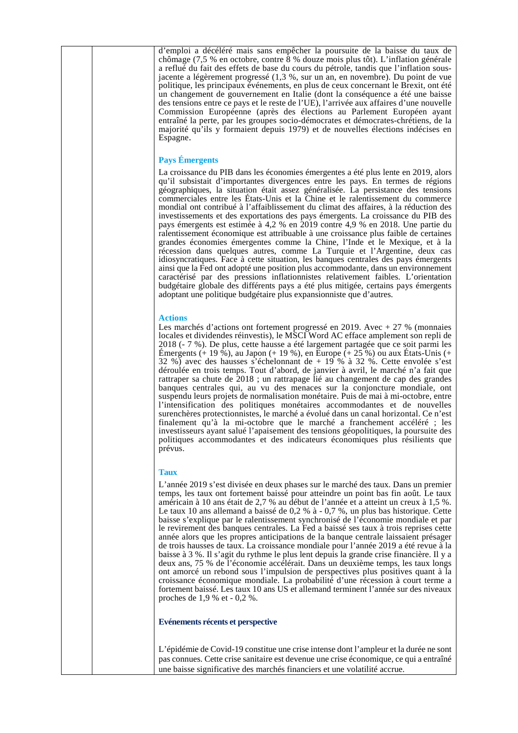d'emploi a décéléré mais sans empêcher la poursuite de la baisse du taux de chômage (7,5 % en octobre, contre 8 % douze mois plus tôt). L'inflation générale a reflué du fait des effets de base du cours du pétrole, tandis que l'inflation sous-jacente a légèrement progressé (1,3 %, sur un an, en novembre). Du point de vue politique, les principaux événements, en plus de ceux concernant le Brexit, ont été un changement de gouvernement en Italie (dont la conséquence a été une baisse des tensions entre ce pays et le reste de l'UE), l'arrivée aux affaires d'une nouvelle Commission Européenne (après des élections au Parlement Européen ayant entraîné la perte, par les groupes socio-démocrates et démocrates-chrétiens, de la majorité qu'ils y formaient depuis 1979) et de nouvelles élections indécises en Espagne.

### Pays Émergents

La croissance du PIB dans les économies émergentes a été plus lente en 2019, alors qu'il subsistait d'importantes divergences entre les pays. En termes de régions géographiques, la situation était assez généralisée. La persistance des tensions commerciales entre les États-Unis et la Chine et le ralentissement du commerce mondial ont contribué à l'affaiblissement du climat des affaires, à la réduction des investissements et des exportations des pays émergents. La croissance du PIB des pays émergents est estimée à 4,2 % en 2019 contre 4,9 % en 2018. Une partie du ralentissement économique est attribuable à une croissance plus faible de certaines grandes économies émergentes comme la Chine, l'Inde et le Mexique, et à la récession dans quelques autres, comme La Turquie et l'Argentine, deux cas idiosyncratiques. Face à cette situation, les banques centrales des pays émergents ainsi que la Fed ont adopté une position plus accommodante, dans un environnement caractérisé par des pressions inflationnistes relativement faibles. L'orientation budgétaire globale des différents pays a été plus mitigée, certains pays émergents adoptant une politique budgétaire plus expansionniste que d'autres.

### Actions

Les marchés d'actions ont fortement progressé en 2019. Avec + 27 % (monnaies locales et dividendes réinvestis), le MSCI Word AC efface amplement son repli de 2018 (- 7 %). De plus, cette hausse a été largement partagée que ce soit parmi les Émergents (+ 19 %), au Japon (+ 19 %), en Europe (+ 25 %) ou aux États-Unis (+ 32 %) avec des hausses s'échelonnant de + 19 % à 32 %. Cette envolée s'est déroulée en trois temps. Tout d'abord, de janvier à avril, le marché n'a fait que rattraper sa chute de 2018 ; un rattrapage lié au changement de cap des grandes banques centrales qui, au vu des menaces sur la conjoncture mondiale, ont suspendu leurs projets de normalisation monétaire. Puis de mai à mi-octobre, entre l'intensification des politiques monétaires accommodantes et de nouvelles surenchères protectionnistes, le marché a évolué dans un canal horizontal. Ce n'est finalement qu'à la mi-octobre que le marché a franchement accéléré ; les investisseurs ayant salué l'apaisement des tensions géopolitiques, la poursuite des politiques accommodantes et des indicateurs économiques plus résilients que prévus.

### Taux

L'année 2019 s'est divisée en deux phases sur le marché des taux. Dans un premier temps, les taux ont fortement baissé pour atteindre un point bas fin août. Le taux américain à 10 ans était de 2,7 % au début de l'année et a atteint un creux à 1,5 %. Le taux 10 ans allemand a baissé de 0,2 % à - 0,7 %, un plus bas historique. Cette baisse s'explique par le ralentissement synchronisé de l'économie mondiale et par le revirement des banques centrales. La Fed a baissé ses taux à trois reprises cette année alors que les propres anticipations de la banque centrale laissaient présager de trois hausses de taux. La croissance mondiale pour l'année 2019 a été revue à la baisse à 3 %. Il s'agit du rythme le plus lent depuis la grande crise financière. Il y a deux ans, 75 % de l'économie accélérait. Dans un deuxième temps, les taux longs ont amorcé un rebond sous l'impulsion de perspectives plus positives quant à la croissance économique mondiale. La probabilité d'une récession à court terme a fortement baissé. Les taux 10 ans US et allemand terminent l'année sur des niveaux proches de 1,9 % et - 0,2 %.

### Evénements récents et perspective

L'épidémie de Covid-19 constitue une crise intense dont l'ampleur et la durée ne sont pas connues. Cette crise sanitaire est devenue une crise économique, ce qui a entraîné une baisse significative des marchés financiers et une volatilité accrue.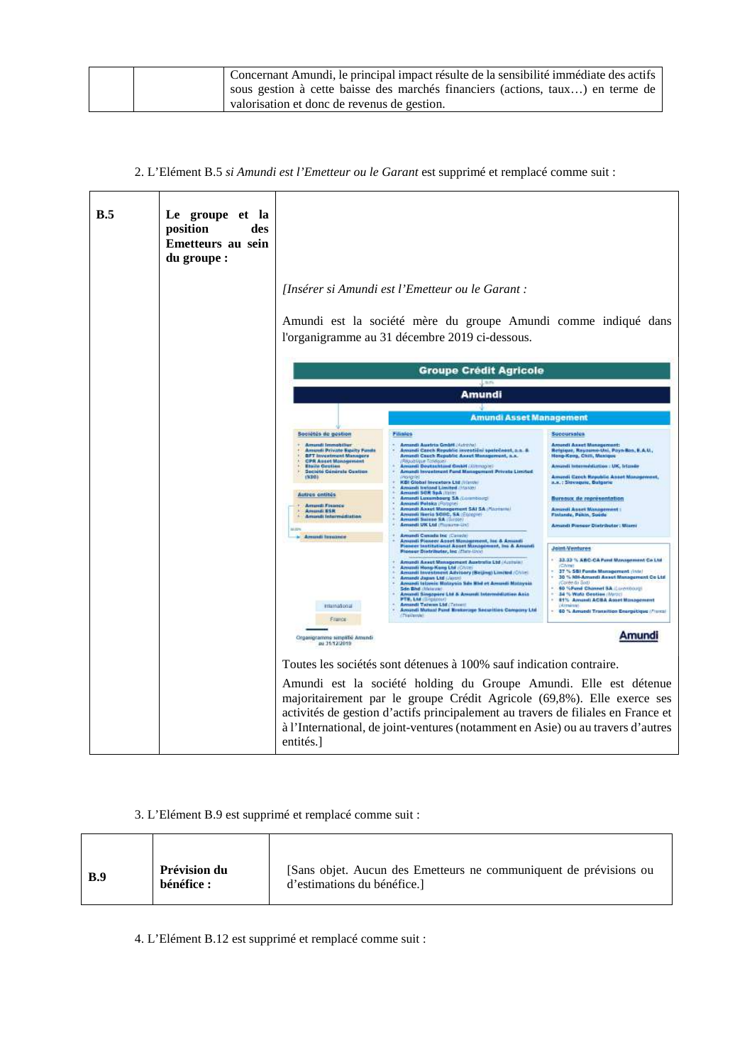| | | Concernant Amundi, le principal impact résulte de la sensibilité immédiate des actifs sous gestion à cette baisse des marchés financiers (actions, taux…) en terme de valorisation et donc de revenus de gestion. |
|---|---|---|

2. L'Elément B.5 *si Amundi est l'Emetteur ou le Garant* est supprimé et remplacé comme suit :

| **B.5** | **Le groupe et la position des Emetteurs au sein du groupe :** | *[Insérer si Amundi est l'Emetteur ou le Garant :*<br><br>Amundi est la société mère du groupe Amundi comme indiqué dans l'organigramme au 31 décembre 2019 ci-dessous.<br><br>Toutes les sociétés sont détenues à 100% sauf indication contraire.<br><br>Amundi est la société holding du Groupe Amundi. Elle est détenue majoritairement par le groupe Crédit Agricole (69,8%). Elle exerce ses activités de gestion d'actifs principalement au travers de filiales en France et à l'International, de joint-ventures (notamment en Asie) ou au travers d'autres entités.] |
|---|---|---|

3. L'Elément B.9 est supprimé et remplacé comme suit :

| **B.9** | **Prévision du bénéfice :** | [Sans objet. Aucun des Emetteurs ne communiquent de prévisions ou d'estimations du bénéfice.] |
|---|---|---|

4. L'Elément B.12 est supprimé et remplacé comme suit :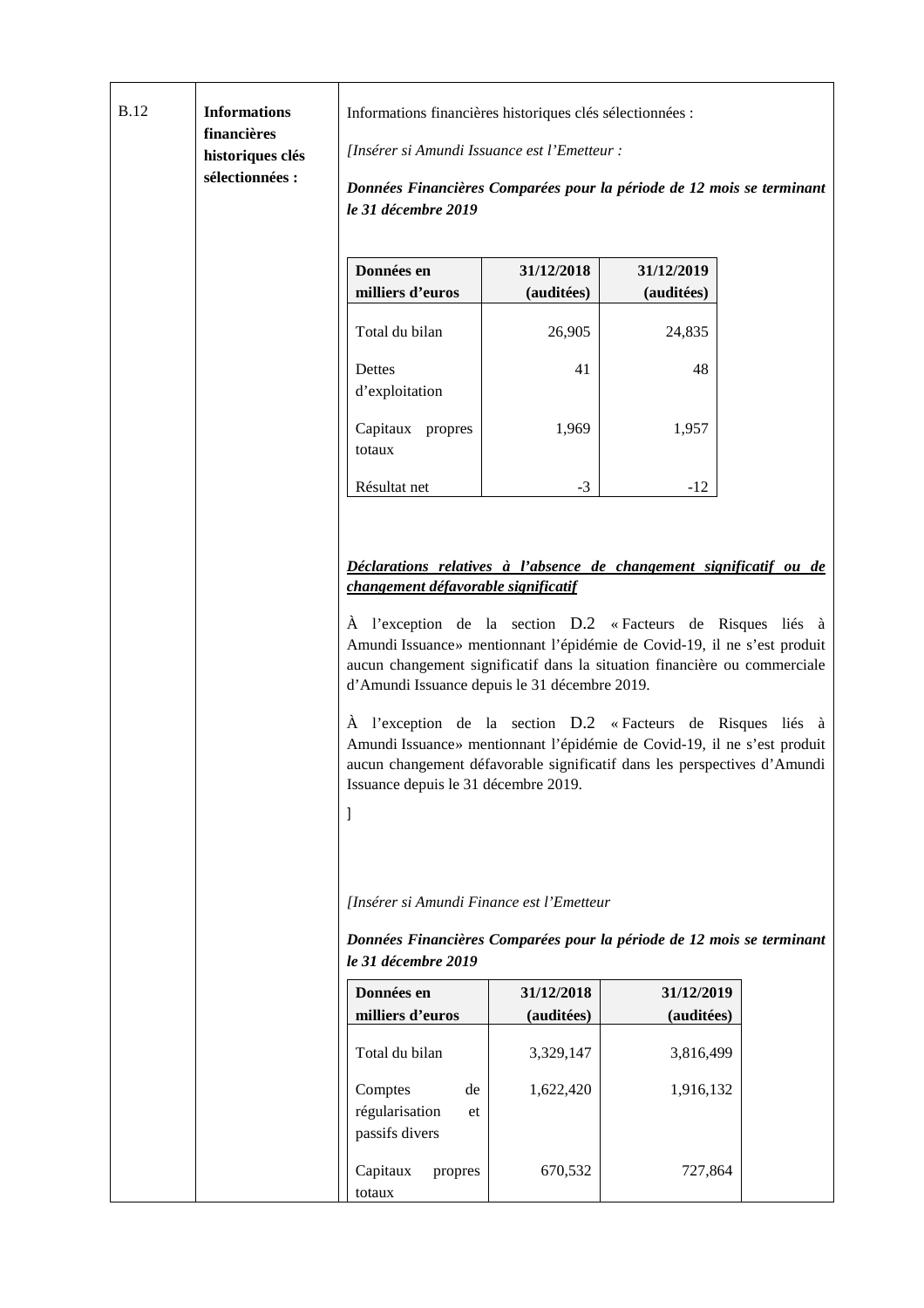| B.12 | **Informations financières historiques clés sélectionnées :** | Informations financières historiques clés sélectionnées : |
|---|---|---|

Informations financières historiques clés sélectionnées :

*[Insérer si Amundi Issuance est l'Emetteur :*

***Données Financières Comparées pour la période de 12 mois se terminant le 31 décembre 2019***

| **Données en milliers d'euros** | **31/12/2018 (auditées)** | **31/12/2019 (auditées)** |
|---|---|---|
| Total du bilan | 26,905 | 24,835 |
| Dettes d'exploitation | 41 | 48 |
| Capitaux propres totaux | 1,969 | 1,957 |
| Résultat net | -3 | -12 |

***Déclarations relatives à l'absence de changement significatif ou de changement défavorable significatif***

À l'exception de la section D.2 « Facteurs de Risques liés à Amundi Issuance» mentionnant l'épidémie de Covid-19, il ne s'est produit aucun changement significatif dans la situation financière ou commerciale d'Amundi Issuance depuis le 31 décembre 2019.

À l'exception de la section D.2 « Facteurs de Risques liés à Amundi Issuance» mentionnant l'épidémie de Covid-19, il ne s'est produit aucun changement défavorable significatif dans les perspectives d'Amundi Issuance depuis le 31 décembre 2019.

]

*[Insérer si Amundi Finance est l'Emetteur*

***Données Financières Comparées pour la période de 12 mois se terminant le 31 décembre 2019***

| **Données en milliers d'euros** | **31/12/2018 (auditées)** | **31/12/2019 (auditées)** |
|---|---|---|
| Total du bilan | 3,329,147 | 3,816,499 |
| Comptes de régularisation et passifs divers | 1,622,420 | 1,916,132 |
| Capitaux propres totaux | 670,532 | 727,864 |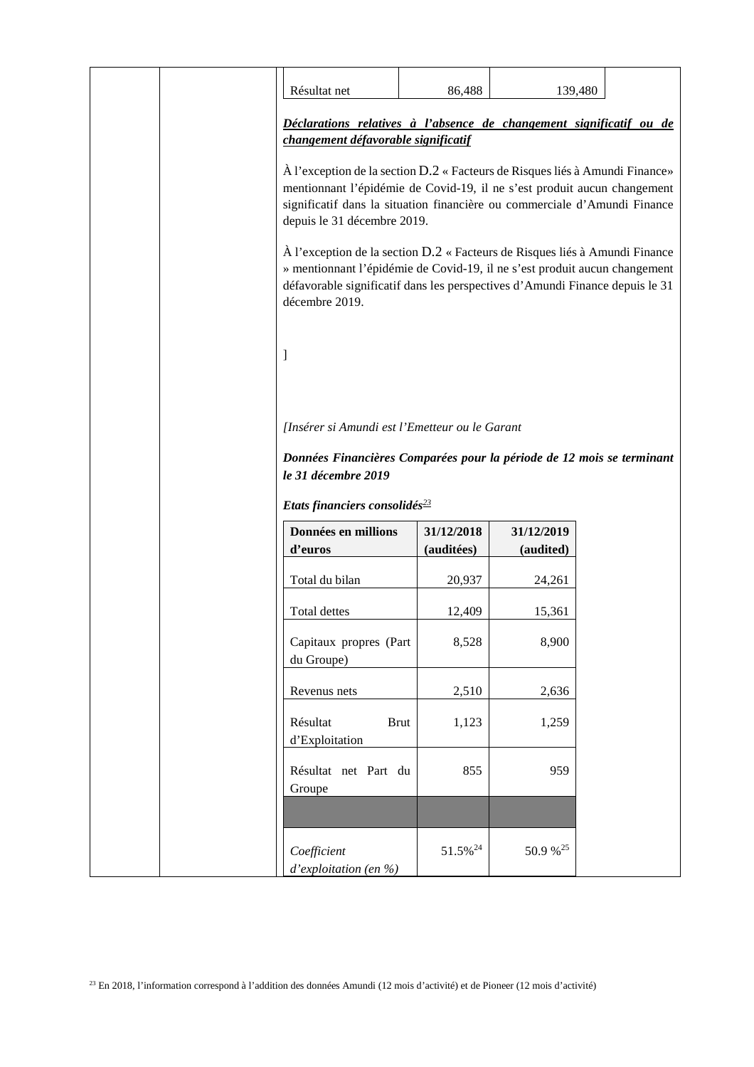| Résultat net | 86,488 | 139,480 |
| --- | --- | --- |

***Déclarations relatives à l'absence de changement significatif ou de changement défavorable significatif***

À l'exception de la section D.2 « Facteurs de Risques liés à Amundi Finance» mentionnant l'épidémie de Covid-19, il ne s'est produit aucun changement significatif dans la situation financière ou commerciale d'Amundi Finance depuis le 31 décembre 2019.

À l'exception de la section D.2 « Facteurs de Risques liés à Amundi Finance » mentionnant l'épidémie de Covid-19, il ne s'est produit aucun changement défavorable significatif dans les perspectives d'Amundi Finance depuis le 31 décembre 2019.

]

*[Insérer si Amundi est l'Emetteur ou le Garant*

***Données Financières Comparées pour la période de 12 mois se terminant le 31 décembre 2019***

***Etats financiers consolidés***[23]

| Données en millions d'euros | 31/12/2018 (auditées) | 31/12/2019 (audited) |
| --- | --- | --- |
| Total du bilan | 20,937 | 24,261 |
| Total dettes | 12,409 | 15,361 |
| Capitaux propres (Part du Groupe) | 8,528 | 8,900 |
| Revenus nets | 2,510 | 2,636 |
| Résultat Brut d'Exploitation | 1,123 | 1,259 |
| Résultat net Part du Groupe | 855 | 959 |
| | | |
| *Coefficient d'exploitation (en %)* | 51.5%[24] | 50.9 %[25] |

[23] En 2018, l'information correspond à l'addition des données Amundi (12 mois d'activité) et de Pioneer (12 mois d'activité)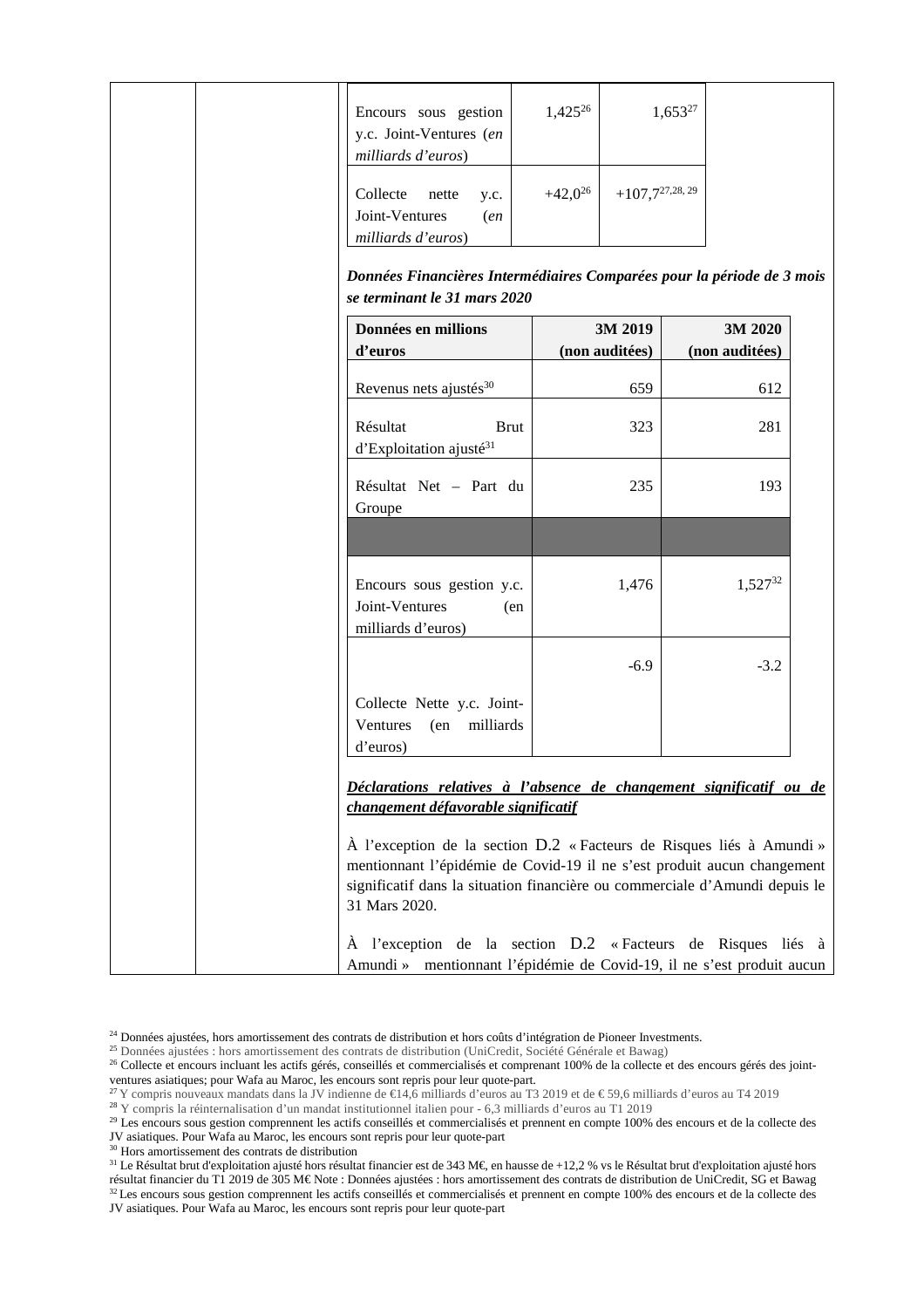| | | |
|---|---|---|
| Encours sous gestion y.c. Joint-Ventures (*en milliards d'euros*) | 1,425[26] | 1,653[27] |
| Collecte nette y.c. Joint-Ventures (*en milliards d'euros*) | +42,0[26] | +107,7[27,28, 29] |

***Données Financières Intermédiaires Comparées pour la période de 3 mois se terminant le 31 mars 2020***

| Données en millions d'euros | 3M 2019 (non auditées) | 3M 2020 (non auditées) |
|---|---|---|
| Revenus nets ajustés[30] | 659 | 612 |
| Résultat Brut d'Exploitation ajusté[31] | 323 | 281 |
| Résultat Net – Part du Groupe | 235 | 193 |
| | | |
| Encours sous gestion y.c. Joint-Ventures (en milliards d'euros) | 1,476 | 1,527[32] |
| Collecte Nette y.c. Joint-Ventures (en milliards d'euros) | -6.9 | -3.2 |

***Déclarations relatives à l'absence de changement significatif ou de changement défavorable significatif***

À l'exception de la section D.2 « Facteurs de Risques liés à Amundi » mentionnant l'épidémie de Covid-19 il ne s'est produit aucun changement significatif dans la situation financière ou commerciale d'Amundi depuis le 31 Mars 2020.

À l'exception de la section D.2 « Facteurs de Risques liés à Amundi » mentionnant l'épidémie de Covid-19, il ne s'est produit aucun

[24] Données ajustées, hors amortissement des contrats de distribution et hors coûts d'intégration de Pioneer Investments.

[25] Données ajustées : hors amortissement des contrats de distribution (UniCredit, Société Générale et Bawag)

[26] Collecte et encours incluant les actifs gérés, conseillés et commercialisés et comprenant 100% de la collecte et des encours gérés des joint-ventures asiatiques; pour Wafa au Maroc, les encours sont repris pour leur quote-part.

[27] Y compris nouveaux mandats dans la JV indienne de €14,6 milliards d'euros au T3 2019 et de € 59,6 milliards d'euros au T4 2019

[28] Y compris la réinternalisation d'un mandat institutionnel italien pour - 6,3 milliards d'euros au T1 2019

[29] Les encours sous gestion comprennent les actifs conseillés et commercialisés et prennent en compte 100% des encours et de la collecte des JV asiatiques. Pour Wafa au Maroc, les encours sont repris pour leur quote-part

[30] Hors amortissement des contrats de distribution

[31] Le Résultat brut d'exploitation ajusté hors résultat financier est de 343 M€, en hausse de +12,2 % vs le Résultat brut d'exploitation ajusté hors résultat financier du T1 2019 de 305 M€ Note : Données ajustées : hors amortissement des contrats de distribution de UniCredit, SG et Bawag

[32] Les encours sous gestion comprennent les actifs conseillés et commercialisés et prennent en compte 100% des encours et de la collecte des JV asiatiques. Pour Wafa au Maroc, les encours sont repris pour leur quote-part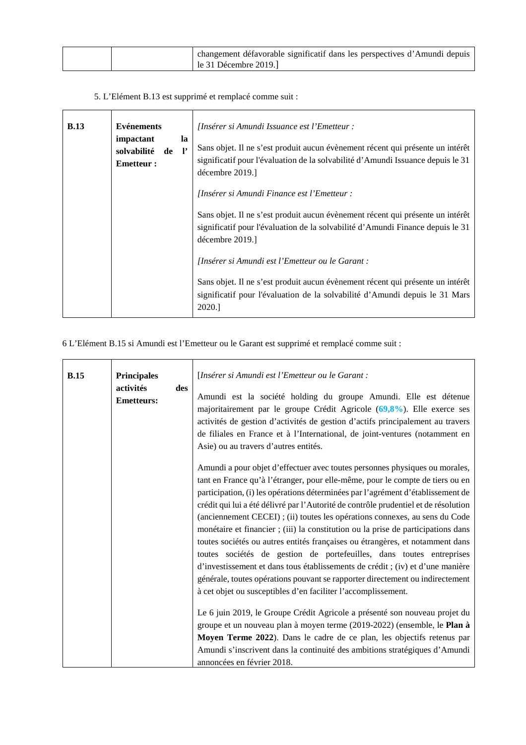|  |  | changement défavorable significatif dans les perspectives d'Amundi depuis le 31 Décembre 2019.] |
|---|---|---|

5. L'Elément B.13 est supprimé et remplacé comme suit :

| **B.13** | **Evénements impactant la solvabilité de l' Emetteur :** | *[Insérer si Amundi Issuance est l'Emetteur :*<br><br>Sans objet. Il ne s'est produit aucun évènement récent qui présente un intérêt significatif pour l'évaluation de la solvabilité d'Amundi Issuance depuis le 31 décembre 2019.]<br><br>*[Insérer si Amundi Finance est l'Emetteur :*<br><br>Sans objet. Il ne s'est produit aucun évènement récent qui présente un intérêt significatif pour l'évaluation de la solvabilité d'Amundi Finance depuis le 31 décembre 2019.]<br><br>*[Insérer si Amundi est l'Emetteur ou le Garant :*<br><br>Sans objet. Il ne s'est produit aucun évènement récent qui présente un intérêt significatif pour l'évaluation de la solvabilité d'Amundi depuis le 31 Mars 2020.] |
|---|---|---|

6 L'Elément B.15 si Amundi est l'Emetteur ou le Garant est supprimé et remplacé comme suit :

| **B.15** | **Principales activités des Emetteurs:** | [*Insérer si Amundi est l'Emetteur ou le Garant :*<br><br>Amundi est la société holding du groupe Amundi. Elle est détenue majoritairement par le groupe Crédit Agricole (**69,8%**). Elle exerce ses activités de gestion d'activités de gestion d'actifs principalement au travers de filiales en France et à l'International, de joint-ventures (notamment en Asie) ou au travers d'autres entités.<br><br>Amundi a pour objet d'effectuer avec toutes personnes physiques ou morales, tant en France qu'à l'étranger, pour elle-même, pour le compte de tiers ou en participation, (i) les opérations déterminées par l'agrément d'établissement de crédit qui lui a été délivré par l'Autorité de contrôle prudentiel et de résolution (anciennement CECEI) ; (ii) toutes les opérations connexes, au sens du Code monétaire et financier ; (iii) la constitution ou la prise de participations dans toutes sociétés ou autres entités françaises ou étrangères, et notamment dans toutes sociétés de gestion de portefeuilles, dans toutes entreprises d'investissement et dans tous établissements de crédit ; (iv) et d'une manière générale, toutes opérations pouvant se rapporter directement ou indirectement à cet objet ou susceptibles d'en faciliter l'accomplissement.<br><br>Le 6 juin 2019, le Groupe Crédit Agricole a présenté son nouveau projet du groupe et un nouveau plan à moyen terme (2019-2022) (ensemble, le **Plan à Moyen Terme 2022**). Dans le cadre de ce plan, les objectifs retenus par Amundi s'inscrivent dans la continuité des ambitions stratégiques d'Amundi annoncées en février 2018. |
|---|---|---|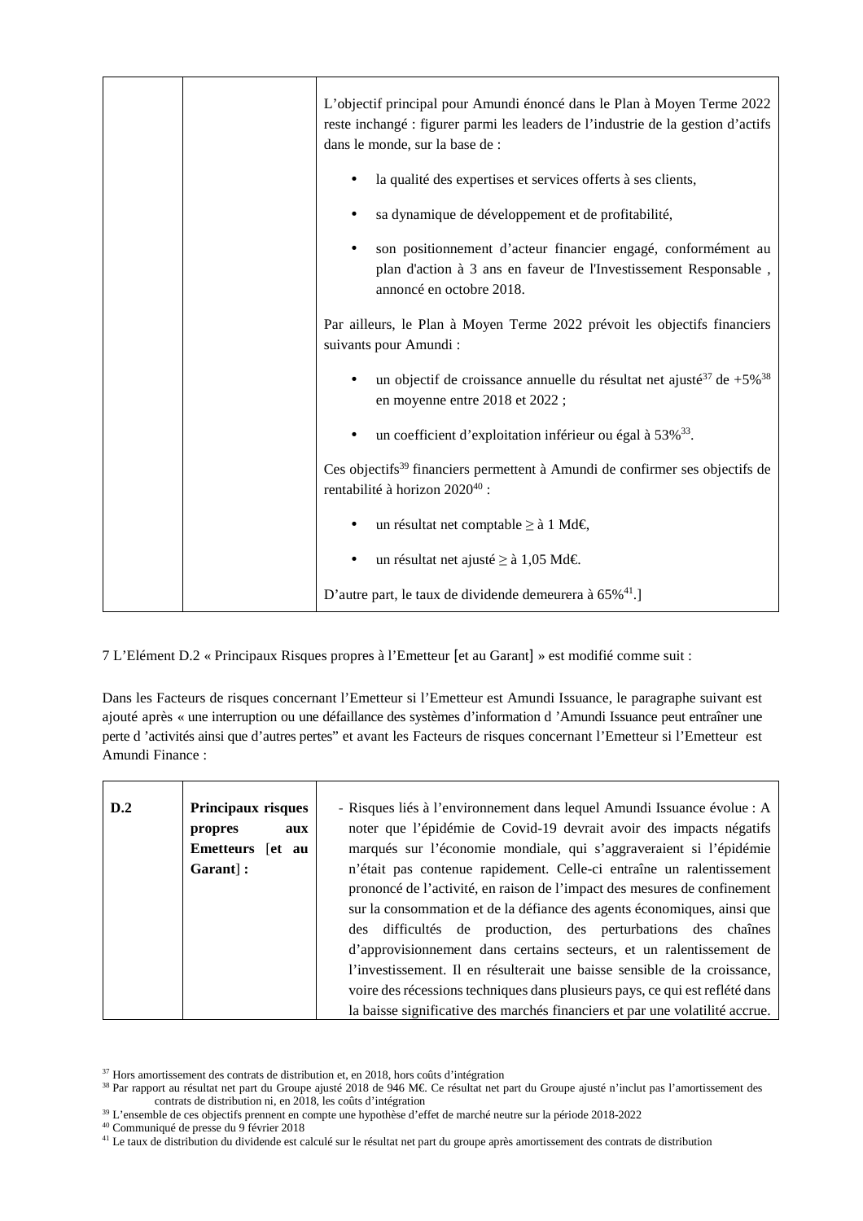| | | L'objectif principal pour Amundi énoncé dans le Plan à Moyen Terme 2022 reste inchangé : figurer parmi les leaders de l'industrie de la gestion d'actifs dans le monde, sur la base de :<br><br>• la qualité des expertises et services offerts à ses clients,<br><br>• sa dynamique de développement et de profitabilité,<br><br>• son positionnement d'acteur financier engagé, conformément au plan d'action à 3 ans en faveur de l'Investissement Responsable , annoncé en octobre 2018.<br><br>Par ailleurs, le Plan à Moyen Terme 2022 prévoit les objectifs financiers suivants pour Amundi :<br><br>• un objectif de croissance annuelle du résultat net ajusté[37] de +5%[38] en moyenne entre 2018 et 2022 ;<br><br>• un coefficient d'exploitation inférieur ou égal à 53%[33].<br><br>Ces objectifs[39] financiers permettent à Amundi de confirmer ses objectifs de rentabilité à horizon 2020[40] :<br><br>• un résultat net comptable ≥ à 1 Md€,<br><br>• un résultat net ajusté ≥ à 1,05 Md€.<br><br>D'autre part, le taux de dividende demeurera à 65%[41].] |
|---|---|---|

7 L'Elément D.2 « Principaux Risques propres à l'Emetteur [et au Garant] » est modifié comme suit :

Dans les Facteurs de risques concernant l'Emetteur si l'Emetteur est Amundi Issuance, le paragraphe suivant est ajouté après « une interruption ou une défaillance des systèmes d'information d 'Amundi Issuance peut entraîner une perte d 'activités ainsi que d'autres pertes" et avant les Facteurs de risques concernant l'Emetteur si l'Emetteur est Amundi Finance :

| **D.2** | **Principaux risques propres aux Emetteurs [et au Garant] :** | - Risques liés à l'environnement dans lequel Amundi Issuance évolue : A noter que l'épidémie de Covid-19 devrait avoir des impacts négatifs marqués sur l'économie mondiale, qui s'aggraveraient si l'épidémie n'était pas contenue rapidement. Celle-ci entraîne un ralentissement prononcé de l'activité, en raison de l'impact des mesures de confinement sur la consommation et de la défiance des agents économiques, ainsi que des difficultés de production, des perturbations des chaînes d'approvisionnement dans certains secteurs, et un ralentissement de l'investissement. Il en résulterait une baisse sensible de la croissance, voire des récessions techniques dans plusieurs pays, ce qui est reflété dans la baisse significative des marchés financiers et par une volatilité accrue. |
|---|---|---|

[37] Hors amortissement des contrats de distribution et, en 2018, hors coûts d'intégration

[38] Par rapport au résultat net part du Groupe ajusté 2018 de 946 M€. Ce résultat net part du Groupe ajusté n'inclut pas l'amortissement des contrats de distribution ni, en 2018, les coûts d'intégration

[39] L'ensemble de ces objectifs prennent en compte une hypothèse d'effet de marché neutre sur la période 2018-2022

[40] Communiqué de presse du 9 février 2018

[41] Le taux de distribution du dividende est calculé sur le résultat net part du groupe après amortissement des contrats de distribution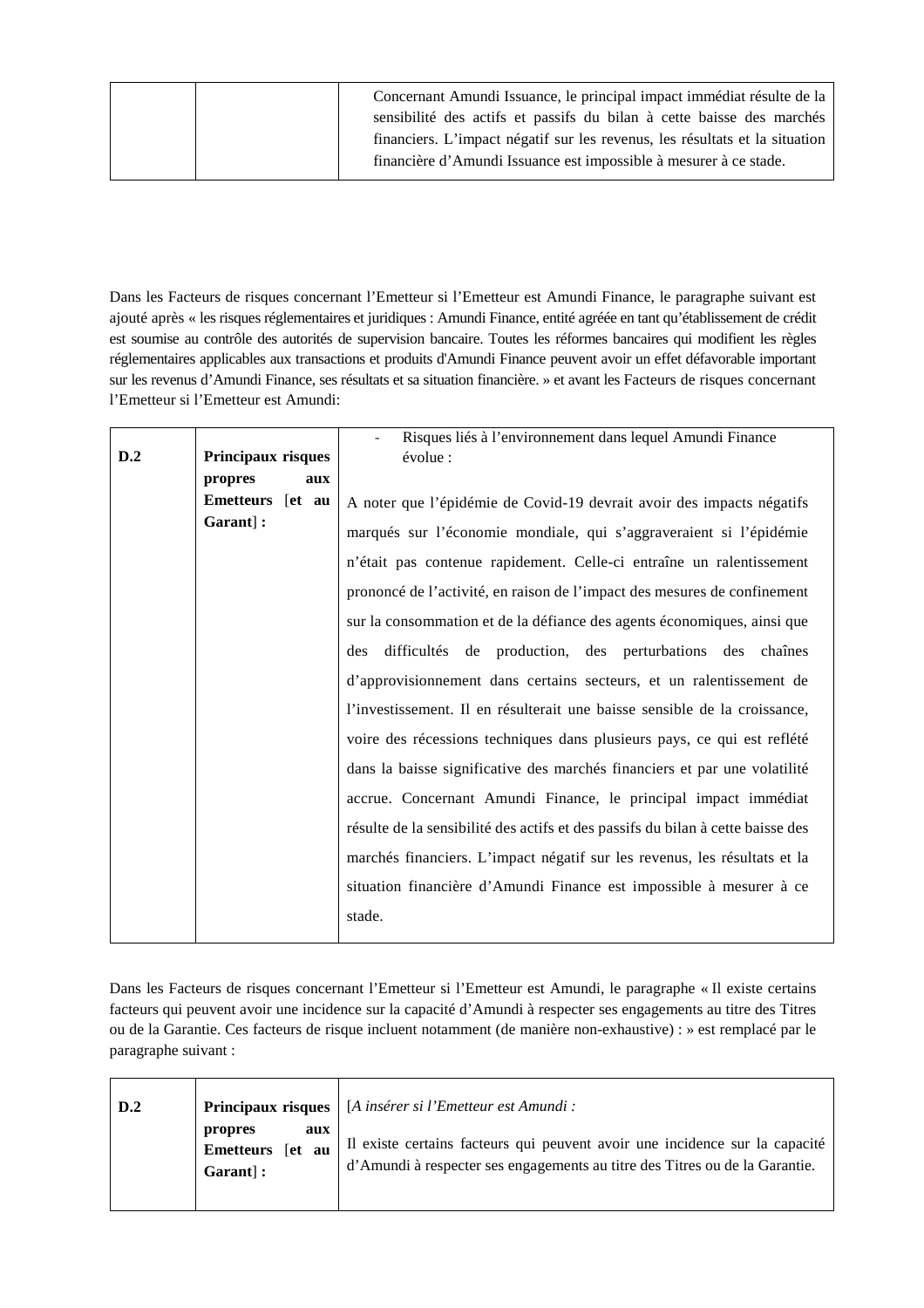| | | Concernant Amundi Issuance, le principal impact immédiat résulte de la sensibilité des actifs et passifs du bilan à cette baisse des marchés financiers. L'impact négatif sur les revenus, les résultats et la situation financière d'Amundi Issuance est impossible à mesurer à ce stade. |
|---|---|---|

Dans les Facteurs de risques concernant l'Emetteur si l'Emetteur est Amundi Finance, le paragraphe suivant est ajouté après « les risques réglementaires et juridiques : Amundi Finance, entité agréée en tant qu'établissement de crédit est soumise au contrôle des autorités de supervision bancaire. Toutes les réformes bancaires qui modifient les règles réglementaires applicables aux transactions et produits d'Amundi Finance peuvent avoir un effet défavorable important sur les revenus d'Amundi Finance, ses résultats et sa situation financière. » et avant les Facteurs de risques concernant l'Emetteur si l'Emetteur est Amundi:

| **D.2** | **Principaux risques propres aux Emetteurs [et au Garant] :** | - Risques liés à l'environnement dans lequel Amundi Finance évolue :<br><br>A noter que l'épidémie de Covid-19 devrait avoir des impacts négatifs marqués sur l'économie mondiale, qui s'aggraveraient si l'épidémie n'était pas contenue rapidement. Celle-ci entraîne un ralentissement prononcé de l'activité, en raison de l'impact des mesures de confinement sur la consommation et de la défiance des agents économiques, ainsi que des difficultés de production, des perturbations des chaînes d'approvisionnement dans certains secteurs, et un ralentissement de l'investissement. Il en résulterait une baisse sensible de la croissance, voire des récessions techniques dans plusieurs pays, ce qui est reflété dans la baisse significative des marchés financiers et par une volatilité accrue. Concernant Amundi Finance, le principal impact immédiat résulte de la sensibilité des actifs et des passifs du bilan à cette baisse des marchés financiers. L'impact négatif sur les revenus, les résultats et la situation financière d'Amundi Finance est impossible à mesurer à ce stade. |
|---|---|---|

Dans les Facteurs de risques concernant l'Emetteur si l'Emetteur est Amundi, le paragraphe « Il existe certains facteurs qui peuvent avoir une incidence sur la capacité d'Amundi à respecter ses engagements au titre des Titres ou de la Garantie. Ces facteurs de risque incluent notamment (de manière non-exhaustive) : » est remplacé par le paragraphe suivant :

| **D.2** | **Principaux risques propres aux Emetteurs [et au Garant] :** | [*A insérer si l'Emetteur est Amundi :*<br><br>Il existe certains facteurs qui peuvent avoir une incidence sur la capacité d'Amundi à respecter ses engagements au titre des Titres ou de la Garantie. |
|---|---|---|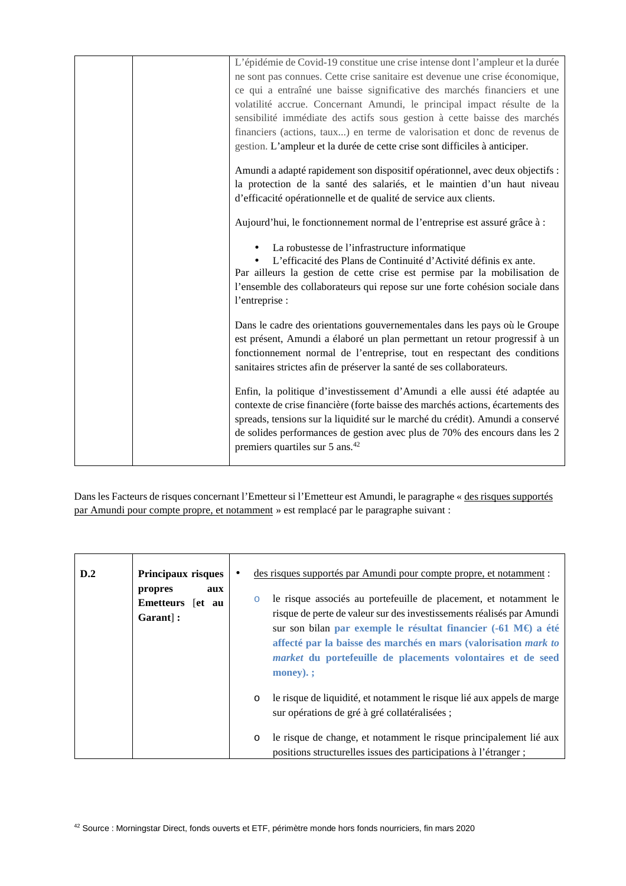| | | L'épidémie de Covid-19 constitue une crise intense dont l'ampleur et la durée ne sont pas connues. Cette crise sanitaire est devenue une crise économique, ce qui a entraîné une baisse significative des marchés financiers et une volatilité accrue. Concernant Amundi, le principal impact résulte de la sensibilité immédiate des actifs sous gestion à cette baisse des marchés financiers (actions, taux...) en terme de valorisation et donc de revenus de gestion. L'ampleur et la durée de cette crise sont difficiles à anticiper.<br><br>Amundi a adapté rapidement son dispositif opérationnel, avec deux objectifs : la protection de la santé des salariés, et le maintien d'un haut niveau d'efficacité opérationnelle et de qualité de service aux clients.<br><br>Aujourd'hui, le fonctionnement normal de l'entreprise est assuré grâce à :<br><br>• La robustesse de l'infrastructure informatique<br>• L'efficacité des Plans de Continuité d'Activité définis ex ante.<br>Par ailleurs la gestion de cette crise est permise par la mobilisation de l'ensemble des collaborateurs qui repose sur une forte cohésion sociale dans l'entreprise :<br><br>Dans le cadre des orientations gouvernementales dans les pays où le Groupe est présent, Amundi a élaboré un plan permettant un retour progressif à un fonctionnement normal de l'entreprise, tout en respectant des conditions sanitaires strictes afin de préserver la santé de ses collaborateurs.<br><br>Enfin, la politique d'investissement d'Amundi a elle aussi été adaptée au contexte de crise financière (forte baisse des marchés actions, écartements des spreads, tensions sur la liquidité sur le marché du crédit). Amundi a conservé de solides performances de gestion avec plus de 70% des encours dans les 2 premiers quartiles sur 5 ans.[42] |

Dans les Facteurs de risques concernant l'Emetteur si l'Emetteur est Amundi, le paragraphe « des risques supportés par Amundi pour compte propre, et notamment » est remplacé par le paragraphe suivant :

| D.2 | **Principaux risques propres aux Emetteurs [et au Garant] :** | • des risques supportés par Amundi pour compte propre, et notamment :<br><br>o le risque associés au portefeuille de placement, et notamment le risque de perte de valeur sur des investissements réalisés par Amundi sur son bilan **par exemple le résultat financier (-61 M€) a été affecté par la baisse des marchés en mars (valorisation *mark to market* du portefeuille de placements volontaires et de seed money). ;**<br><br>o le risque de liquidité, et notamment le risque lié aux appels de marge sur opérations de gré à gré collatéralisées ;<br><br>o le risque de change, et notamment le risque principalement lié aux positions structurelles issues des participations à l'étranger ; |
|---|---|---|

[42] Source : Morningstar Direct, fonds ouverts et ETF, périmètre monde hors fonds nourriciers, fin mars 2020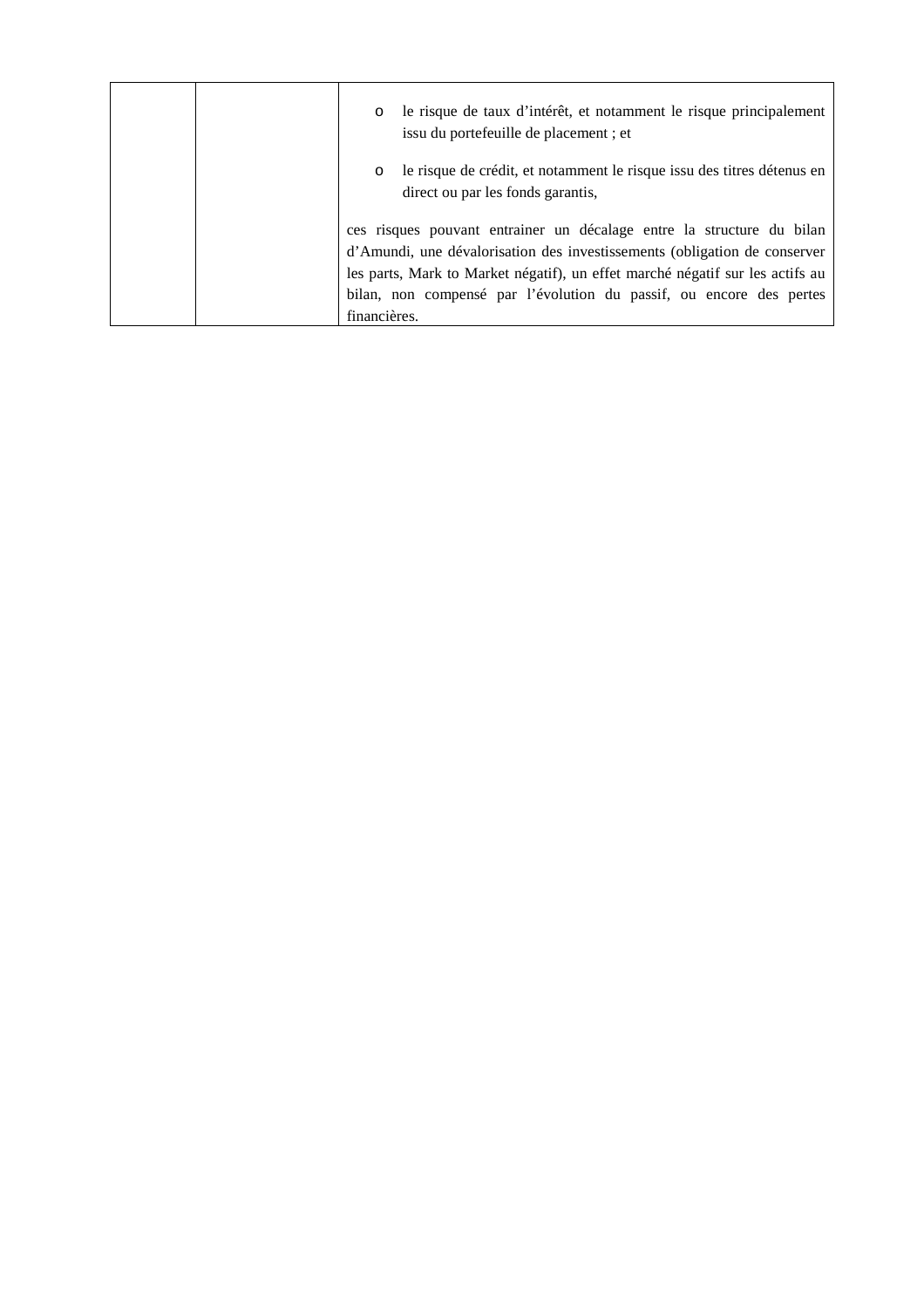| | | |
|---|---|---|
| | | - le risque de taux d'intérêt, et notamment le risque principalement issu du portefeuille de placement ; et<br>- le risque de crédit, et notamment le risque issu des titres détenus en direct ou par les fonds garantis,<br><br>ces risques pouvant entrainer un décalage entre la structure du bilan d'Amundi, une dévalorisation des investissements (obligation de conserver les parts, Mark to Market négatif), un effet marché négatif sur les actifs au bilan, non compensé par l'évolution du passif, ou encore des pertes financières. |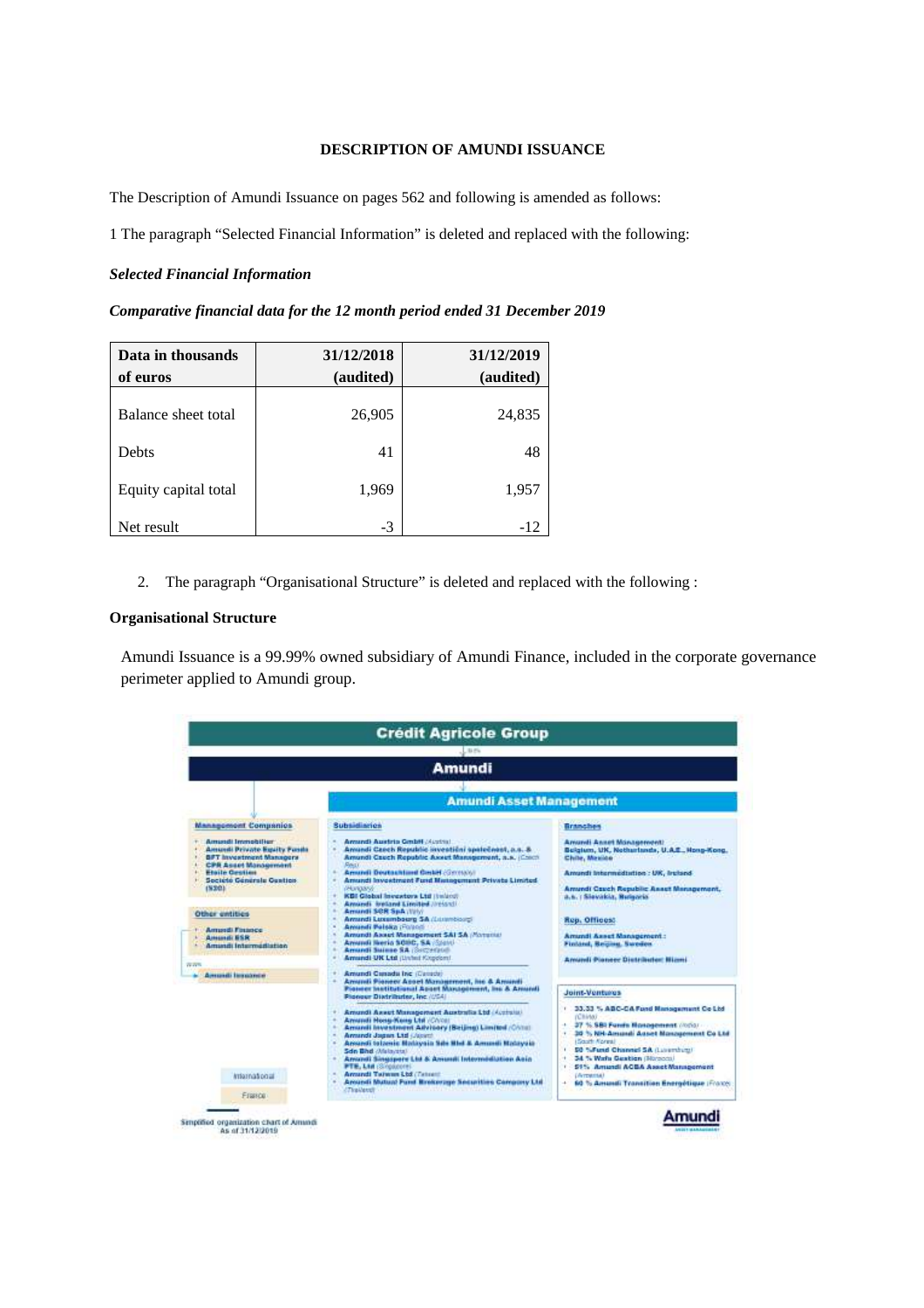**DESCRIPTION OF AMUNDI ISSUANCE**

The Description of Amundi Issuance on pages 562 and following is amended as follows:

1 The paragraph "Selected Financial Information" is deleted and replaced with the following:

***Selected Financial Information***

***Comparative financial data for the 12 month period ended 31 December 2019***

| Data in thousands of euros | 31/12/2018 (audited) | 31/12/2019 (audited) |
|---|---|---|
| Balance sheet total | 26,905 | 24,835 |
| Debts | 41 | 48 |
| Equity capital total | 1,969 | 1,957 |
| Net result | -3 | -12 |

2. The paragraph "Organisational Structure" is deleted and replaced with the following :

**Organisational Structure**

Amundi Issuance is a 99.99% owned subsidiary of Amundi Finance, included in the corporate governance perimeter applied to Amundi group.

**Crédit Agricole Group**

69.9%

**Amundi**

**Amundi Asset Management**

**Management Companies**
- Amundi Immobilier
- Amundi Private Equity Funds
- BFT Investment Managers
- CPR Asset Management
- Etoile Gestion
- Société Générale Gestion (S2G)

**Other entities**
- Amundi Finance
- Amundi ESR
- Amundi Intermédiation

99.99%

- Amundi Issuance

**Subsidiaries**
- Amundi Austria GmbH (Austria)
- Amundi Czech Republic investiční společnost, a.s. & Amundi Czech Republic Asset Management, a.s. (Czech Rep)
- Amundi Deutschland GmbH (Germany)
- Amundi Investment Fund Management Private Limited (Hungary)
- KBI Global Investors Ltd (Ireland)
- Amundi Ireland Limited (Ireland)
- Amundi SGR SpA (Italy)
- Amundi Luxembourg SA (Luxembourg)
- Amundi Polska (Poland)
- Amundi Asset Management SAI SA (Romania)
- Amundi Iberia SGIIC, SA (Spain)
- Amundi Suisse SA (Switzerland)
- Amundi UK Ltd (United Kingdom)
- Amundi Canada Inc (Canada)
- Amundi Pioneer Asset Management, Inc & Amundi Pioneer Institutional Asset Management, Inc & Amundi Pioneer Distributor, Inc (USA)
- Amundi Asset Management Australia Ltd (Australia)
- Amundi Hong-Kong Ltd (China)
- Amundi Investment Advisory (Beijing) Limited (China)
- Amundi Japan Ltd (Japan)
- Amundi Islamic Malaysia Sdn Bhd & Amundi Malaysia Sdn Bhd (Malaysia)
- Amundi Singapore Ltd & Amundi Intermédiation Asia PTE, Ltd (Singapore)
- Amundi Taiwan Ltd (Taiwan)
- Amundi Mutual Fund Brokerage Securities Company Ltd (Thailand)

**Branches**
- Amundi Asset Management: Belgium, UK, Netherlands, U.A.E., Hong-Kong, Chile, Mexico
- Amundi Intermédiation : UK, Ireland
- Amundi Czech Republic Asset Management, a.s. : Slovakia, Bulgaria

**Rep. Offices**
- Amundi Asset Management : Finland, Beijing, Sweden
- Amundi Pioneer Distributor: Miami

**Joint-Ventures**
- 33.33 % ABC-CA Fund Management Co Ltd (China)
- 37 % SBI Funds Management (India)
- 30 % NH-Amundi Asset Management Co Ltd (South Korea)
- 50 % Fund Channel SA (Luxembourg)
- 34 % Wafa Gestion (Morocco)
- 51% Amundi ACBA Asset Management (Armenia)
- 60 % Amundi Transition Energétique (France)

International

France

Simplified organization chart of Amundi
As of 31/12/2019

Amundi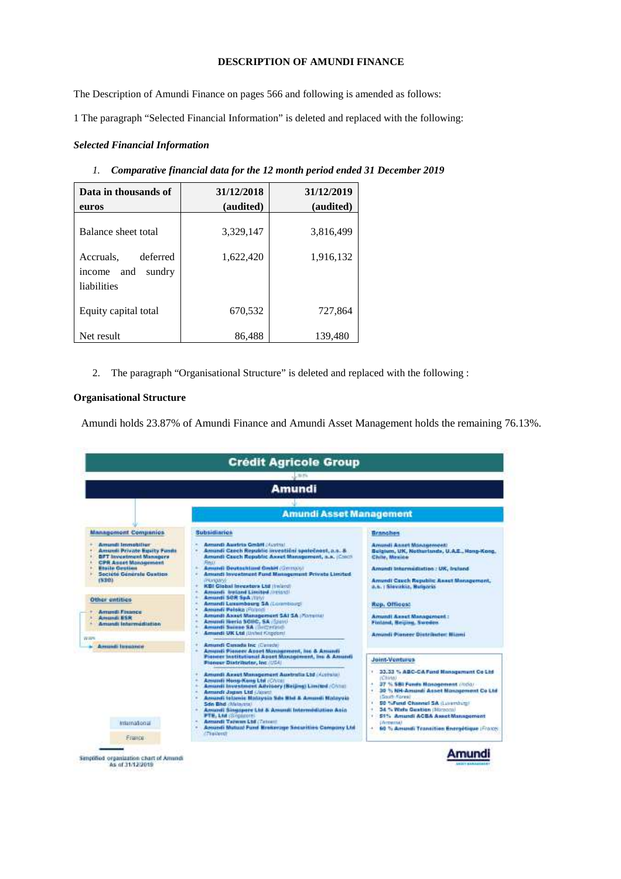**DESCRIPTION OF AMUNDI FINANCE**

The Description of Amundi Finance on pages 566 and following is amended as follows:

1 The paragraph "Selected Financial Information" is deleted and replaced with the following:

***Selected Financial Information***

1. ***Comparative financial data for the 12 month period ended 31 December 2019***

| Data in thousands of euros | 31/12/2018 (audited) | 31/12/2019 (audited) |
|---|---|---|
| Balance sheet total | 3,329,147 | 3,816,499 |
| Accruals, deferred income and sundry liabilities | 1,622,420 | 1,916,132 |
| Equity capital total | 670,532 | 727,864 |
| Net result | 86,488 | 139,480 |

2. The paragraph "Organisational Structure" is deleted and replaced with the following :

**Organisational Structure**

Amundi holds 23.87% of Amundi Finance and Amundi Asset Management holds the remaining 76.13%.

**Crédit Agricole Group**

**Amundi**

**Amundi Asset Management**

**Management Companies**
- Amundi Immobilier
- Amundi Private Equity Funds
- BFT Investment Managers
- CPR Asset Management
- Etoile Gestion
- Société Générale Gestion (S2G)

**Other entities**
- Amundi Finance
- Amundi ESR
- Amundi Intermédiation

Amundi Issuance

**Subsidiaries**
- Amundi Austria GmbH (Austria)
- Amundi Czech Republic investiční společnost, a.s. & Amundi Czech Republic Asset Management, a.s. (Czech Rep.)
- Amundi Deutschland GmbH (Germany)
- Amundi Investment Fund Management Private Limited (Hungary)
- KBI Global Investors Ltd (Ireland)
- Amundi Ireland Limited (Ireland)
- Amundi SGR SpA (Italy)
- Amundi Luxembourg SA (Luxembourg)
- Amundi Polska (Poland)
- Amundi Asset Management SAI SA (Romania)
- Amundi Iberia SGIIC, SA (Spain)
- Amundi Suisse SA (Switzerland)
- Amundi UK Ltd (United Kingdom)
- Amundi Canada Inc (Canada)
- Amundi Pioneer Asset Management, Inc & Amundi Pioneer Institutional Asset Management, Inc & Amundi Pioneer Distributor, Inc (USA)
- Amundi Asset Management Australia Ltd (Australia)
- Amundi Hong-Kong Ltd (China)
- Amundi Investment Advisory (Beijing) Limited (China)
- Amundi Japan Ltd (Japan)
- Amundi Islamic Malaysia Sdn Bhd & Amundi Malaysia Sdn Bhd (Malaysia)
- Amundi Singapore Ltd & Amundi Intermédiation Asia PTE, Ltd (Singapore)
- Amundi Taiwan Ltd (Taiwan)
- Amundi Mutual Fund Brokerage Securities Company Ltd (Thailand)

**Branches**

Amundi Asset Management: Belgium, UK, Netherlands, U.A.E., Hong-Kong, Chile, Mexico

Amundi Intermédiation : UK, Ireland

Amundi Czech Republic Asset Management, a.s. : Slovakia, Bulgaria

**Rep. Offices:**

Amundi Asset Management : Finland, Beijing, Sweden

Amundi Pioneer Distributor: Miami

**Joint-Ventures**
- 33.33 % ABC-CA Fund Management Co Ltd (China)
- 37 % SBI Funds Management (India)
- 30 % NH-Amundi Asset Management Co Ltd (South Korea)
- 50 % Fund Channel SA (Luxembourg)
- 34 % Wafa Gestion (Morocco)
- 51% Amundi ACBA Asset Management (Armenia)
- 60 % Amundi Transition Énergétique (France)

International

France

Simplified organization chart of Amundi As of 31/12/2019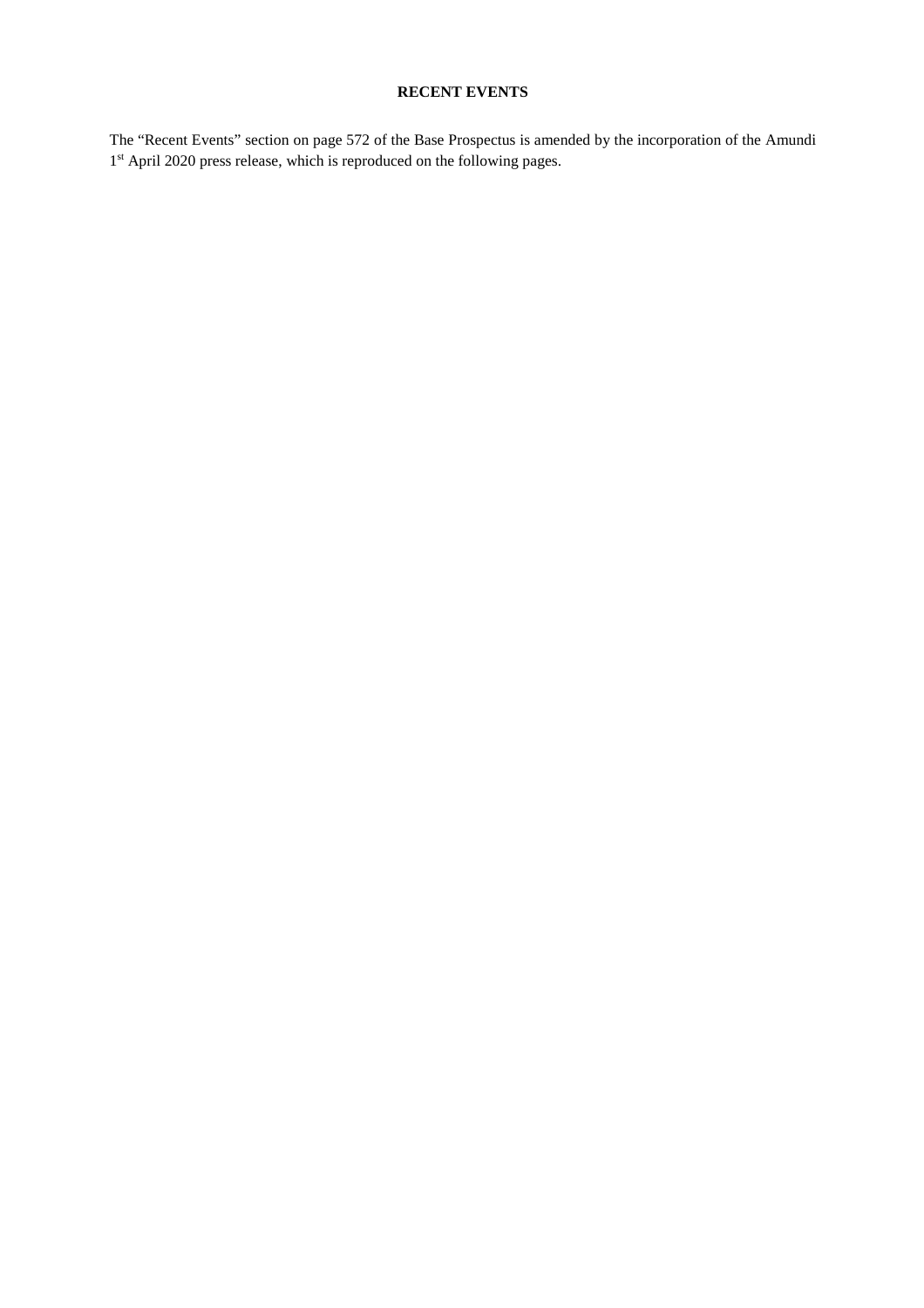## RECENT EVENTS

The "Recent Events" section on page 572 of the Base Prospectus is amended by the incorporation of the Amundi 1st April 2020 press release, which is reproduced on the following pages.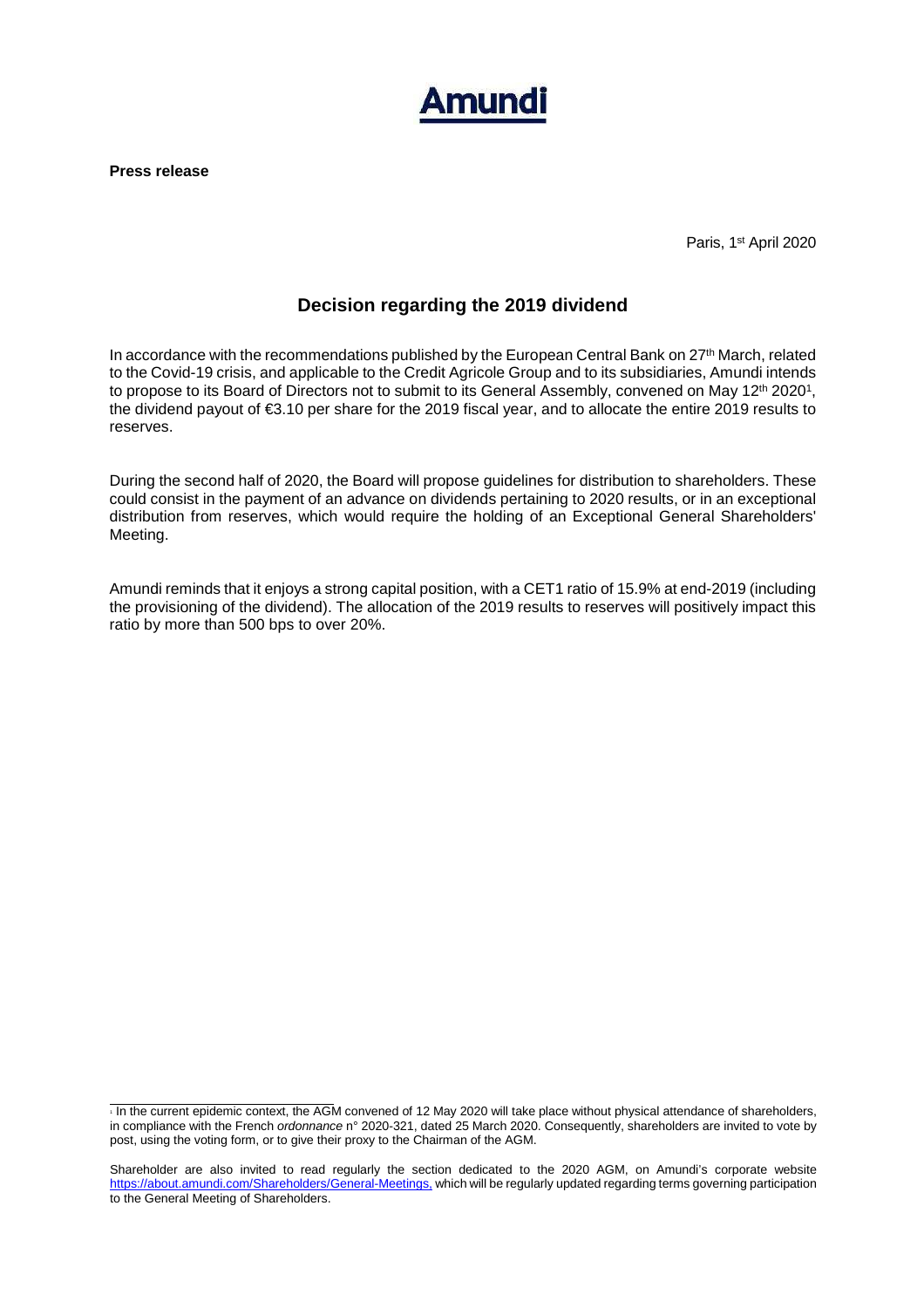**Amundi**

**Press release**

Paris, 1st April 2020

## Decision regarding the 2019 dividend

In accordance with the recommendations published by the European Central Bank on 27th March, related to the Covid-19 crisis, and applicable to the Credit Agricole Group and to its subsidiaries, Amundi intends to propose to its Board of Directors not to submit to its General Assembly, convened on May 12th 2020[1], the dividend payout of €3.10 per share for the 2019 fiscal year, and to allocate the entire 2019 results to reserves.

During the second half of 2020, the Board will propose guidelines for distribution to shareholders. These could consist in the payment of an advance on dividends pertaining to 2020 results, or in an exceptional distribution from reserves, which would require the holding of an Exceptional General Shareholders' Meeting.

Amundi reminds that it enjoys a strong capital position, with a CET1 ratio of 15.9% at end-2019 (including the provisioning of the dividend). The allocation of the 2019 results to reserves will positively impact this ratio by more than 500 bps to over 20%.

---

[1] In the current epidemic context, the AGM convened of 12 May 2020 will take place without physical attendance of shareholders, in compliance with the French *ordonnance* n° 2020-321, dated 25 March 2020. Consequently, shareholders are invited to vote by post, using the voting form, or to give their proxy to the Chairman of the AGM.

Shareholder are also invited to read regularly the section dedicated to the 2020 AGM, on Amundi's corporate website https://about.amundi.com/Shareholders/General-Meetings, which will be regularly updated regarding terms governing participation to the General Meeting of Shareholders.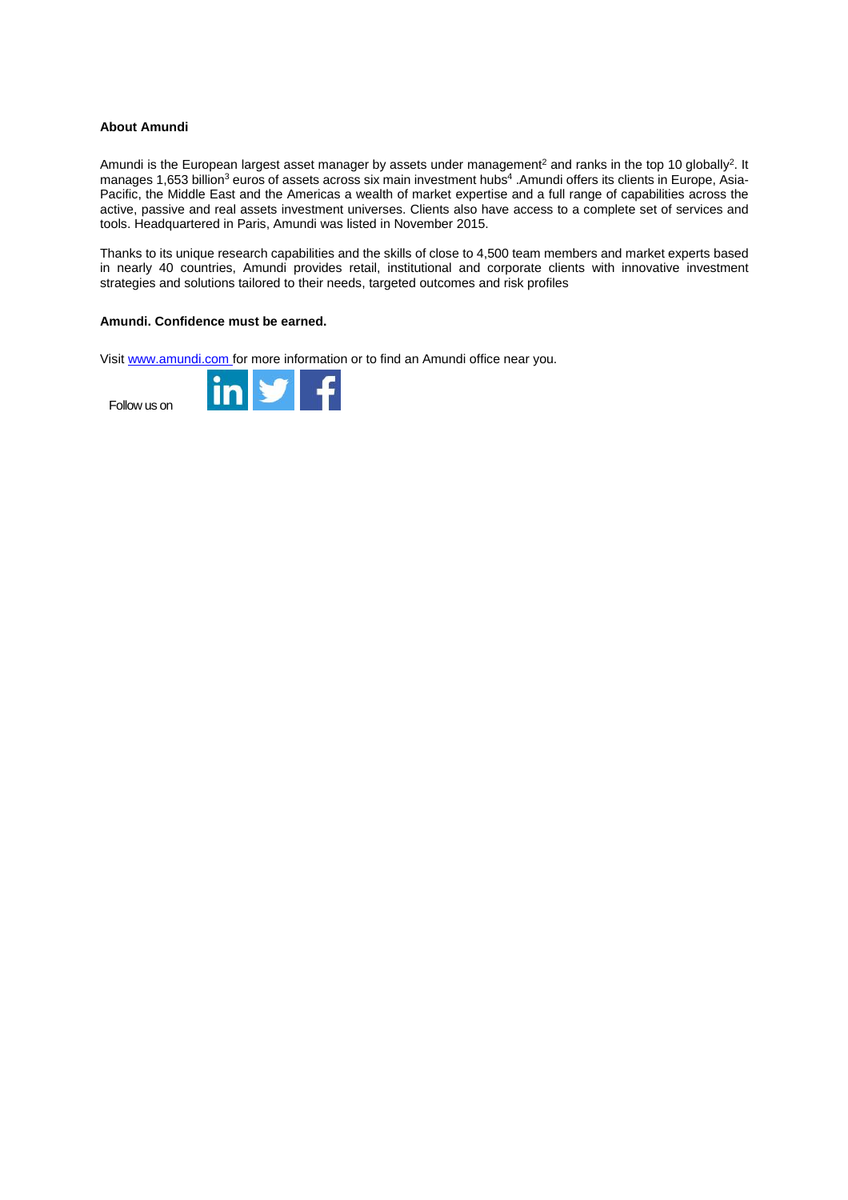**About Amundi**

Amundi is the European largest asset manager by assets under management[2] and ranks in the top 10 globally[2]. It manages 1,653 billion[3] euros of assets across six main investment hubs[4] .Amundi offers its clients in Europe, Asia-Pacific, the Middle East and the Americas a wealth of market expertise and a full range of capabilities across the active, passive and real assets investment universes. Clients also have access to a complete set of services and tools. Headquartered in Paris, Amundi was listed in November 2015.

Thanks to its unique research capabilities and the skills of close to 4,500 team members and market experts based in nearly 40 countries, Amundi provides retail, institutional and corporate clients with innovative investment strategies and solutions tailored to their needs, targeted outcomes and risk profiles

**Amundi. Confidence must be earned.**

Visit [www.amundi.com](http://www.amundi.com) for more information or to find an Amundi office near you.

Follow us on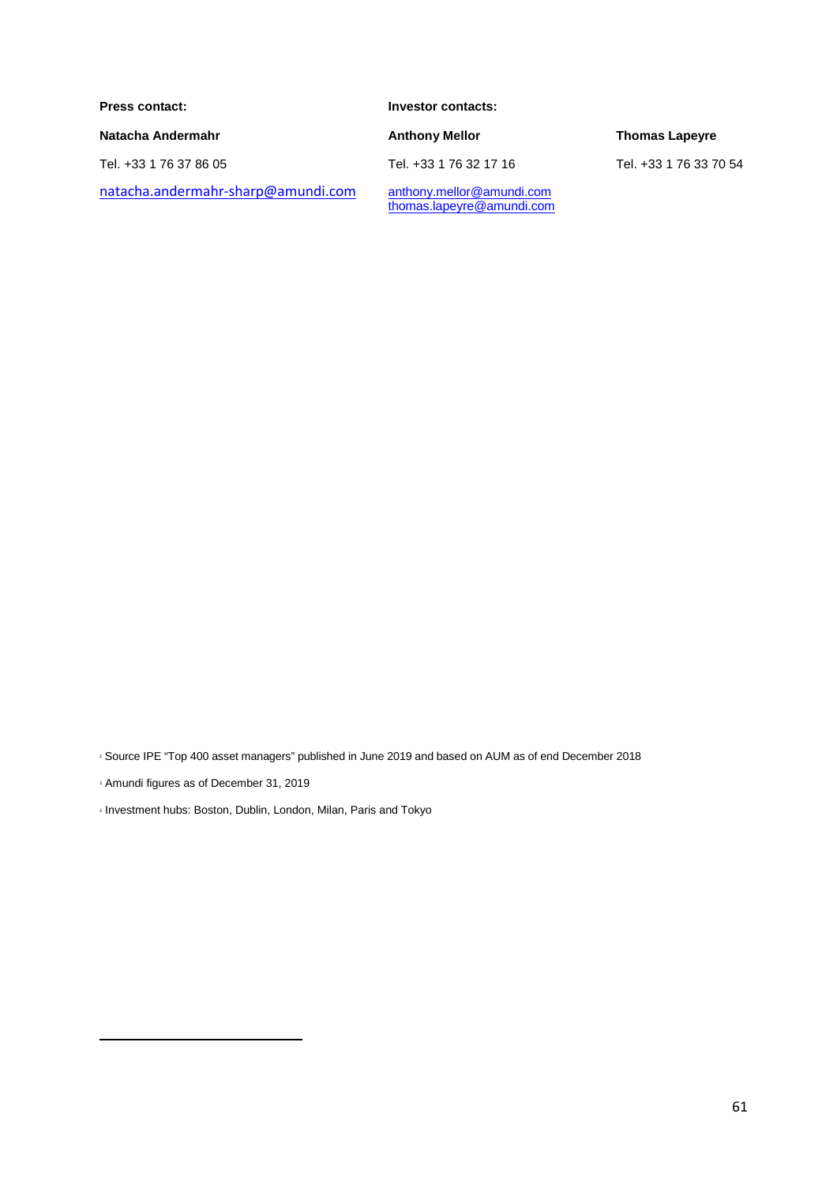| Press contact: | Investor contacts: | |
|---|---|---|
| **Natacha Andermahr** | **Anthony Mellor** | **Thomas Lapeyre** |
| Tel. +33 1 76 37 86 05 | Tel. +33 1 76 32 17 16 | Tel. +33 1 76 33 70 54 |
| natacha.andermahr-sharp@amundi.com | anthony.mellor@amundi.com thomas.lapeyre@amundi.com | |

[2] Source IPE "Top 400 asset managers" published in June 2019 and based on AUM as of end December 2018

[3] Amundi figures as of December 31, 2019

[4] Investment hubs: Boston, Dublin, London, Milan, Paris and Tokyo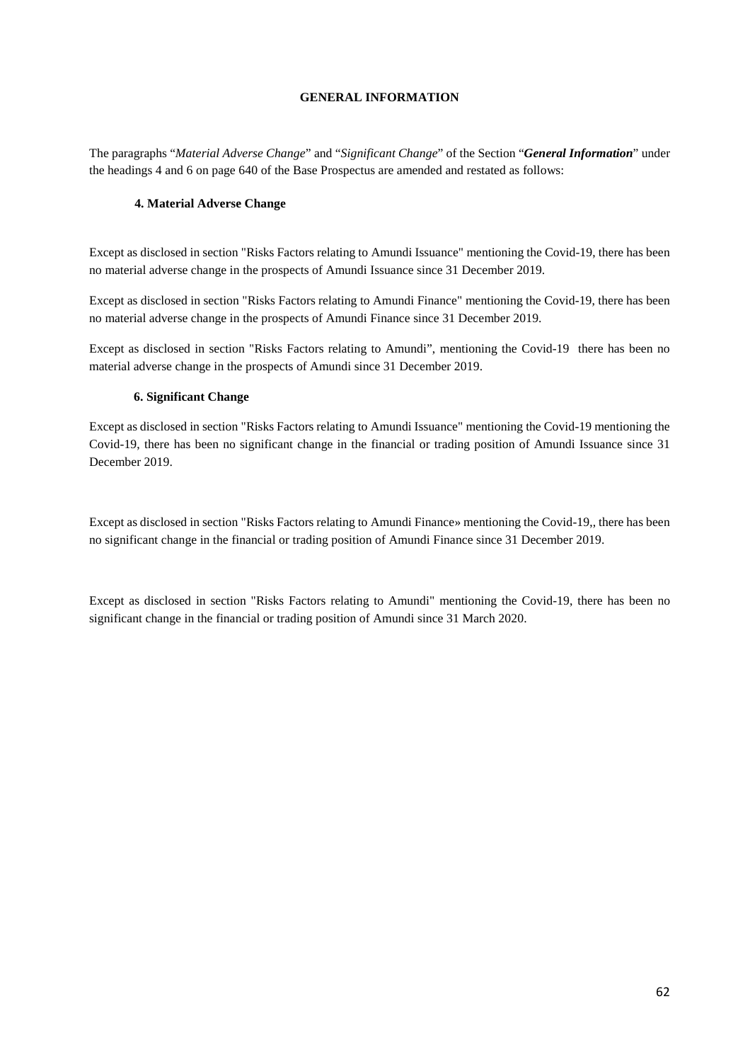## GENERAL INFORMATION

The paragraphs "*Material Adverse Change*" and "*Significant Change*" of the Section "***General Information***" under the headings 4 and 6 on page 640 of the Base Prospectus are amended and restated as follows:

### 4. Material Adverse Change

Except as disclosed in section "Risks Factors relating to Amundi Issuance" mentioning the Covid-19, there has been no material adverse change in the prospects of Amundi Issuance since 31 December 2019.

Except as disclosed in section "Risks Factors relating to Amundi Finance" mentioning the Covid-19, there has been no material adverse change in the prospects of Amundi Finance since 31 December 2019.

Except as disclosed in section "Risks Factors relating to Amundi", mentioning the Covid-19 there has been no material adverse change in the prospects of Amundi since 31 December 2019.

### 6. Significant Change

Except as disclosed in section "Risks Factors relating to Amundi Issuance" mentioning the Covid-19 mentioning the Covid-19, there has been no significant change in the financial or trading position of Amundi Issuance since 31 December 2019.

Except as disclosed in section "Risks Factors relating to Amundi Finance» mentioning the Covid-19,, there has been no significant change in the financial or trading position of Amundi Finance since 31 December 2019.

Except as disclosed in section "Risks Factors relating to Amundi" mentioning the Covid-19, there has been no significant change in the financial or trading position of Amundi since 31 March 2020.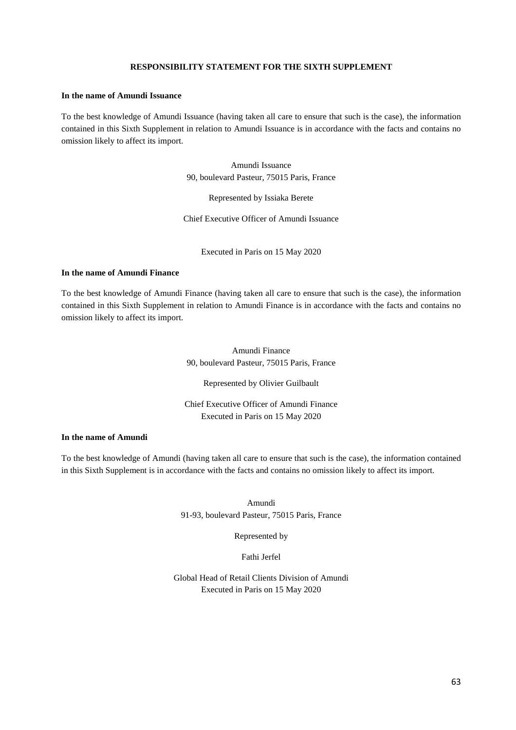**RESPONSIBILITY STATEMENT FOR THE SIXTH SUPPLEMENT**

**In the name of Amundi Issuance**

To the best knowledge of Amundi Issuance (having taken all care to ensure that such is the case), the information contained in this Sixth Supplement in relation to Amundi Issuance is in accordance with the facts and contains no omission likely to affect its import.

Amundi Issuance
90, boulevard Pasteur, 75015 Paris, France

Represented by Issiaka Berete

Chief Executive Officer of Amundi Issuance

Executed in Paris on 15 May 2020

**In the name of Amundi Finance**

To the best knowledge of Amundi Finance (having taken all care to ensure that such is the case), the information contained in this Sixth Supplement in relation to Amundi Finance is in accordance with the facts and contains no omission likely to affect its import.

Amundi Finance
90, boulevard Pasteur, 75015 Paris, France

Represented by Olivier Guilbault

Chief Executive Officer of Amundi Finance
Executed in Paris on 15 May 2020

**In the name of Amundi**

To the best knowledge of Amundi (having taken all care to ensure that such is the case), the information contained in this Sixth Supplement is in accordance with the facts and contains no omission likely to affect its import.

Amundi
91-93, boulevard Pasteur, 75015 Paris, France

Represented by

Fathi Jerfel

Global Head of Retail Clients Division of Amundi
Executed in Paris on 15 May 2020